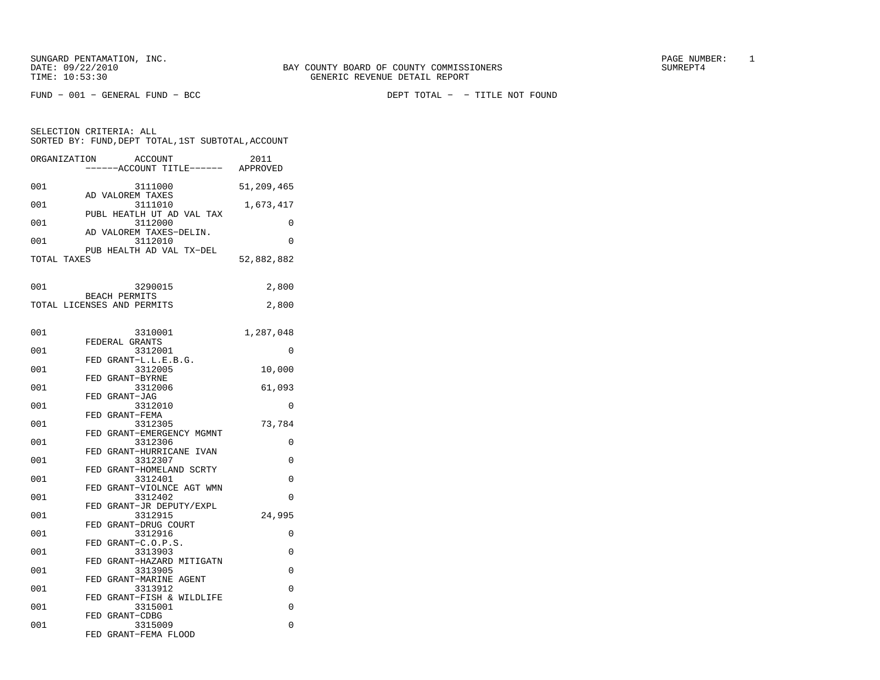SUNGARD PENTAMATION, INC.
DATE: 09/22/2010
TIME: 10:53:30

BAY COUNTY BOARD OF COUNTY COMMISSIONERS
GENERIC REVENUE DETAIL REPORT

PAGE NUMBER: 1
SUMREPT4

FUND - 001 - GENERAL FUND - BCC    DEPT TOTAL - - TITLE NOT FOUND

SELECTION CRITERIA: ALL
SORTED BY: FUND,DEPT TOTAL,1ST SUBTOTAL,ACCOUNT

| ORGANIZATION | ACCOUNT / ------ACCOUNT TITLE------ | 2011 APPROVED |
|---|---|---|
| 001 | 3111000 AD VALOREM TAXES | 51,209,465 |
| 001 | 3111010 PUBL HEATLH UT AD VAL TAX | 1,673,417 |
| 001 | 3112000 AD VALOREM TAXES-DELIN. | 0 |
| 001 | 3112010 PUB HEALTH AD VAL TX-DEL | 0 |
| TOTAL TAXES | | 52,882,882 |
| 001 | 3290015 BEACH PERMITS | 2,800 |
| TOTAL LICENSES AND PERMITS | | 2,800 |
| 001 | 3310001 FEDERAL GRANTS | 1,287,048 |
| 001 | 3312001 FED GRANT-L.L.E.B.G. | 0 |
| 001 | 3312005 FED GRANT-BYRNE | 10,000 |
| 001 | 3312006 FED GRANT-JAG | 61,093 |
| 001 | 3312010 FED GRANT-FEMA | 0 |
| 001 | 3312305 FED GRANT-EMERGENCY MGMNT | 73,784 |
| 001 | 3312306 FED GRANT-HURRICANE IVAN | 0 |
| 001 | 3312307 FED GRANT-HOMELAND SCRTY | 0 |
| 001 | 3312401 FED GRANT-VIOLNCE AGT WMN | 0 |
| 001 | 3312402 FED GRANT-JR DEPUTY/EXPL | 0 |
| 001 | 3312915 FED GRANT-DRUG COURT | 24,995 |
| 001 | 3312916 FED GRANT-C.O.P.S. | 0 |
| 001 | 3313903 FED GRANT-HAZARD MITIGATN | 0 |
| 001 | 3313905 FED GRANT-MARINE AGENT | 0 |
| 001 | 3313912 FED GRANT-FISH & WILDLIFE | 0 |
| 001 | 3315001 FED GRANT-CDBG | 0 |
| 001 | 3315009 FED GRANT-FEMA FLOOD | 0 |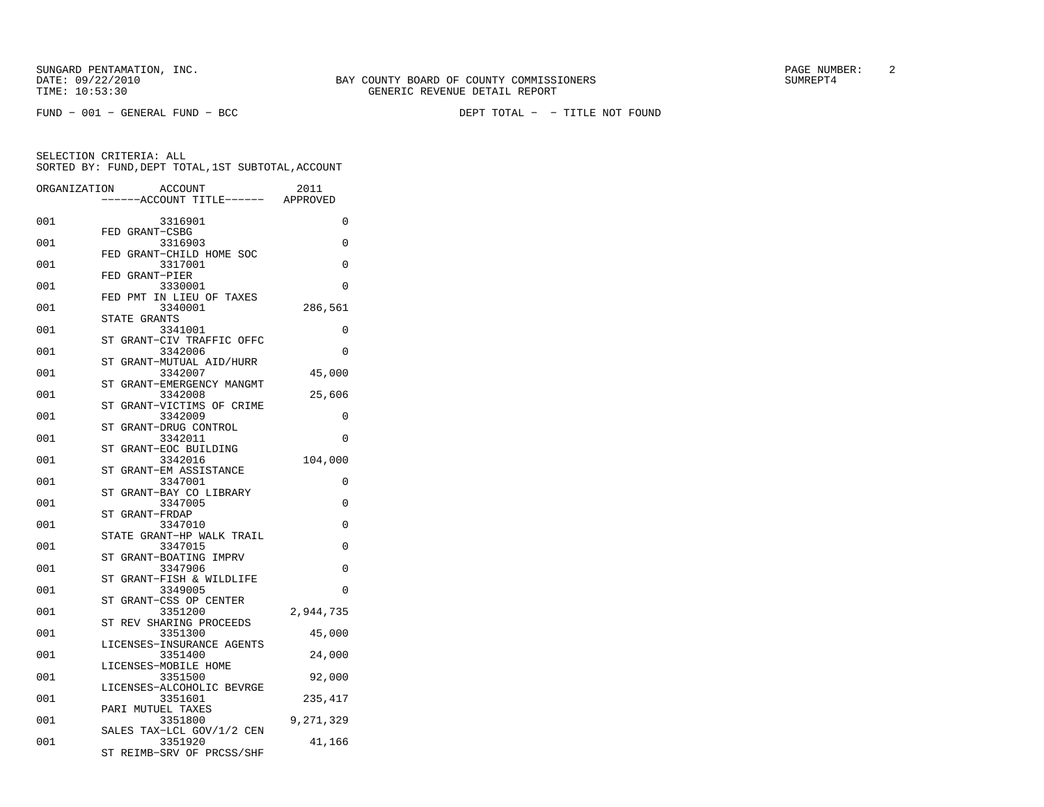FUND − 001 − GENERAL FUND − BCC DEPT TOTAL − − TITLE NOT FOUND

SELECTION CRITERIA: ALL
SORTED BY: FUND,DEPT TOTAL,1ST SUBTOTAL,ACCOUNT

| ORGANIZATION | ACCOUNT / ------ACCOUNT TITLE------ | 2011 APPROVED |
|---|---|---|
| 001 | 3316901 FED GRANT−CSBG | 0 |
| 001 | 3316903 FED GRANT−CHILD HOME SOC | 0 |
| 001 | 3317001 FED GRANT−PIER | 0 |
| 001 | 3330001 FED PMT IN LIEU OF TAXES | 0 |
| 001 | 3340001 STATE GRANTS | 286,561 |
| 001 | 3341001 ST GRANT−CIV TRAFFIC OFFC | 0 |
| 001 | 3342006 ST GRANT−MUTUAL AID/HURR | 0 |
| 001 | 3342007 ST GRANT−EMERGENCY MANGMT | 45,000 |
| 001 | 3342008 ST GRANT−VICTIMS OF CRIME | 25,606 |
| 001 | 3342009 ST GRANT−DRUG CONTROL | 0 |
| 001 | 3342011 ST GRANT−EOC BUILDING | 0 |
| 001 | 3342016 ST GRANT−EM ASSISTANCE | 104,000 |
| 001 | 3347001 ST GRANT−BAY CO LIBRARY | 0 |
| 001 | 3347005 ST GRANT−FRDAP | 0 |
| 001 | 3347010 STATE GRANT−HP WALK TRAIL | 0 |
| 001 | 3347015 ST GRANT−BOATING IMPRV | 0 |
| 001 | 3347906 ST GRANT−FISH & WILDLIFE | 0 |
| 001 | 3349005 ST GRANT−CSS OP CENTER | 0 |
| 001 | 3351200 ST REV SHARING PROCEEDS | 2,944,735 |
| 001 | 3351300 LICENSES−INSURANCE AGENTS | 45,000 |
| 001 | 3351400 LICENSES−MOBILE HOME | 24,000 |
| 001 | 3351500 LICENSES−ALCOHOLIC BEVRGE | 92,000 |
| 001 | 3351601 PARI MUTUEL TAXES | 235,417 |
| 001 | 3351800 SALES TAX−LCL GOV/1/2 CEN | 9,271,329 |
| 001 | 3351920 ST REIMB−SRV OF PRCSS/SHF | 41,166 |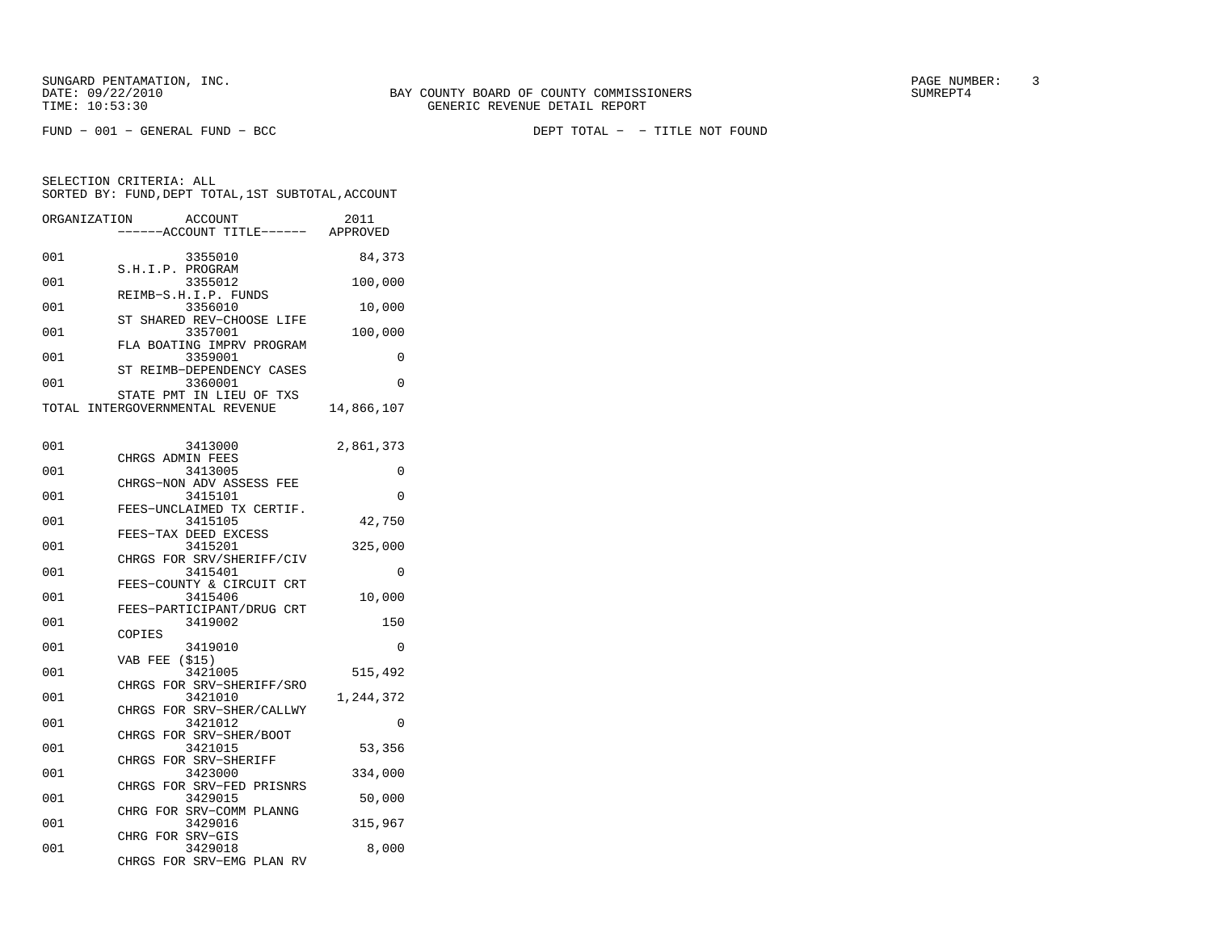FUND - 001 - GENERAL FUND - BCC DEPT TOTAL - - TITLE NOT FOUND

SELECTION CRITERIA: ALL
SORTED BY: FUND, DEPT TOTAL, 1ST SUBTOTAL, ACCOUNT

| ORGANIZATION | ACCOUNT / ------ACCOUNT TITLE------ | 2011 APPROVED |
|---|---|---|
| 001 | 3355010 S.H.I.P. PROGRAM | 84,373 |
| 001 | 3355012 REIMB-S.H.I.P. FUNDS | 100,000 |
| 001 | 3356010 ST SHARED REV-CHOOSE LIFE | 10,000 |
| 001 | 3357001 FLA BOATING IMPRV PROGRAM | 100,000 |
| 001 | 3359001 ST REIMB-DEPENDENCY CASES | 0 |
| 001 | 3360001 STATE PMT IN LIEU OF TXS | 0 |
| TOTAL INTERGOVERNMENTAL REVENUE | | 14,866,107 |
| 001 | 3413000 CHRGS ADMIN FEES | 2,861,373 |
| 001 | 3413005 CHRGS-NON ADV ASSESS FEE | 0 |
| 001 | 3415101 FEES-UNCLAIMED TX CERTIF. | 0 |
| 001 | 3415105 FEES-TAX DEED EXCESS | 42,750 |
| 001 | 3415201 CHRGS FOR SRV/SHERIFF/CIV | 325,000 |
| 001 | 3415401 FEES-COUNTY & CIRCUIT CRT | 0 |
| 001 | 3415406 FEES-PARTICIPANT/DRUG CRT | 10,000 |
| 001 | 3419002 COPIES | 150 |
| 001 | 3419010 VAB FEE ($15) | 0 |
| 001 | 3421005 CHRGS FOR SRV-SHERIFF/SRO | 515,492 |
| 001 | 3421010 CHRGS FOR SRV-SHER/CALLWY | 1,244,372 |
| 001 | 3421012 CHRGS FOR SRV-SHER/BOOT | 0 |
| 001 | 3421015 CHRGS FOR SRV-SHERIFF | 53,356 |
| 001 | 3423000 CHRGS FOR SRV-FED PRISNRS | 334,000 |
| 001 | 3429015 CHRG FOR SRV-COMM PLANNG | 50,000 |
| 001 | 3429016 CHRG FOR SRV-GIS | 315,967 |
| 001 | 3429018 CHRGS FOR SRV-EMG PLAN RV | 8,000 |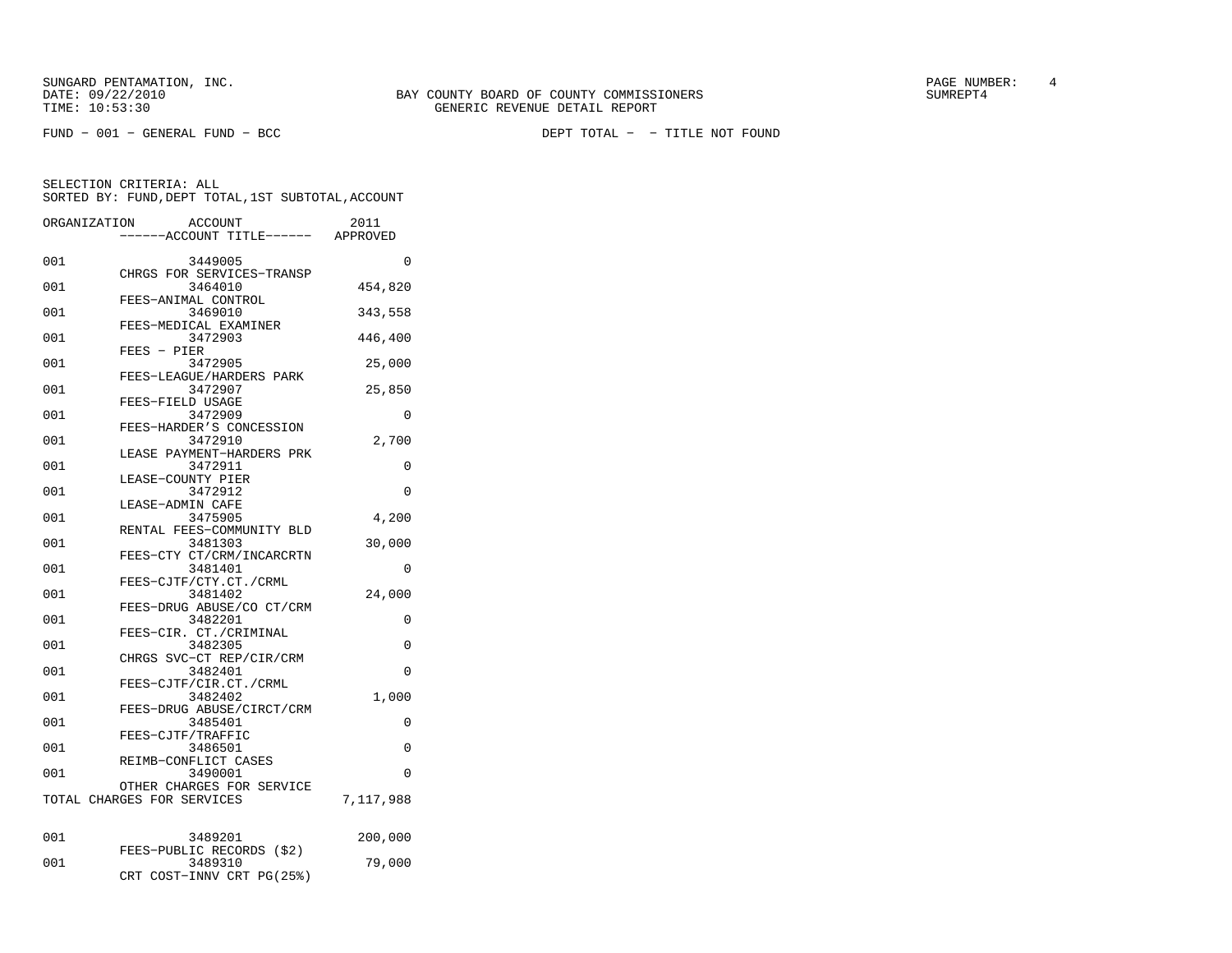SUNGARD PENTAMATION, INC.
DATE: 09/22/2010
TIME: 10:53:30

BAY COUNTY BOARD OF COUNTY COMMISSIONERS
GENERIC REVENUE DETAIL REPORT

SUMREPT4

FUND - 001 - GENERAL FUND - BCC

DEPT TOTAL - - TITLE NOT FOUND

SELECTION CRITERIA: ALL
SORTED BY: FUND,DEPT TOTAL,1ST SUBTOTAL,ACCOUNT

| ORGANIZATION | ACCOUNT / ------ACCOUNT TITLE------ | 2011 APPROVED |
|---|---|---|
| 001 | 3449005 CHRGS FOR SERVICES-TRANSP | 0 |
| 001 | 3464010 FEES-ANIMAL CONTROL | 454,820 |
| 001 | 3469010 FEES-MEDICAL EXAMINER | 343,558 |
| 001 | 3472903 FEES - PIER | 446,400 |
| 001 | 3472905 FEES-LEAGUE/HARDERS PARK | 25,000 |
| 001 | 3472907 FEES-FIELD USAGE | 25,850 |
| 001 | 3472909 FEES-HARDER'S CONCESSION | 0 |
| 001 | 3472910 LEASE PAYMENT-HARDERS PRK | 2,700 |
| 001 | 3472911 LEASE-COUNTY PIER | 0 |
| 001 | 3472912 LEASE-ADMIN CAFE | 0 |
| 001 | 3475905 RENTAL FEES-COMMUNITY BLD | 4,200 |
| 001 | 3481303 FEES-CTY CT/CRM/INCARCRTN | 30,000 |
| 001 | 3481401 FEES-CJTF/CTY.CT./CRML | 0 |
| 001 | 3481402 FEES-DRUG ABUSE/CO CT/CRM | 24,000 |
| 001 | 3482201 FEES-CIR. CT./CRIMINAL | 0 |
| 001 | 3482305 CHRGS SVC-CT REP/CIR/CRM | 0 |
| 001 | 3482401 FEES-CJTF/CIR.CT./CRML | 0 |
| 001 | 3482402 FEES-DRUG ABUSE/CIRCT/CRM | 1,000 |
| 001 | 3485401 FEES-CJTF/TRAFFIC | 0 |
| 001 | 3486501 REIMB-CONFLICT CASES | 0 |
| 001 | 3490001 OTHER CHARGES FOR SERVICE | 0 |
| TOTAL CHARGES FOR SERVICES | | 7,117,988 |
| 001 | 3489201 FEES-PUBLIC RECORDS ($2) | 200,000 |
| 001 | 3489310 CRT COST-INNV CRT PG(25%) | 79,000 |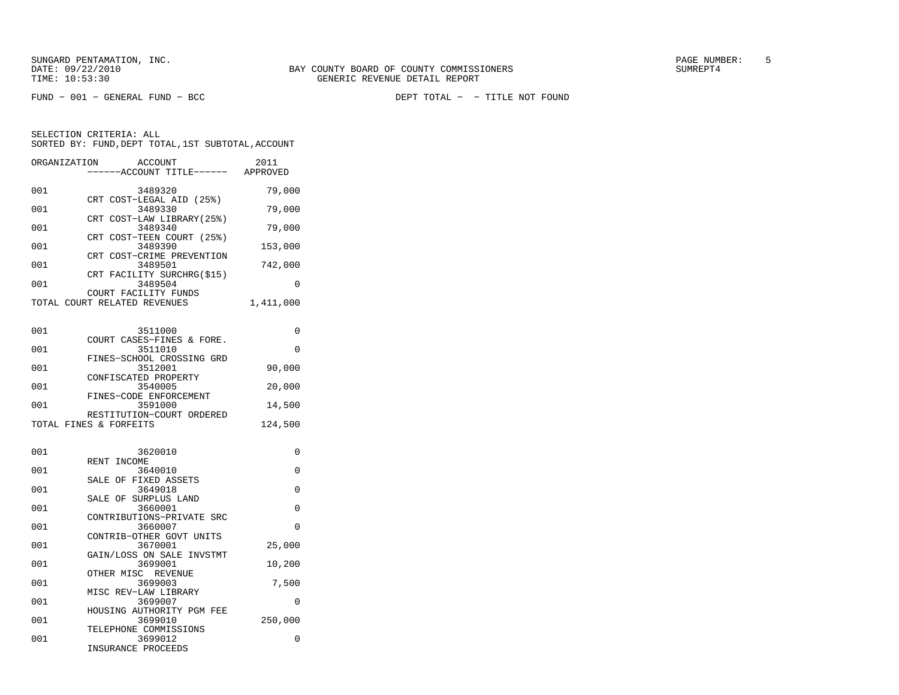SUNGARD PENTAMATION, INC.
DATE: 09/22/2010
TIME: 10:53:30

BAY COUNTY BOARD OF COUNTY COMMISSIONERS
GENERIC REVENUE DETAIL REPORT

SUMREPT4

FUND - 001 - GENERAL FUND - BCC

DEPT TOTAL - - TITLE NOT FOUND

SELECTION CRITERIA: ALL
SORTED BY: FUND,DEPT TOTAL,1ST SUBTOTAL,ACCOUNT

| ORGANIZATION | ACCOUNT / ------ACCOUNT TITLE------ | 2011 APPROVED |
|---|---|---|
| 001 | 3489320 CRT COST-LEGAL AID (25%) | 79,000 |
| 001 | 3489330 CRT COST-LAW LIBRARY(25%) | 79,000 |
| 001 | 3489340 CRT COST-TEEN COURT (25%) | 79,000 |
| 001 | 3489390 CRT COST-CRIME PREVENTION | 153,000 |
| 001 | 3489501 CRT FACILITY SURCHRG($15) | 742,000 |
| 001 | 3489504 COURT FACILITY FUNDS | 0 |
| TOTAL COURT RELATED REVENUES | | 1,411,000 |
| 001 | 3511000 COURT CASES-FINES & FORE. | 0 |
| 001 | 3511010 FINES-SCHOOL CROSSING GRD | 0 |
| 001 | 3512001 CONFISCATED PROPERTY | 90,000 |
| 001 | 3540005 FINES-CODE ENFORCEMENT | 20,000 |
| 001 | 3591000 RESTITUTION-COURT ORDERED | 14,500 |
| TOTAL FINES & FORFEITS | | 124,500 |
| 001 | 3620010 RENT INCOME | 0 |
| 001 | 3640010 SALE OF FIXED ASSETS | 0 |
| 001 | 3649018 SALE OF SURPLUS LAND | 0 |
| 001 | 3660001 CONTRIBUTIONS-PRIVATE SRC | 0 |
| 001 | 3660007 CONTRIB-OTHER GOVT UNITS | 0 |
| 001 | 3670001 GAIN/LOSS ON SALE INVSTMT | 25,000 |
| 001 | 3699001 OTHER MISC REVENUE | 10,200 |
| 001 | 3699003 MISC REV-LAW LIBRARY | 7,500 |
| 001 | 3699007 HOUSING AUTHORITY PGM FEE | 0 |
| 001 | 3699010 TELEPHONE COMMISSIONS | 250,000 |
| 001 | 3699012 INSURANCE PROCEEDS | 0 |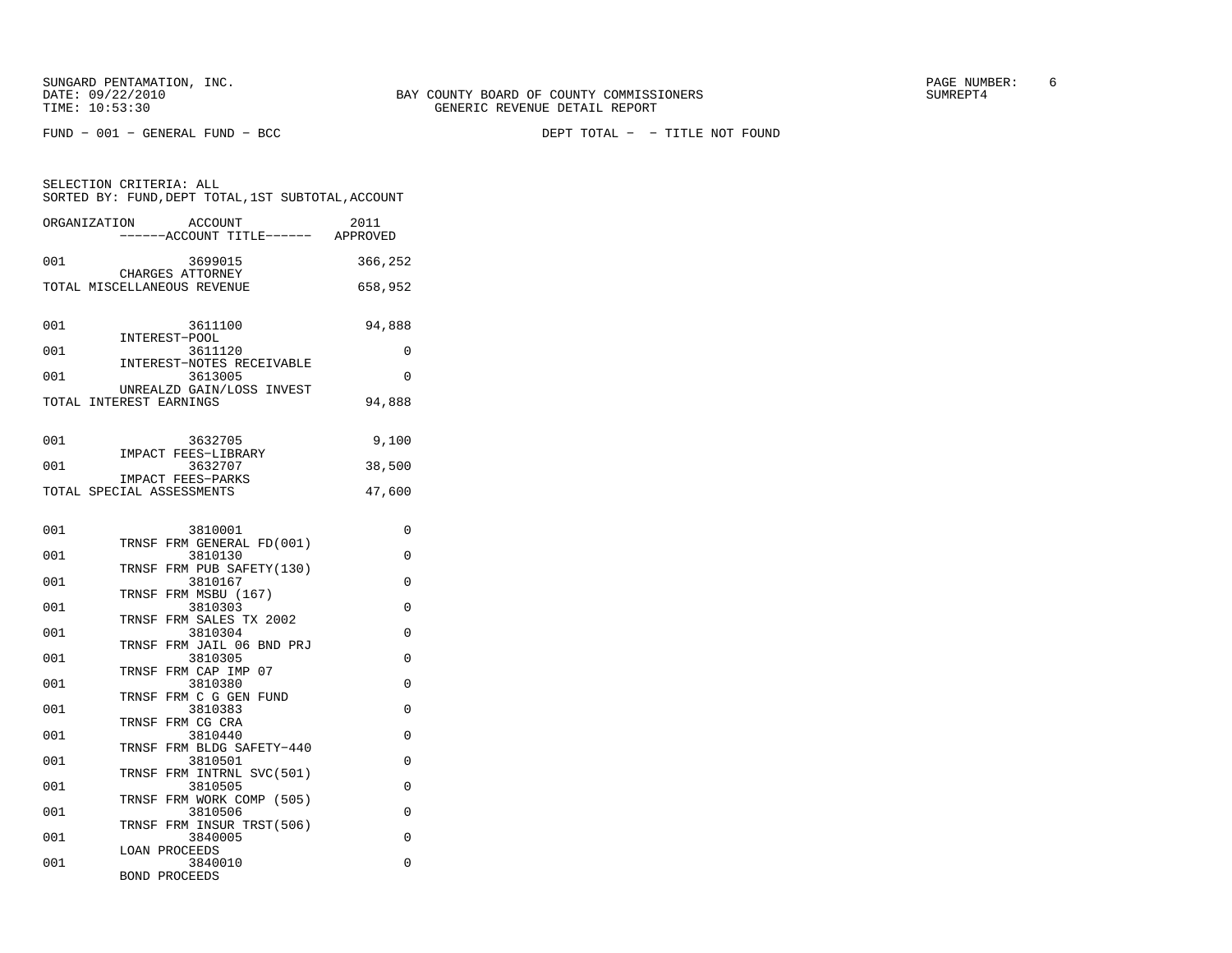SUNGARD PENTAMATION, INC.
DATE: 09/22/2010
TIME: 10:53:30

BAY COUNTY BOARD OF COUNTY COMMISSIONERS
GENERIC REVENUE DETAIL REPORT

SUMREPT4

FUND - 001 - GENERAL FUND - BCC

DEPT TOTAL - - TITLE NOT FOUND

SELECTION CRITERIA: ALL
SORTED BY: FUND,DEPT TOTAL,1ST SUBTOTAL,ACCOUNT

| ORGANIZATION | ACCOUNT ------ACCOUNT TITLE------ | 2011 APPROVED |
|---|---|---|
| 001 | 3699015 CHARGES ATTORNEY | 366,252 |
| TOTAL MISCELLANEOUS REVENUE | | 658,952 |
| 001 | 3611100 INTEREST-POOL | 94,888 |
| 001 | 3611120 INTEREST-NOTES RECEIVABLE | 0 |
| 001 | 3613005 UNREALZD GAIN/LOSS INVEST | 0 |
| TOTAL INTEREST EARNINGS | | 94,888 |
| 001 | 3632705 IMPACT FEES-LIBRARY | 9,100 |
| 001 | 3632707 IMPACT FEES-PARKS | 38,500 |
| TOTAL SPECIAL ASSESSMENTS | | 47,600 |
| 001 | 3810001 TRNSF FRM GENERAL FD(001) | 0 |
| 001 | 3810130 TRNSF FRM PUB SAFETY(130) | 0 |
| 001 | 3810167 TRNSF FRM MSBU (167) | 0 |
| 001 | 3810303 TRNSF FRM SALES TX 2002 | 0 |
| 001 | 3810304 TRNSF FRM JAIL 06 BND PRJ | 0 |
| 001 | 3810305 TRNSF FRM CAP IMP 07 | 0 |
| 001 | 3810380 TRNSF FRM C G GEN FUND | 0 |
| 001 | 3810383 TRNSF FRM CG CRA | 0 |
| 001 | 3810440 TRNSF FRM BLDG SAFETY-440 | 0 |
| 001 | 3810501 TRNSF FRM INTRNL SVC(501) | 0 |
| 001 | 3810505 TRNSF FRM WORK COMP (505) | 0 |
| 001 | 3810506 TRNSF FRM INSUR TRST(506) | 0 |
| 001 | 3840005 LOAN PROCEEDS | 0 |
| 001 | 3840010 BOND PROCEEDS | 0 |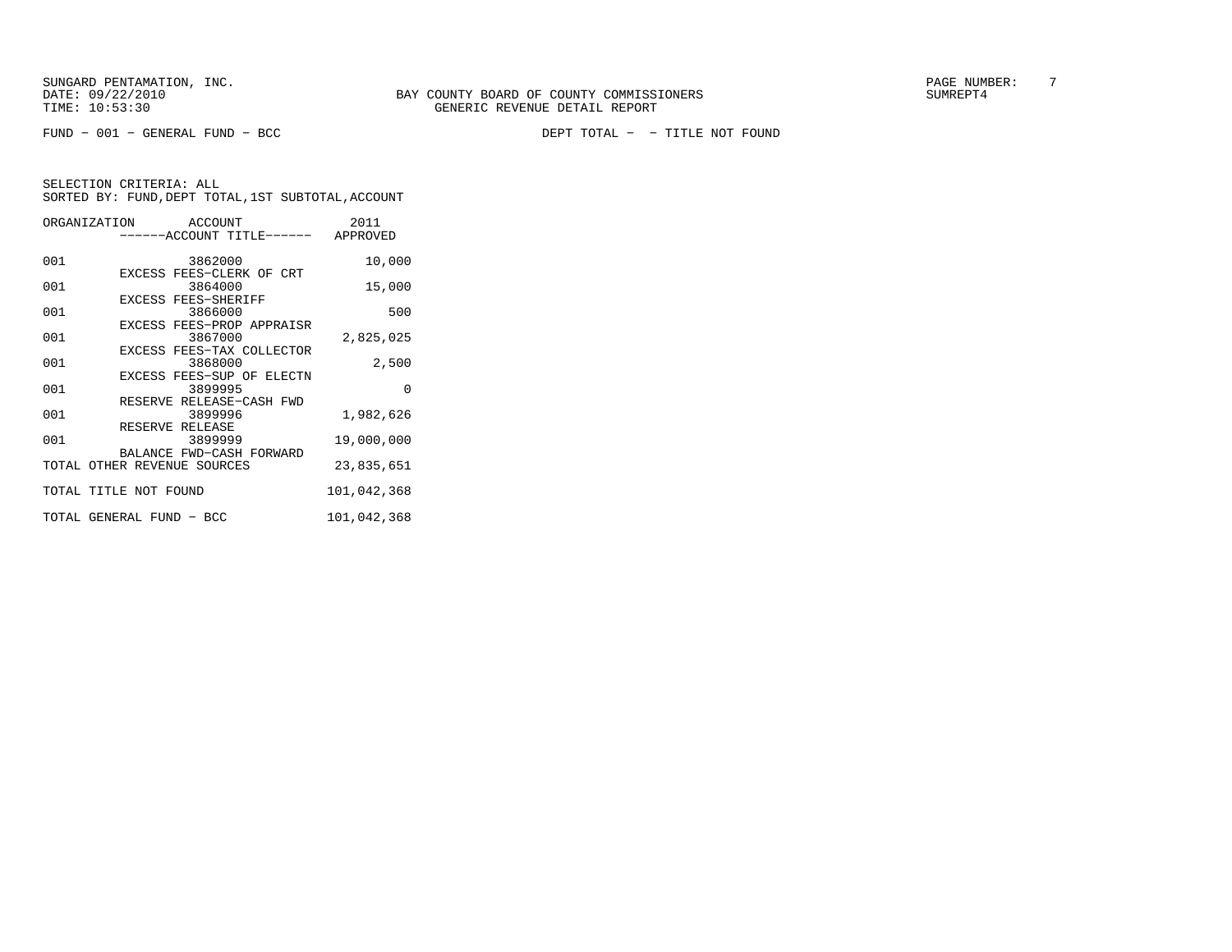SUNGARD PENTAMATION, INC.
DATE: 09/22/2010
TIME: 10:53:30

BAY COUNTY BOARD OF COUNTY COMMISSIONERS
GENERIC REVENUE DETAIL REPORT

PAGE NUMBER: 7
SUMREPT4

FUND − 001 − GENERAL FUND − BCC

DEPT TOTAL − − TITLE NOT FOUND

SELECTION CRITERIA: ALL
SORTED BY: FUND,DEPT TOTAL,1ST SUBTOTAL,ACCOUNT

| ORGANIZATION | ACCOUNT ------ACCOUNT TITLE------ | 2011 APPROVED |
|---|---|---|
| 001 | 3862000 EXCESS FEES−CLERK OF CRT | 10,000 |
| 001 | 3864000 EXCESS FEES−SHERIFF | 15,000 |
| 001 | 3866000 EXCESS FEES−PROP APPRAISR | 500 |
| 001 | 3867000 EXCESS FEES−TAX COLLECTOR | 2,825,025 |
| 001 | 3868000 EXCESS FEES−SUP OF ELECTN | 2,500 |
| 001 | 3899995 RESERVE RELEASE−CASH FWD | 0 |
| 001 | 3899996 RESERVE RELEASE | 1,982,626 |
| 001 | 3899999 BALANCE FWD−CASH FORWARD | 19,000,000 |
| TOTAL OTHER REVENUE SOURCES | | 23,835,651 |
| TOTAL TITLE NOT FOUND | | 101,042,368 |
| TOTAL GENERAL FUND − BCC | | 101,042,368 |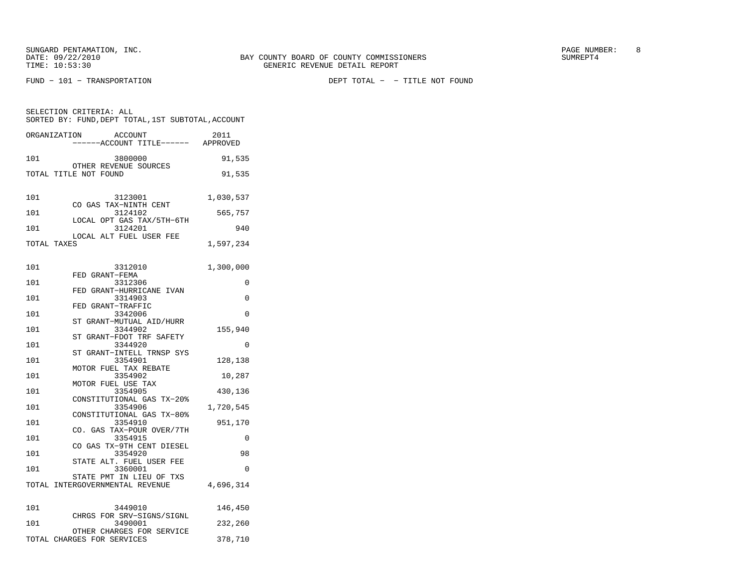SUNGARD PENTAMATION, INC.
DATE: 09/22/2010
TIME: 10:53:30

BAY COUNTY BOARD OF COUNTY COMMISSIONERS
GENERIC REVENUE DETAIL REPORT

PAGE NUMBER: 8
SUMREPT4

FUND - 101 - TRANSPORTATION

DEPT TOTAL - - TITLE NOT FOUND

SELECTION CRITERIA: ALL
SORTED BY: FUND,DEPT TOTAL,1ST SUBTOTAL,ACCOUNT

| ORGANIZATION | ACCOUNT / ------ACCOUNT TITLE------ | 2011 APPROVED |
|---|---|---|
| 101 | 3800000 OTHER REVENUE SOURCES | 91,535 |
| TOTAL TITLE NOT FOUND | | 91,535 |
| 101 | 3123001 CO GAS TAX-NINTH CENT | 1,030,537 |
| 101 | 3124102 LOCAL OPT GAS TAX/5TH-6TH | 565,757 |
| 101 | 3124201 LOCAL ALT FUEL USER FEE | 940 |
| TOTAL TAXES | | 1,597,234 |
| 101 | 3312010 FED GRANT-FEMA | 1,300,000 |
| 101 | 3312306 FED GRANT-HURRICANE IVAN | 0 |
| 101 | 3314903 FED GRANT-TRAFFIC | 0 |
| 101 | 3342006 ST GRANT-MUTUAL AID/HURR | 0 |
| 101 | 3344902 ST GRANT-FDOT TRF SAFETY | 155,940 |
| 101 | 3344920 ST GRANT-INTELL TRNSP SYS | 0 |
| 101 | 3354901 MOTOR FUEL TAX REBATE | 128,138 |
| 101 | 3354902 MOTOR FUEL USE TAX | 10,287 |
| 101 | 3354905 CONSTITUTIONAL GAS TX-20% | 430,136 |
| 101 | 3354906 CONSTITUTIONAL GAS TX-80% | 1,720,545 |
| 101 | 3354910 CO. GAS TAX-POUR OVER/7TH | 951,170 |
| 101 | 3354915 CO GAS TX-9TH CENT DIESEL | 0 |
| 101 | 3354920 STATE ALT. FUEL USER FEE | 98 |
| 101 | 3360001 STATE PMT IN LIEU OF TXS | 0 |
| TOTAL INTERGOVERNMENTAL REVENUE | | 4,696,314 |
| 101 | 3449010 CHRGS FOR SRV-SIGNS/SIGNL | 146,450 |
| 101 | 3490001 OTHER CHARGES FOR SERVICE | 232,260 |
| TOTAL CHARGES FOR SERVICES | | 378,710 |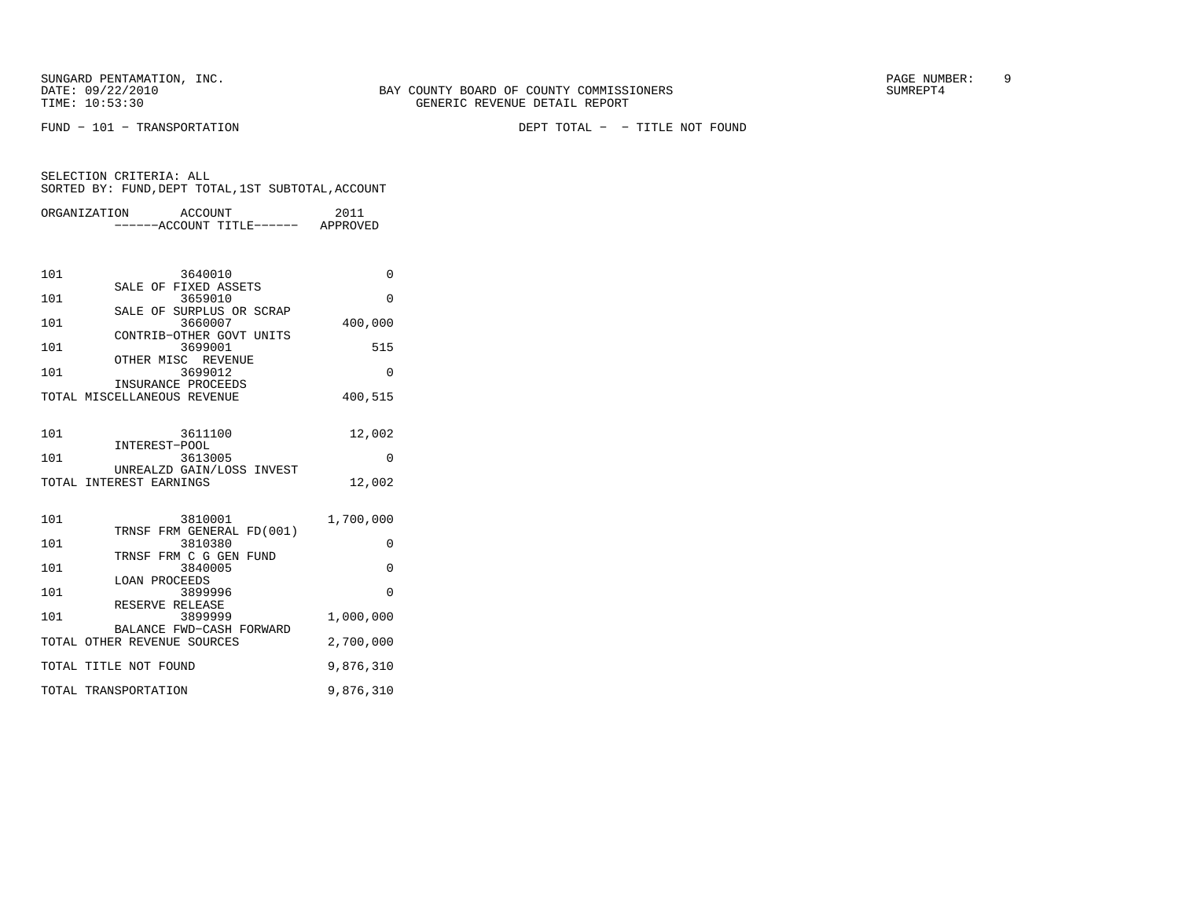SUNGARD PENTAMATION, INC.
DATE: 09/22/2010
TIME: 10:53:30

BAY COUNTY BOARD OF COUNTY COMMISSIONERS
GENERIC REVENUE DETAIL REPORT

PAGE NUMBER: 9
SUMREPT4

FUND - 101 - TRANSPORTATION

DEPT TOTAL - - TITLE NOT FOUND

SELECTION CRITERIA: ALL
SORTED BY: FUND,DEPT TOTAL,1ST SUBTOTAL,ACCOUNT

| ORGANIZATION | ACCOUNT<br>------ACCOUNT TITLE------ | 2011<br>APPROVED |
|---|---|---|
| 101 | 3640010<br>SALE OF FIXED ASSETS | 0 |
| 101 | 3659010<br>SALE OF SURPLUS OR SCRAP | 0 |
| 101 | 3660007<br>CONTRIB-OTHER GOVT UNITS | 400,000 |
| 101 | 3699001<br>OTHER MISC REVENUE | 515 |
| 101 | 3699012<br>INSURANCE PROCEEDS | 0 |
| TOTAL MISCELLANEOUS REVENUE | | 400,515 |
| 101 | 3611100<br>INTEREST-POOL | 12,002 |
| 101 | 3613005<br>UNREALZD GAIN/LOSS INVEST | 0 |
| TOTAL INTEREST EARNINGS | | 12,002 |
| 101 | 3810001<br>TRNSF FRM GENERAL FD(001) | 1,700,000 |
| 101 | 3810380<br>TRNSF FRM C G GEN FUND | 0 |
| 101 | 3840005<br>LOAN PROCEEDS | 0 |
| 101 | 3899996<br>RESERVE RELEASE | 0 |
| 101 | 3899999<br>BALANCE FWD-CASH FORWARD | 1,000,000 |
| TOTAL OTHER REVENUE SOURCES | | 2,700,000 |
| TOTAL TITLE NOT FOUND | | 9,876,310 |
| TOTAL TRANSPORTATION | | 9,876,310 |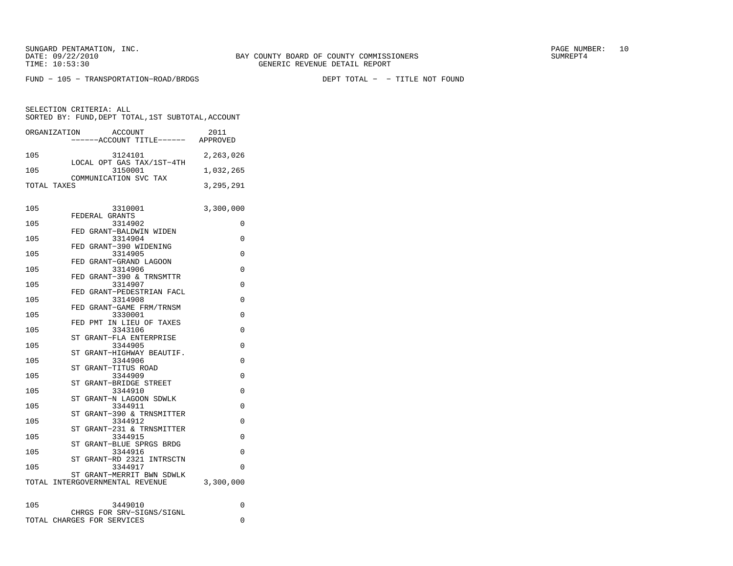SUNGARD PENTAMATION, INC.
DATE: 09/22/2010
TIME: 10:53:30

BAY COUNTY BOARD OF COUNTY COMMISSIONERS
GENERIC REVENUE DETAIL REPORT

SUMREPT4

FUND - 105 - TRANSPORTATION-ROAD/BRDGS DEPT TOTAL - - TITLE NOT FOUND

SELECTION CRITERIA: ALL
SORTED BY: FUND,DEPT TOTAL,1ST SUBTOTAL,ACCOUNT

| ORGANIZATION | ACCOUNT / ------ACCOUNT TITLE------ | 2011 APPROVED |
|---|---|---|
| 105 | 3124101 LOCAL OPT GAS TAX/1ST-4TH | 2,263,026 |
| 105 | 3150001 COMMUNICATION SVC TAX | 1,032,265 |
| TOTAL TAXES | | 3,295,291 |
| 105 | 3310001 FEDERAL GRANTS | 3,300,000 |
| 105 | 3314902 FED GRANT-BALDWIN WIDEN | 0 |
| 105 | 3314904 FED GRANT-390 WIDENING | 0 |
| 105 | 3314905 FED GRANT-GRAND LAGOON | 0 |
| 105 | 3314906 FED GRANT-390 & TRNSMTTR | 0 |
| 105 | 3314907 FED GRANT-PEDESTRIAN FACL | 0 |
| 105 | 3314908 FED GRANT-GAME FRM/TRNSM | 0 |
| 105 | 3330001 FED PMT IN LIEU OF TAXES | 0 |
| 105 | 3343106 ST GRANT-FLA ENTERPRISE | 0 |
| 105 | 3344905 ST GRANT-HIGHWAY BEAUTIF. | 0 |
| 105 | 3344906 ST GRANT-TITUS ROAD | 0 |
| 105 | 3344909 ST GRANT-BRIDGE STREET | 0 |
| 105 | 3344910 ST GRANT-N LAGOON SDWLK | 0 |
| 105 | 3344911 ST GRANT-390 & TRNSMITTER | 0 |
| 105 | 3344912 ST GRANT-231 & TRNSMITTER | 0 |
| 105 | 3344915 ST GRANT-BLUE SPRGS BRDG | 0 |
| 105 | 3344916 ST GRANT-RD 2321 INTRSCTN | 0 |
| 105 | 3344917 ST GRANT-MERRIT BWN SDWLK | 0 |
| TOTAL INTERGOVERNMENTAL REVENUE | | 3,300,000 |
| 105 | 3449010 CHRGS FOR SRV-SIGNS/SIGNL | 0 |
| TOTAL CHARGES FOR SERVICES | | 0 |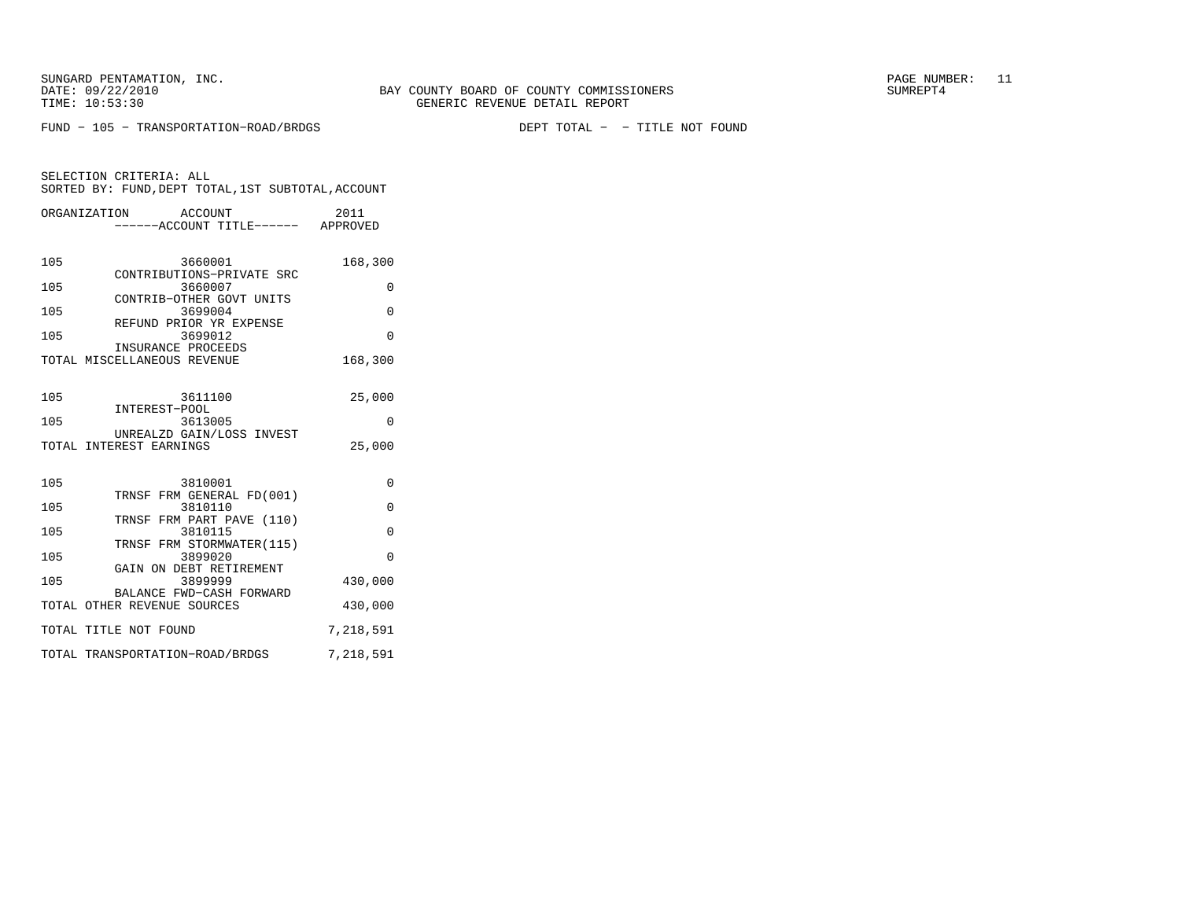SUNGARD PENTAMATION, INC.
DATE: 09/22/2010
TIME: 10:53:30

BAY COUNTY BOARD OF COUNTY COMMISSIONERS
GENERIC REVENUE DETAIL REPORT

PAGE NUMBER: 11
SUMREPT4

FUND - 105 - TRANSPORTATION-ROAD/BRDGS DEPT TOTAL - - TITLE NOT FOUND

SELECTION CRITERIA: ALL
SORTED BY: FUND,DEPT TOTAL,1ST SUBTOTAL,ACCOUNT

| ORGANIZATION | ACCOUNT / ------ACCOUNT TITLE------ | 2011 APPROVED |
|---|---|---|
| 105 | 3660001 CONTRIBUTIONS-PRIVATE SRC | 168,300 |
| 105 | 3660007 CONTRIB-OTHER GOVT UNITS | 0 |
| 105 | 3699004 REFUND PRIOR YR EXPENSE | 0 |
| 105 | 3699012 INSURANCE PROCEEDS | 0 |
| TOTAL MISCELLANEOUS REVENUE | | 168,300 |
| 105 | 3611100 INTEREST-POOL | 25,000 |
| 105 | 3613005 UNREALZD GAIN/LOSS INVEST | 0 |
| TOTAL INTEREST EARNINGS | | 25,000 |
| 105 | 3810001 TRNSF FRM GENERAL FD(001) | 0 |
| 105 | 3810110 TRNSF FRM PART PAVE (110) | 0 |
| 105 | 3810115 TRNSF FRM STORMWATER(115) | 0 |
| 105 | 3899020 GAIN ON DEBT RETIREMENT | 0 |
| 105 | 3899999 BALANCE FWD-CASH FORWARD | 430,000 |
| TOTAL OTHER REVENUE SOURCES | | 430,000 |
| TOTAL TITLE NOT FOUND | | 7,218,591 |
| TOTAL TRANSPORTATION-ROAD/BRDGS | | 7,218,591 |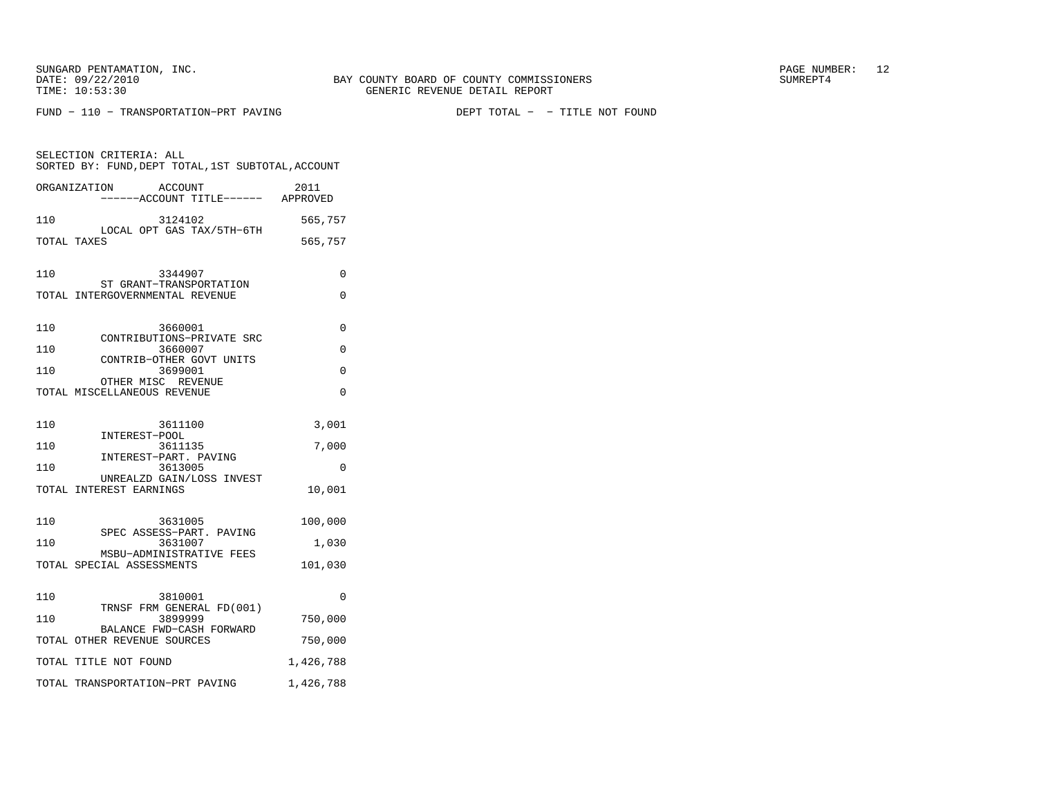SUNGARD PENTAMATION, INC.
DATE: 09/22/2010
TIME: 10:53:30

BAY COUNTY BOARD OF COUNTY COMMISSIONERS
GENERIC REVENUE DETAIL REPORT

SUMREPT4

FUND - 110 - TRANSPORTATION-PRT PAVING    DEPT TOTAL - - TITLE NOT FOUND

SELECTION CRITERIA: ALL
SORTED BY: FUND,DEPT TOTAL,1ST SUBTOTAL,ACCOUNT

| ORGANIZATION | ACCOUNT / ------ACCOUNT TITLE------ | 2011 APPROVED |
|---|---|---|
| 110 | 3124102 LOCAL OPT GAS TAX/5TH-6TH | 565,757 |
| TOTAL TAXES | | 565,757 |
| 110 | 3344907 ST GRANT-TRANSPORTATION | 0 |
| TOTAL INTERGOVERNMENTAL REVENUE | | 0 |
| 110 | 3660001 CONTRIBUTIONS-PRIVATE SRC | 0 |
| 110 | 3660007 CONTRIB-OTHER GOVT UNITS | 0 |
| 110 | 3699001 OTHER MISC REVENUE | 0 |
| TOTAL MISCELLANEOUS REVENUE | | 0 |
| 110 | 3611100 INTEREST-POOL | 3,001 |
| 110 | 3611135 INTEREST-PART. PAVING | 7,000 |
| 110 | 3613005 UNREALZD GAIN/LOSS INVEST | 0 |
| TOTAL INTEREST EARNINGS | | 10,001 |
| 110 | 3631005 SPEC ASSESS-PART. PAVING | 100,000 |
| 110 | 3631007 MSBU-ADMINISTRATIVE FEES | 1,030 |
| TOTAL SPECIAL ASSESSMENTS | | 101,030 |
| 110 | 3810001 TRNSF FRM GENERAL FD(001) | 0 |
| 110 | 3899999 BALANCE FWD-CASH FORWARD | 750,000 |
| TOTAL OTHER REVENUE SOURCES | | 750,000 |
| TOTAL TITLE NOT FOUND | | 1,426,788 |
| TOTAL TRANSPORTATION-PRT PAVING | | 1,426,788 |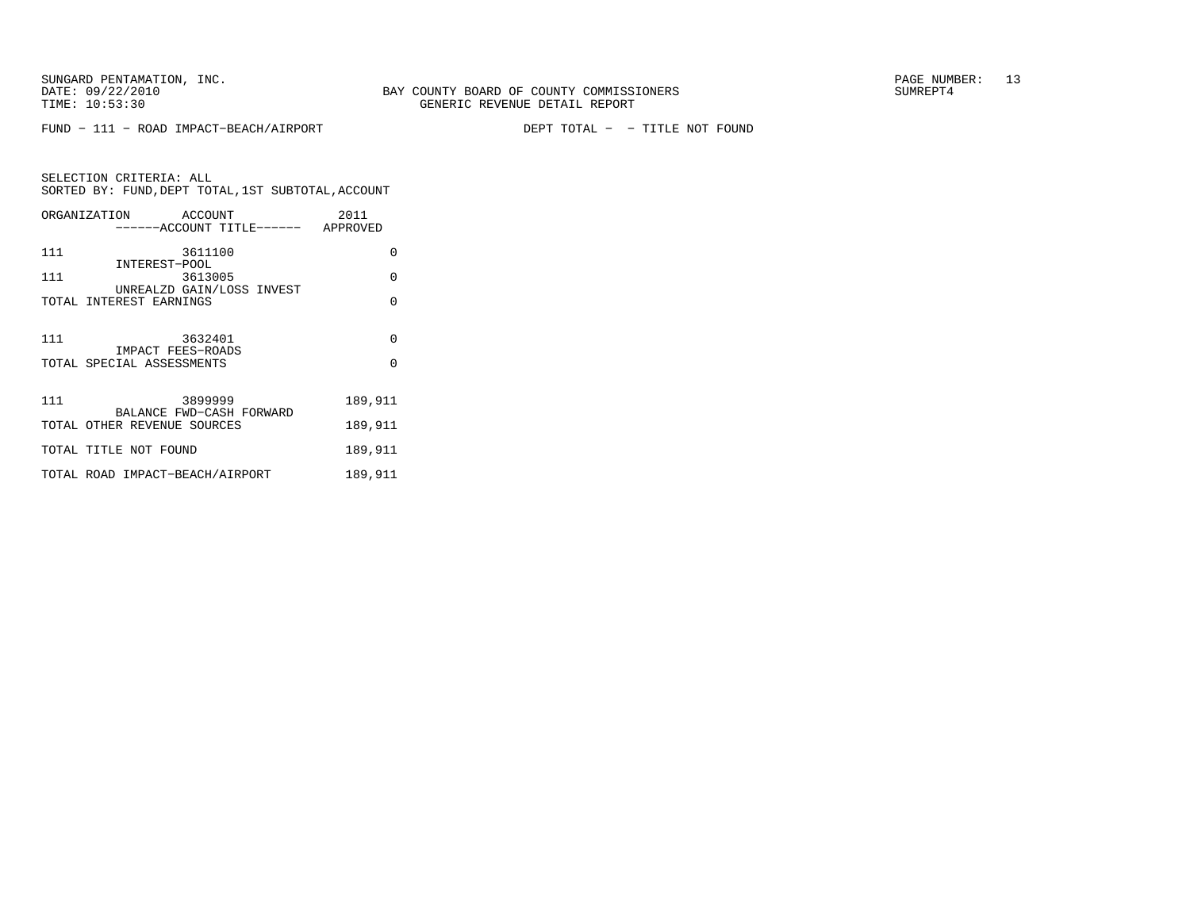BAY COUNTY BOARD OF COUNTY COMMISSIONERS
GENERIC REVENUE DETAIL REPORT

SUNGARD PENTAMATION, INC.
DATE: 09/22/2010
TIME: 10:53:30

SUMREPT4

FUND − 111 − ROAD IMPACT−BEACH/AIRPORT    DEPT TOTAL − − TITLE NOT FOUND

SELECTION CRITERIA: ALL
SORTED BY: FUND,DEPT TOTAL,1ST SUBTOTAL,ACCOUNT

| ORGANIZATION | ACCOUNT / ------ACCOUNT TITLE------ | 2011 APPROVED |
|---|---|---|
| 111 | 3611100 INTEREST−POOL | 0 |
| 111 | 3613005 UNREALZD GAIN/LOSS INVEST | 0 |
| TOTAL INTEREST EARNINGS | | 0 |
| 111 | 3632401 IMPACT FEES−ROADS | 0 |
| TOTAL SPECIAL ASSESSMENTS | | 0 |
| 111 | 3899999 BALANCE FWD−CASH FORWARD | 189,911 |
| TOTAL OTHER REVENUE SOURCES | | 189,911 |
| TOTAL TITLE NOT FOUND | | 189,911 |
| TOTAL ROAD IMPACT−BEACH/AIRPORT | | 189,911 |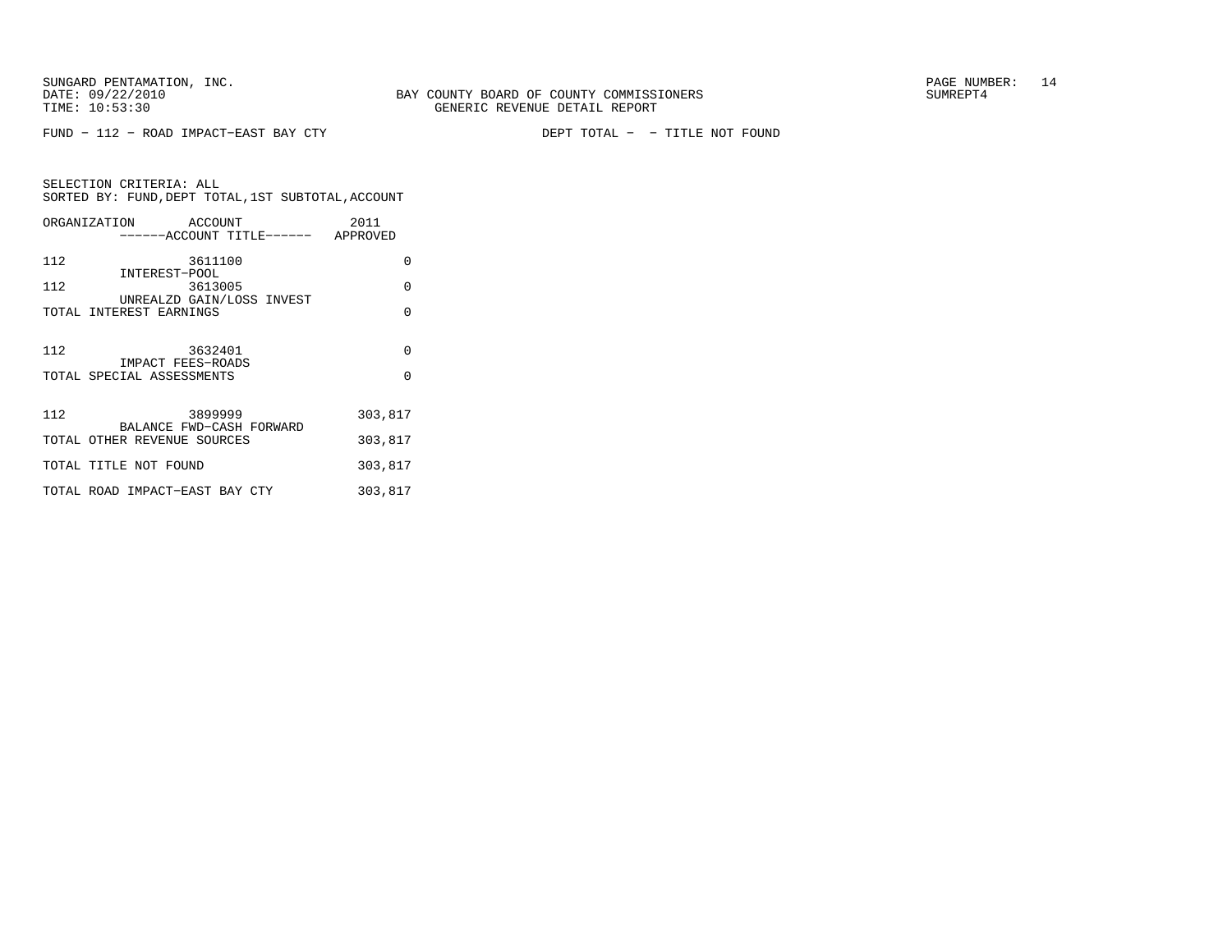BAY COUNTY BOARD OF COUNTY COMMISSIONERS
GENERIC REVENUE DETAIL REPORT

SUNGARD PENTAMATION, INC.
DATE: 09/22/2010
TIME: 10:53:30

SUMREPT4

FUND − 112 − ROAD IMPACT−EAST BAY CTY　　　　DEPT TOTAL − − TITLE NOT FOUND

SELECTION CRITERIA: ALL
SORTED BY: FUND,DEPT TOTAL,1ST SUBTOTAL,ACCOUNT

| ORGANIZATION | ACCOUNT<br>------ACCOUNT TITLE------ | 2011<br>APPROVED |
|---|---|---|
| 112 | 3611100<br>INTEREST−POOL | 0 |
| 112 | 3613005<br>UNREALZD GAIN/LOSS INVEST | 0 |
| TOTAL INTEREST EARNINGS | | 0 |
| 112 | 3632401<br>IMPACT FEES−ROADS | 0 |
| TOTAL SPECIAL ASSESSMENTS | | 0 |
| 112 | 3899999<br>BALANCE FWD−CASH FORWARD | 303,817 |
| TOTAL OTHER REVENUE SOURCES | | 303,817 |
| TOTAL TITLE NOT FOUND | | 303,817 |
| TOTAL ROAD IMPACT−EAST BAY CTY | | 303,817 |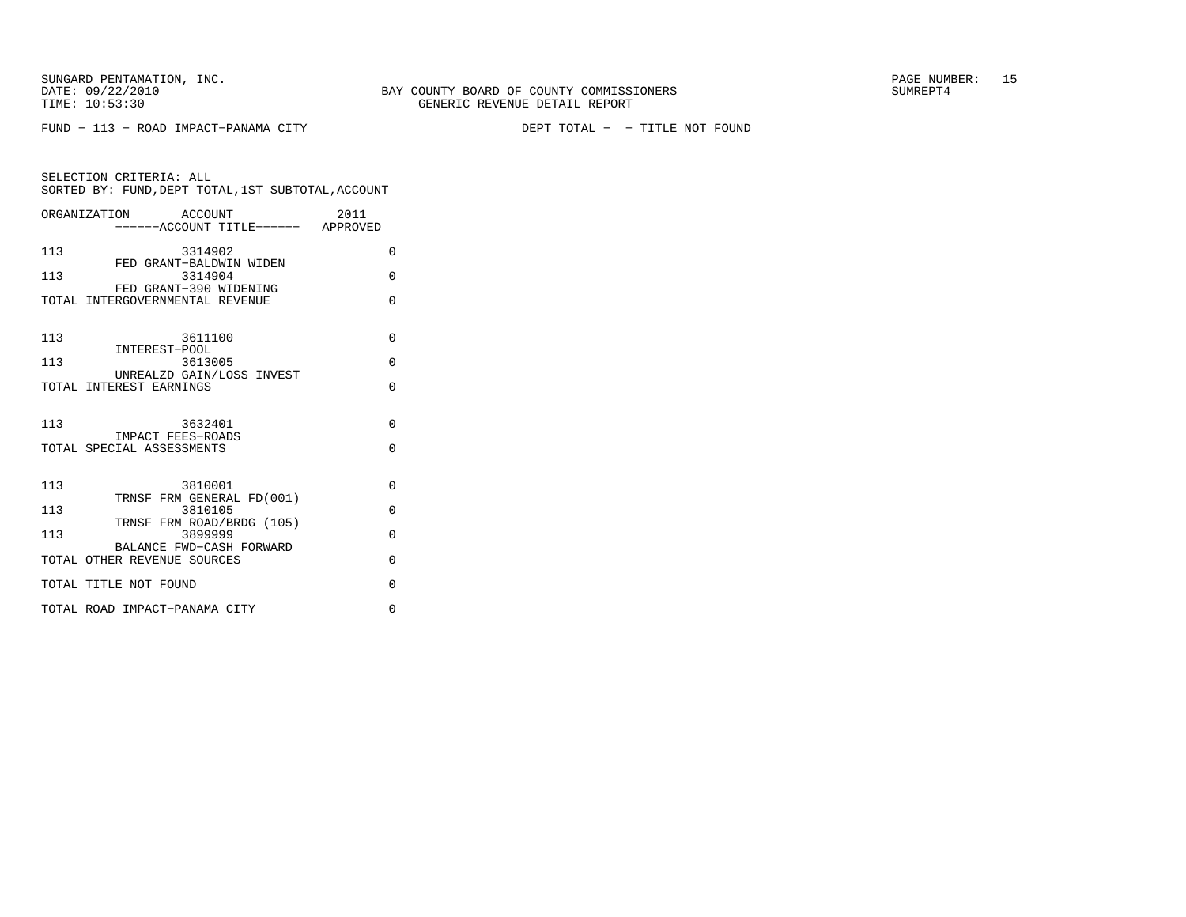SUNGARD PENTAMATION, INC.
DATE: 09/22/2010
TIME: 10:53:30

BAY COUNTY BOARD OF COUNTY COMMISSIONERS
GENERIC REVENUE DETAIL REPORT

SUMREPT4

FUND − 113 − ROAD IMPACT−PANAMA CITY

DEPT TOTAL − − TITLE NOT FOUND

SELECTION CRITERIA: ALL
SORTED BY: FUND,DEPT TOTAL,1ST SUBTOTAL,ACCOUNT

| ORGANIZATION | ACCOUNT ------ACCOUNT TITLE------ | 2011 APPROVED |
|---|---|---|
| 113 | 3314902 FED GRANT−BALDWIN WIDEN | 0 |
| 113 | 3314904 FED GRANT−390 WIDENING | 0 |
| TOTAL INTERGOVERNMENTAL REVENUE | | 0 |
| 113 | 3611100 INTEREST−POOL | 0 |
| 113 | 3613005 UNREALZD GAIN/LOSS INVEST | 0 |
| TOTAL INTEREST EARNINGS | | 0 |
| 113 | 3632401 IMPACT FEES−ROADS | 0 |
| TOTAL SPECIAL ASSESSMENTS | | 0 |
| 113 | 3810001 TRNSF FRM GENERAL FD(001) | 0 |
| 113 | 3810105 TRNSF FRM ROAD/BRDG (105) | 0 |
| 113 | 3899999 BALANCE FWD−CASH FORWARD | 0 |
| TOTAL OTHER REVENUE SOURCES | | 0 |
| TOTAL TITLE NOT FOUND | | 0 |
| TOTAL ROAD IMPACT−PANAMA CITY | | 0 |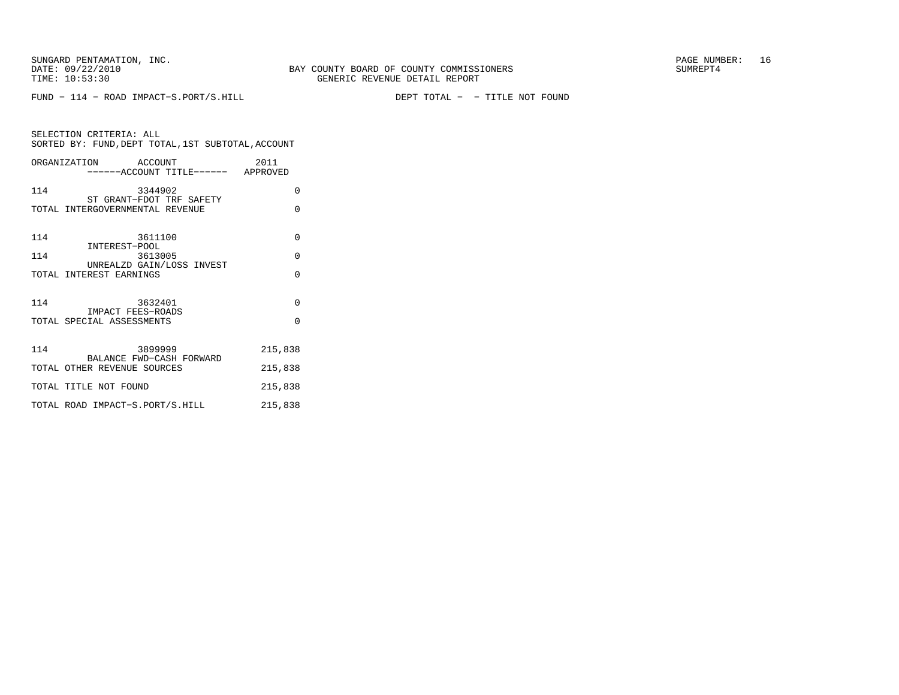SUNGARD PENTAMATION, INC.
DATE: 09/22/2010
TIME: 10:53:30

BAY COUNTY BOARD OF COUNTY COMMISSIONERS
GENERIC REVENUE DETAIL REPORT

PAGE NUMBER: 16
SUMREPT4

FUND - 114 - ROAD IMPACT-S.PORT/S.HILL

DEPT TOTAL - - TITLE NOT FOUND

SELECTION CRITERIA: ALL
SORTED BY: FUND,DEPT TOTAL,1ST SUBTOTAL,ACCOUNT

| ORGANIZATION | ACCOUNT ------ACCOUNT TITLE------ | 2011 APPROVED |
|---|---|---|
| 114 | 3344902 ST GRANT-FDOT TRF SAFETY | 0 |
| TOTAL INTERGOVERNMENTAL REVENUE | | 0 |
| 114 | 3611100 INTEREST-POOL | 0 |
| 114 | 3613005 UNREALZD GAIN/LOSS INVEST | 0 |
| TOTAL INTEREST EARNINGS | | 0 |
| 114 | 3632401 IMPACT FEES-ROADS | 0 |
| TOTAL SPECIAL ASSESSMENTS | | 0 |
| 114 | 3899999 BALANCE FWD-CASH FORWARD | 215,838 |
| TOTAL OTHER REVENUE SOURCES | | 215,838 |
| TOTAL TITLE NOT FOUND | | 215,838 |
| TOTAL ROAD IMPACT-S.PORT/S.HILL | | 215,838 |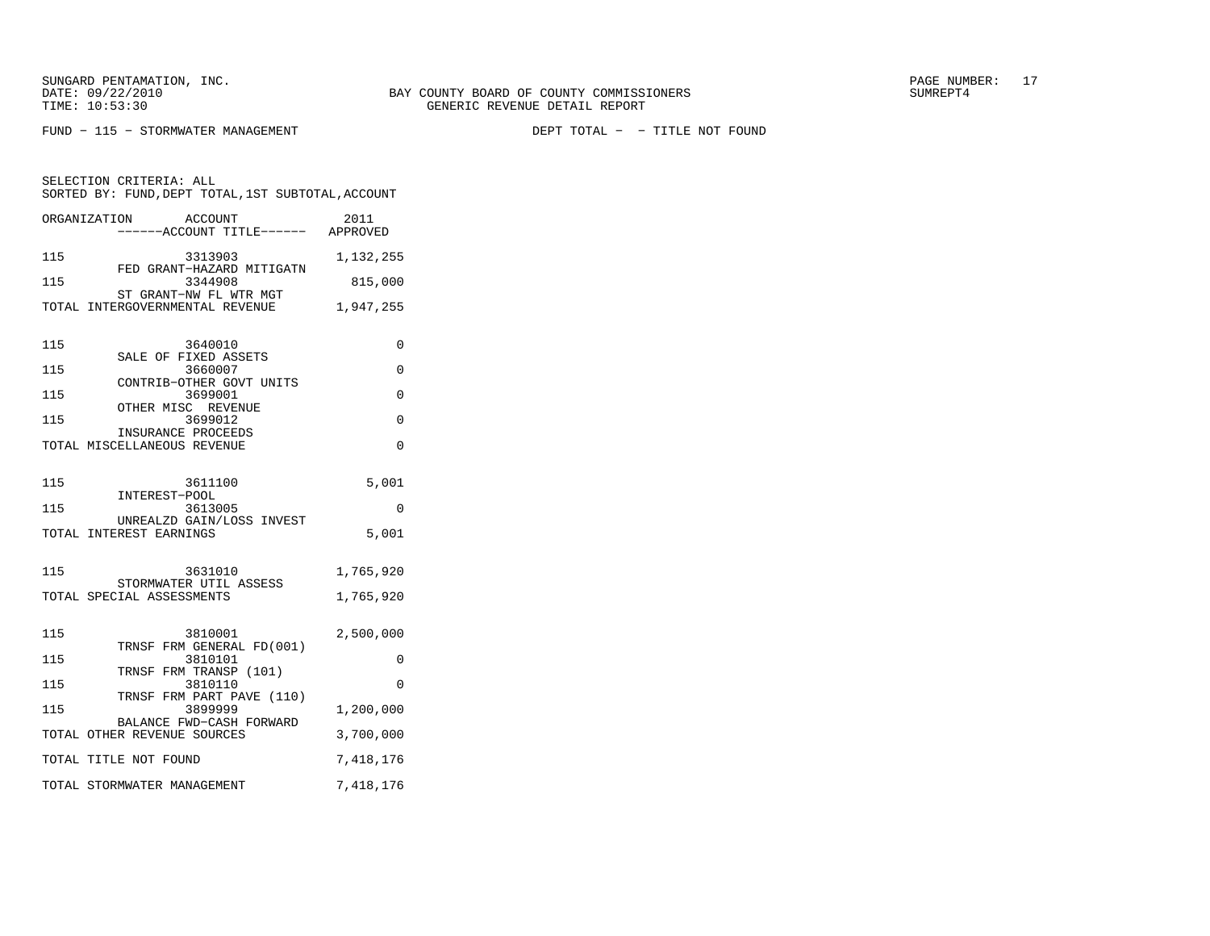BAY COUNTY BOARD OF COUNTY COMMISSIONERS
GENERIC REVENUE DETAIL REPORT

FUND − 115 − STORMWATER MANAGEMENT

DEPT TOTAL − − TITLE NOT FOUND

SELECTION CRITERIA: ALL
SORTED BY: FUND,DEPT TOTAL,1ST SUBTOTAL,ACCOUNT

| ORGANIZATION | ACCOUNT / ------ACCOUNT TITLE------ | 2011 APPROVED |
|---|---|---|
| 115 | 3313903 FED GRANT−HAZARD MITIGATN | 1,132,255 |
| 115 | 3344908 ST GRANT−NW FL WTR MGT | 815,000 |
| TOTAL INTERGOVERNMENTAL REVENUE | | 1,947,255 |
| 115 | 3640010 SALE OF FIXED ASSETS | 0 |
| 115 | 3660007 CONTRIB−OTHER GOVT UNITS | 0 |
| 115 | 3699001 OTHER MISC REVENUE | 0 |
| 115 | 3699012 INSURANCE PROCEEDS | 0 |
| TOTAL MISCELLANEOUS REVENUE | | 0 |
| 115 | 3611100 INTEREST−POOL | 5,001 |
| 115 | 3613005 UNREALZD GAIN/LOSS INVEST | 0 |
| TOTAL INTEREST EARNINGS | | 5,001 |
| 115 | 3631010 STORMWATER UTIL ASSESS | 1,765,920 |
| TOTAL SPECIAL ASSESSMENTS | | 1,765,920 |
| 115 | 3810001 TRNSF FRM GENERAL FD(001) | 2,500,000 |
| 115 | 3810101 TRNSF FRM TRANSP (101) | 0 |
| 115 | 3810110 TRNSF FRM PART PAVE (110) | 0 |
| 115 | 3899999 BALANCE FWD−CASH FORWARD | 1,200,000 |
| TOTAL OTHER REVENUE SOURCES | | 3,700,000 |
| TOTAL TITLE NOT FOUND | | 7,418,176 |
| TOTAL STORMWATER MANAGEMENT | | 7,418,176 |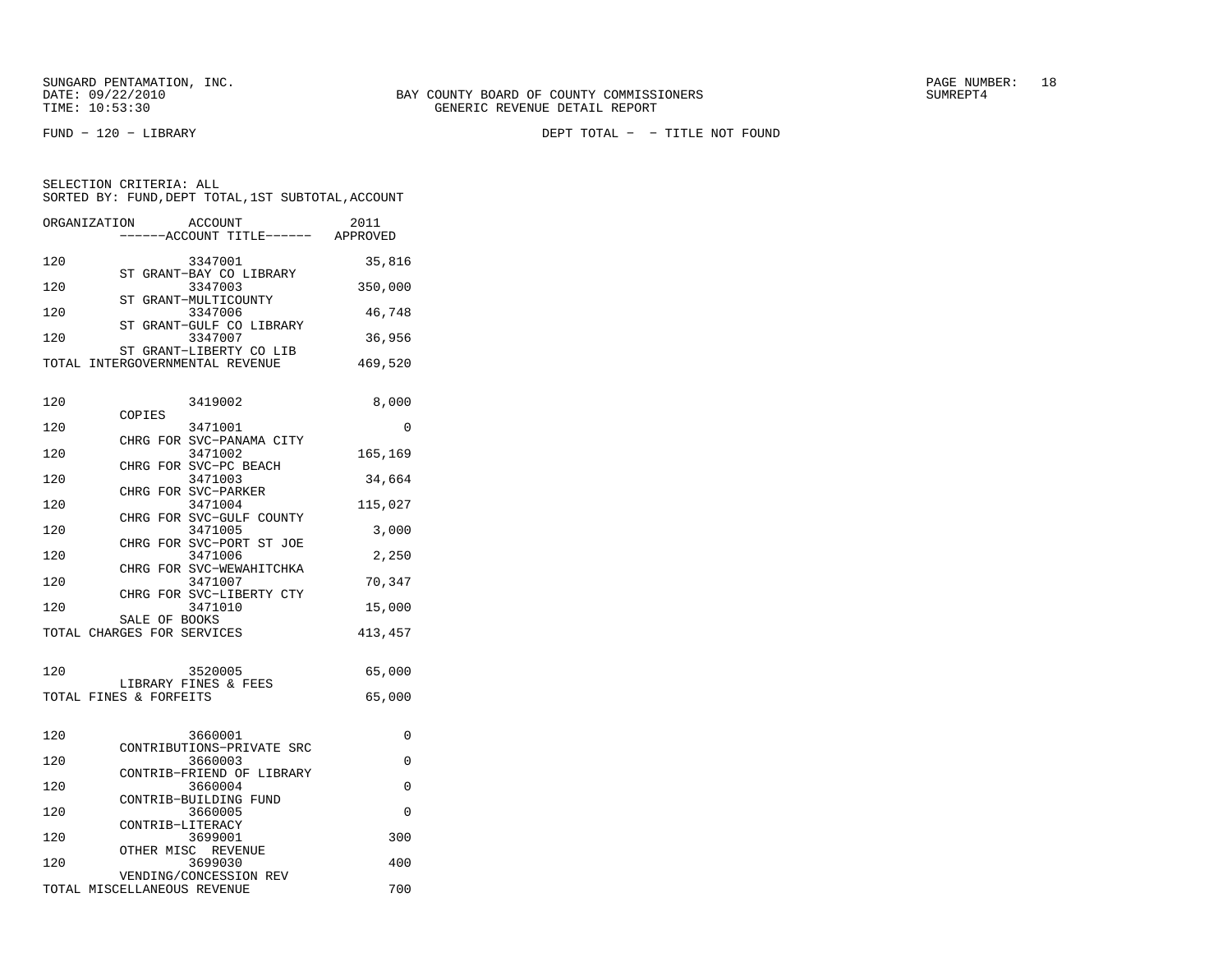SUNGARD PENTAMATION, INC.
DATE: 09/22/2010 BAY COUNTY BOARD OF COUNTY COMMISSIONERS SUMREPT4
TIME: 10:53:30 GENERIC REVENUE DETAIL REPORT

FUND − 120 − LIBRARY DEPT TOTAL − − TITLE NOT FOUND

SELECTION CRITERIA: ALL
SORTED BY: FUND,DEPT TOTAL,1ST SUBTOTAL,ACCOUNT

| ORGANIZATION | ACCOUNT / ACCOUNT TITLE | 2011 APPROVED |
|---|---|---|
| 120 | 3347001 ST GRANT−BAY CO LIBRARY | 35,816 |
| 120 | 3347003 ST GRANT−MULTICOUNTY | 350,000 |
| 120 | 3347006 ST GRANT−GULF CO LIBRARY | 46,748 |
| 120 | 3347007 ST GRANT−LIBERTY CO LIB | 36,956 |
| TOTAL INTERGOVERNMENTAL REVENUE | | 469,520 |
| 120 | 3419002 COPIES | 8,000 |
| 120 | 3471001 CHRG FOR SVC−PANAMA CITY | 0 |
| 120 | 3471002 CHRG FOR SVC−PC BEACH | 165,169 |
| 120 | 3471003 CHRG FOR SVC−PARKER | 34,664 |
| 120 | 3471004 CHRG FOR SVC−GULF COUNTY | 115,027 |
| 120 | 3471005 CHRG FOR SVC−PORT ST JOE | 3,000 |
| 120 | 3471006 CHRG FOR SVC−WEWAHITCHKA | 2,250 |
| 120 | 3471007 CHRG FOR SVC−LIBERTY CTY | 70,347 |
| 120 | 3471010 SALE OF BOOKS | 15,000 |
| TOTAL CHARGES FOR SERVICES | | 413,457 |
| 120 | 3520005 LIBRARY FINES & FEES | 65,000 |
| TOTAL FINES & FORFEITS | | 65,000 |
| 120 | 3660001 CONTRIBUTIONS−PRIVATE SRC | 0 |
| 120 | 3660003 CONTRIB−FRIEND OF LIBRARY | 0 |
| 120 | 3660004 CONTRIB−BUILDING FUND | 0 |
| 120 | 3660005 CONTRIB−LITERACY | 0 |
| 120 | 3699001 OTHER MISC REVENUE | 300 |
| 120 | 3699030 VENDING/CONCESSION REV | 400 |
| TOTAL MISCELLANEOUS REVENUE | | 700 |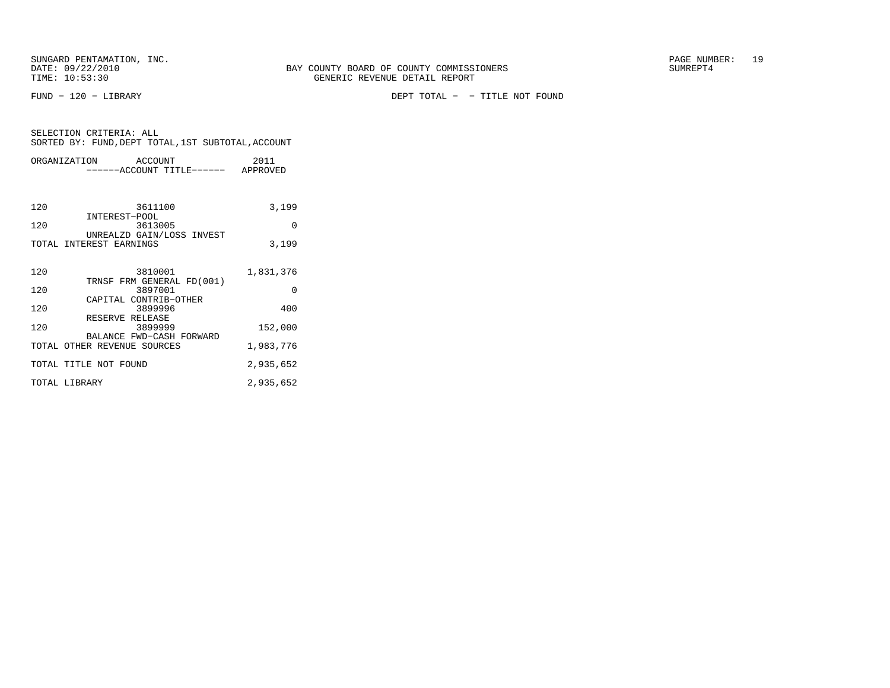SUNGARD PENTAMATION, INC.
DATE: 09/22/2010
TIME: 10:53:30

BAY COUNTY BOARD OF COUNTY COMMISSIONERS
GENERIC REVENUE DETAIL REPORT

SUMREPT4

FUND − 120 − LIBRARY

DEPT TOTAL − − TITLE NOT FOUND

SELECTION CRITERIA: ALL
SORTED BY: FUND,DEPT TOTAL,1ST SUBTOTAL,ACCOUNT

| ORGANIZATION | ACCOUNT / ------ACCOUNT TITLE------ | 2011 APPROVED |
|---|---|---|
| 120 | 3611100 INTEREST−POOL | 3,199 |
| 120 | 3613005 UNREALZD GAIN/LOSS INVEST | 0 |
| TOTAL INTEREST EARNINGS | | 3,199 |
| 120 | 3810001 TRNSF FRM GENERAL FD(001) | 1,831,376 |
| 120 | 3897001 CAPITAL CONTRIB−OTHER | 0 |
| 120 | 3899996 RESERVE RELEASE | 400 |
| 120 | 3899999 BALANCE FWD−CASH FORWARD | 152,000 |
| TOTAL OTHER REVENUE SOURCES | | 1,983,776 |
| TOTAL TITLE NOT FOUND | | 2,935,652 |
| TOTAL LIBRARY | | 2,935,652 |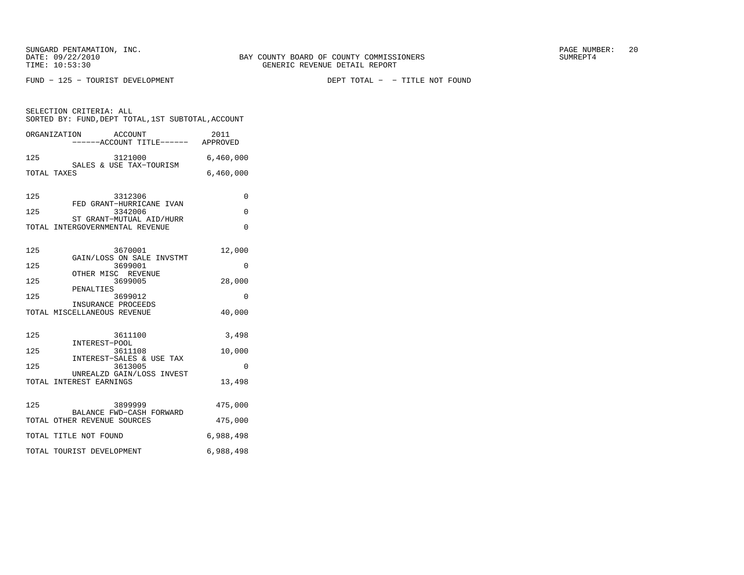BAY COUNTY BOARD OF COUNTY COMMISSIONERS
GENERIC REVENUE DETAIL REPORT

SUNGARD PENTAMATION, INC.
DATE: 09/22/2010
TIME: 10:53:30

SUMREPT4

FUND − 125 − TOURIST DEVELOPMENT

DEPT TOTAL − − TITLE NOT FOUND

SELECTION CRITERIA: ALL
SORTED BY: FUND,DEPT TOTAL,1ST SUBTOTAL,ACCOUNT

| ORGANIZATION | ACCOUNT<br>------ACCOUNT TITLE------ | 2011<br>APPROVED |
|---|---|---|
| 125 | 3121000<br>SALES & USE TAX−TOURISM | 6,460,000 |
| TOTAL TAXES | | 6,460,000 |
| 125 | 3312306<br>FED GRANT−HURRICANE IVAN | 0 |
| 125 | 3342006<br>ST GRANT−MUTUAL AID/HURR | 0 |
| TOTAL INTERGOVERNMENTAL REVENUE | | 0 |
| 125 | 3670001<br>GAIN/LOSS ON SALE INVSTMT | 12,000 |
| 125 | 3699001<br>OTHER MISC REVENUE | 0 |
| 125 | 3699005<br>PENALTIES | 28,000 |
| 125 | 3699012<br>INSURANCE PROCEEDS | 0 |
| TOTAL MISCELLANEOUS REVENUE | | 40,000 |
| 125 | 3611100<br>INTEREST−POOL | 3,498 |
| 125 | 3611108<br>INTEREST−SALES & USE TAX | 10,000 |
| 125 | 3613005<br>UNREALZD GAIN/LOSS INVEST | 0 |
| TOTAL INTEREST EARNINGS | | 13,498 |
| 125 | 3899999<br>BALANCE FWD−CASH FORWARD | 475,000 |
| TOTAL OTHER REVENUE SOURCES | | 475,000 |
| TOTAL TITLE NOT FOUND | | 6,988,498 |
| TOTAL TOURIST DEVELOPMENT | | 6,988,498 |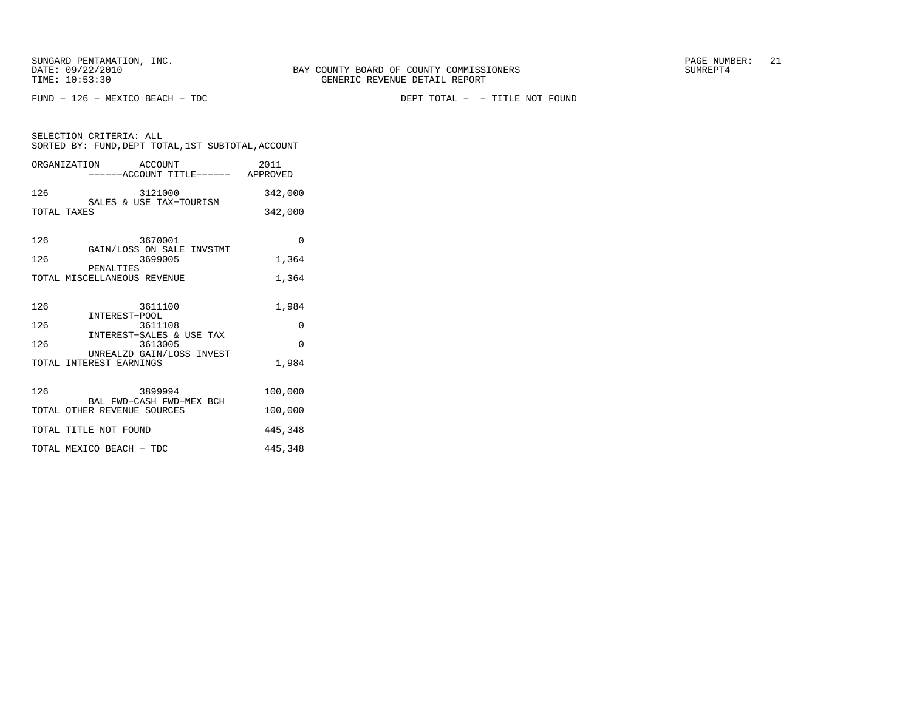BAY COUNTY BOARD OF COUNTY COMMISSIONERS
GENERIC REVENUE DETAIL REPORT

SUNGARD PENTAMATION, INC.
DATE: 09/22/2010
TIME: 10:53:30

SUMREPT4

FUND - 126 - MEXICO BEACH - TDC

DEPT TOTAL - - TITLE NOT FOUND

SELECTION CRITERIA: ALL
SORTED BY: FUND, DEPT TOTAL, 1ST SUBTOTAL, ACCOUNT

| ORGANIZATION | ACCOUNT ------ACCOUNT TITLE------ | 2011 APPROVED |
|---|---|---|
| 126 | 3121000 SALES & USE TAX-TOURISM | 342,000 |
| TOTAL TAXES | | 342,000 |
| 126 | 3670001 GAIN/LOSS ON SALE INVSTMT | 0 |
| 126 | 3699005 PENALTIES | 1,364 |
| TOTAL MISCELLANEOUS REVENUE | | 1,364 |
| 126 | 3611100 INTEREST-POOL | 1,984 |
| 126 | 3611108 INTEREST-SALES & USE TAX | 0 |
| 126 | 3613005 UNREALZD GAIN/LOSS INVEST | 0 |
| TOTAL INTEREST EARNINGS | | 1,984 |
| 126 | 3899994 BAL FWD-CASH FWD-MEX BCH | 100,000 |
| TOTAL OTHER REVENUE SOURCES | | 100,000 |
| TOTAL TITLE NOT FOUND | | 445,348 |
| TOTAL MEXICO BEACH - TDC | | 445,348 |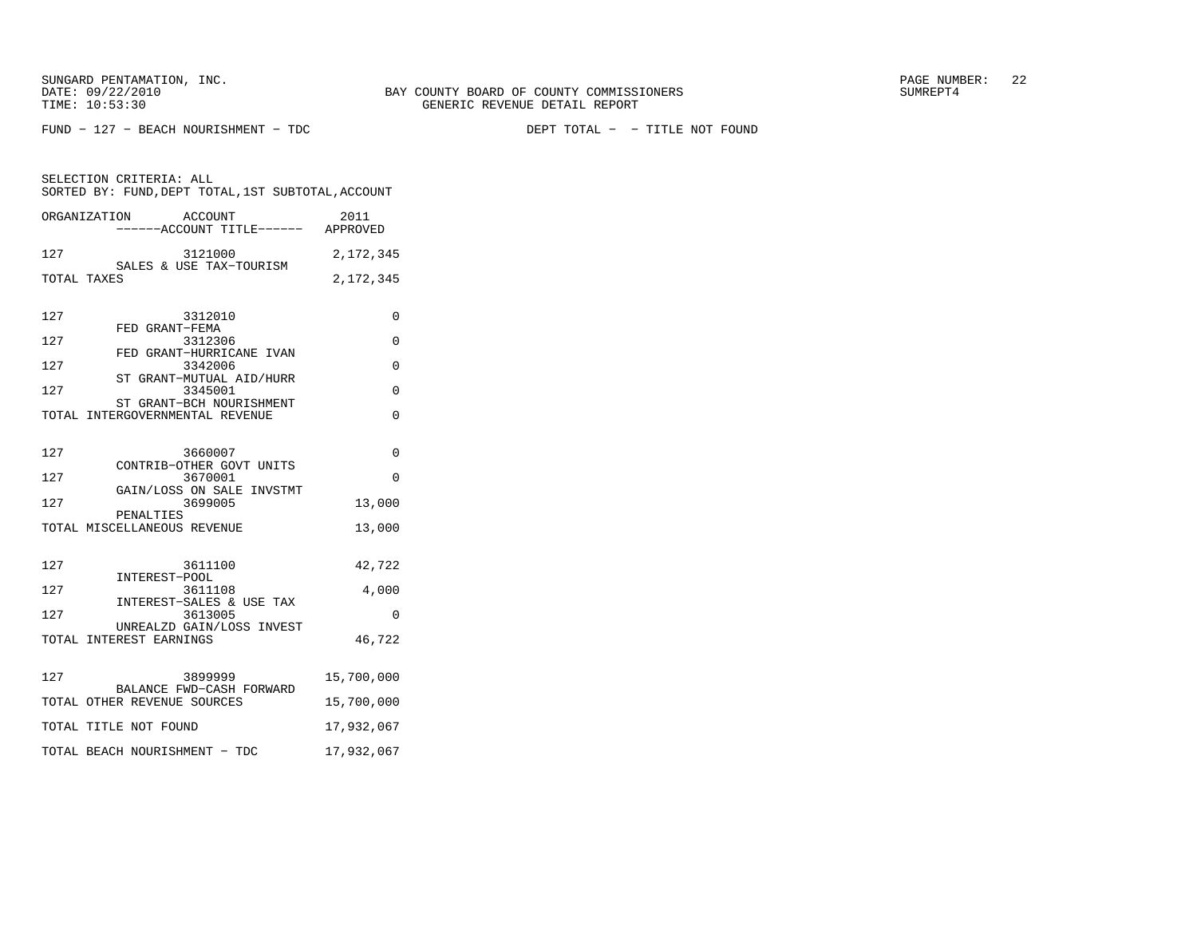SUNGARD PENTAMATION, INC.
DATE: 09/22/2010
TIME: 10:53:30

BAY COUNTY BOARD OF COUNTY COMMISSIONERS
GENERIC REVENUE DETAIL REPORT

PAGE NUMBER: 22
SUMREPT4

FUND - 127 - BEACH NOURISHMENT - TDC

DEPT TOTAL - - TITLE NOT FOUND

SELECTION CRITERIA: ALL
SORTED BY: FUND,DEPT TOTAL,1ST SUBTOTAL,ACCOUNT

| ORGANIZATION | ACCOUNT / ------ACCOUNT TITLE------ | 2011 APPROVED |
|---|---|---|
| 127 | 3121000 SALES & USE TAX-TOURISM | 2,172,345 |
| TOTAL TAXES | | 2,172,345 |
| 127 | 3312010 FED GRANT-FEMA | 0 |
| 127 | 3312306 FED GRANT-HURRICANE IVAN | 0 |
| 127 | 3342006 ST GRANT-MUTUAL AID/HURR | 0 |
| 127 | 3345001 ST GRANT-BCH NOURISHMENT | 0 |
| TOTAL INTERGOVERNMENTAL REVENUE | | 0 |
| 127 | 3660007 CONTRIB-OTHER GOVT UNITS | 0 |
| 127 | 3670001 GAIN/LOSS ON SALE INVSTMT | 0 |
| 127 | 3699005 PENALTIES | 13,000 |
| TOTAL MISCELLANEOUS REVENUE | | 13,000 |
| 127 | 3611100 INTEREST-POOL | 42,722 |
| 127 | 3611108 INTEREST-SALES & USE TAX | 4,000 |
| 127 | 3613005 UNREALZD GAIN/LOSS INVEST | 0 |
| TOTAL INTEREST EARNINGS | | 46,722 |
| 127 | 3899999 BALANCE FWD-CASH FORWARD | 15,700,000 |
| TOTAL OTHER REVENUE SOURCES | | 15,700,000 |
| TOTAL TITLE NOT FOUND | | 17,932,067 |
| TOTAL BEACH NOURISHMENT - TDC | | 17,932,067 |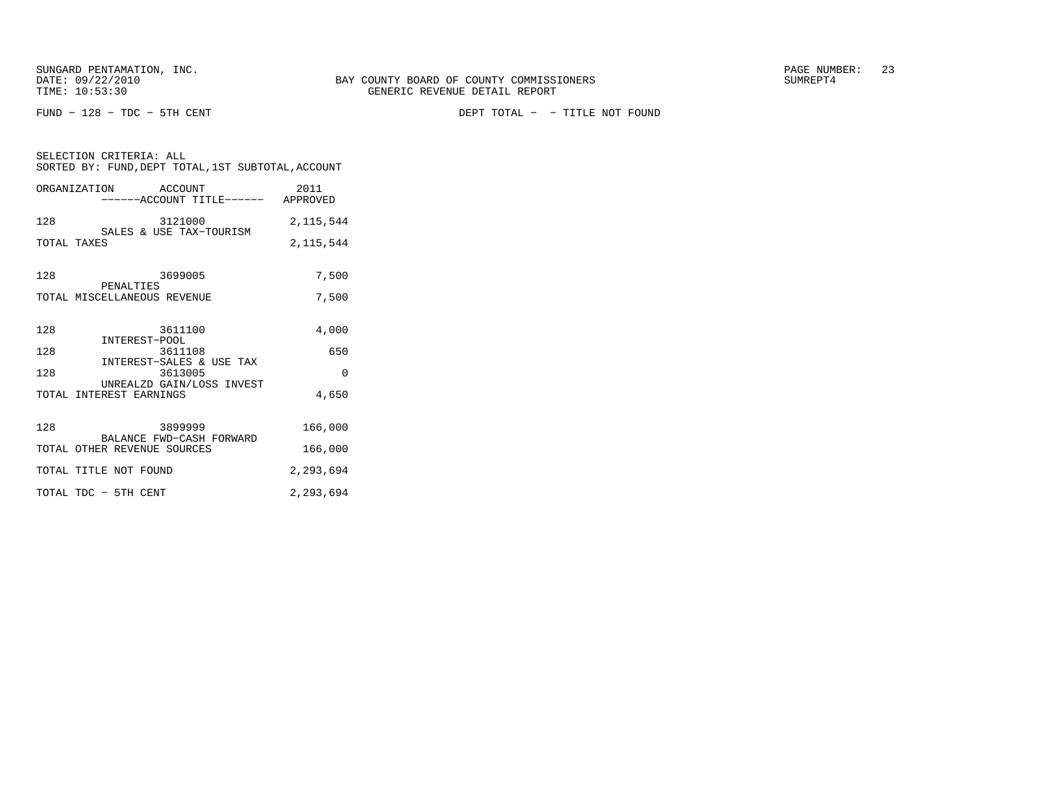BAY COUNTY BOARD OF COUNTY COMMISSIONERS
GENERIC REVENUE DETAIL REPORT

SUNGARD PENTAMATION, INC.
DATE: 09/22/2010
TIME: 10:53:30

SUMREPT4

FUND - 128 - TDC - 5TH CENT

DEPT TOTAL - - TITLE NOT FOUND

SELECTION CRITERIA: ALL
SORTED BY: FUND,DEPT TOTAL,1ST SUBTOTAL,ACCOUNT

| ORGANIZATION | ACCOUNT ------ACCOUNT TITLE------ | 2011 APPROVED |
|---|---|---|
| 128 | 3121000 SALES & USE TAX-TOURISM | 2,115,544 |
| TOTAL TAXES | | 2,115,544 |
| 128 | 3699005 PENALTIES | 7,500 |
| TOTAL MISCELLANEOUS REVENUE | | 7,500 |
| 128 | 3611100 INTEREST-POOL | 4,000 |
| 128 | 3611108 INTEREST-SALES & USE TAX | 650 |
| 128 | 3613005 UNREALZD GAIN/LOSS INVEST | 0 |
| TOTAL INTEREST EARNINGS | | 4,650 |
| 128 | 3899999 BALANCE FWD-CASH FORWARD | 166,000 |
| TOTAL OTHER REVENUE SOURCES | | 166,000 |
| TOTAL TITLE NOT FOUND | | 2,293,694 |
| TOTAL TDC - 5TH CENT | | 2,293,694 |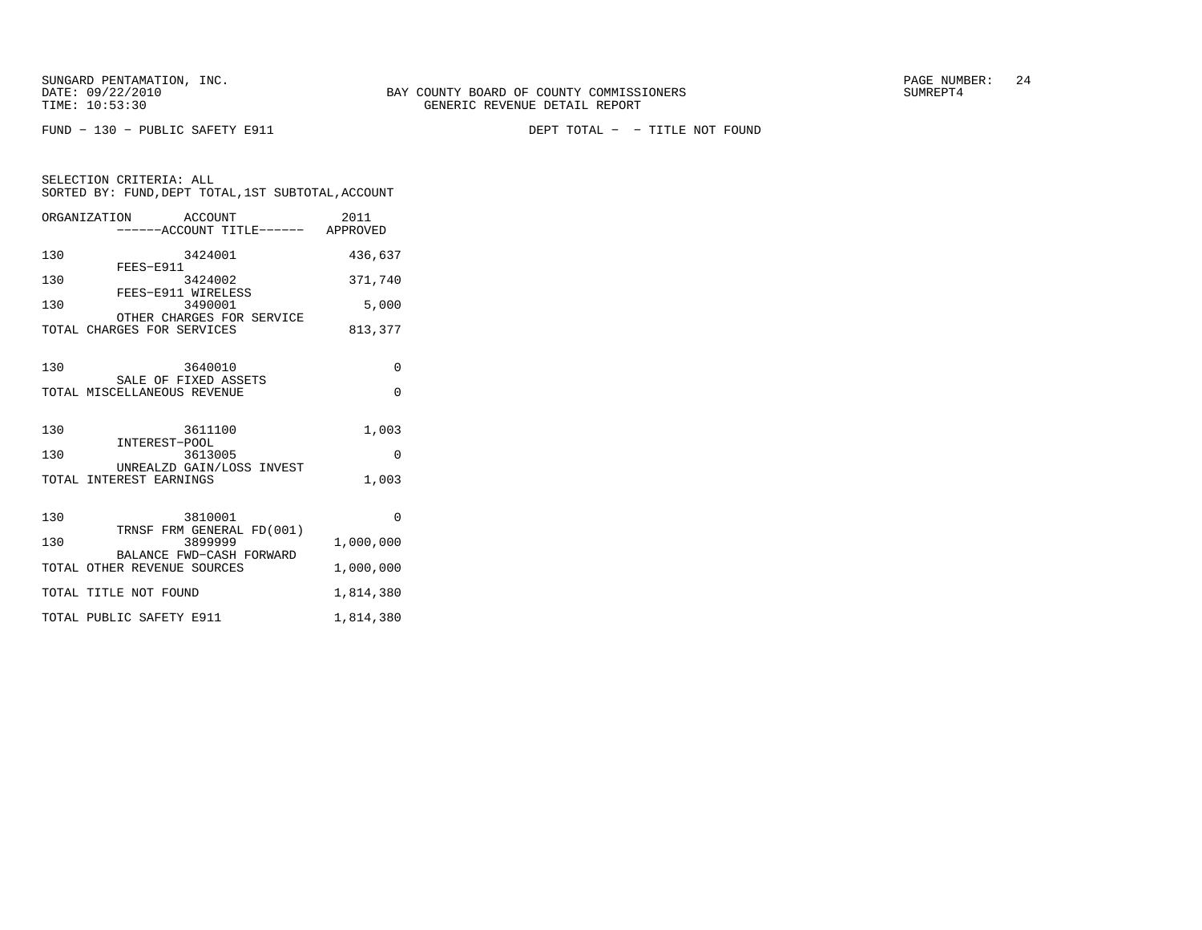SUNGARD PENTAMATION, INC.
DATE: 09/22/2010
TIME: 10:53:30

BAY COUNTY BOARD OF COUNTY COMMISSIONERS
GENERIC REVENUE DETAIL REPORT

PAGE NUMBER: 24
SUMREPT4

FUND − 130 − PUBLIC SAFETY E911

DEPT TOTAL − − TITLE NOT FOUND

SELECTION CRITERIA: ALL
SORTED BY: FUND,DEPT TOTAL,1ST SUBTOTAL,ACCOUNT

| ORGANIZATION | ACCOUNT / ------ACCOUNT TITLE------ | 2011 APPROVED |
|---|---|---|
| 130 | 3424001 FEES−E911 | 436,637 |
| 130 | 3424002 FEES−E911 WIRELESS | 371,740 |
| 130 | 3490001 OTHER CHARGES FOR SERVICE | 5,000 |
| TOTAL CHARGES FOR SERVICES | | 813,377 |
| 130 | 3640010 SALE OF FIXED ASSETS | 0 |
| TOTAL MISCELLANEOUS REVENUE | | 0 |
| 130 | 3611100 INTEREST−POOL | 1,003 |
| 130 | 3613005 UNREALZD GAIN/LOSS INVEST | 0 |
| TOTAL INTEREST EARNINGS | | 1,003 |
| 130 | 3810001 TRNSF FRM GENERAL FD(001) | 0 |
| 130 | 3899999 BALANCE FWD−CASH FORWARD | 1,000,000 |
| TOTAL OTHER REVENUE SOURCES | | 1,000,000 |
| TOTAL TITLE NOT FOUND | | 1,814,380 |
| TOTAL PUBLIC SAFETY E911 | | 1,814,380 |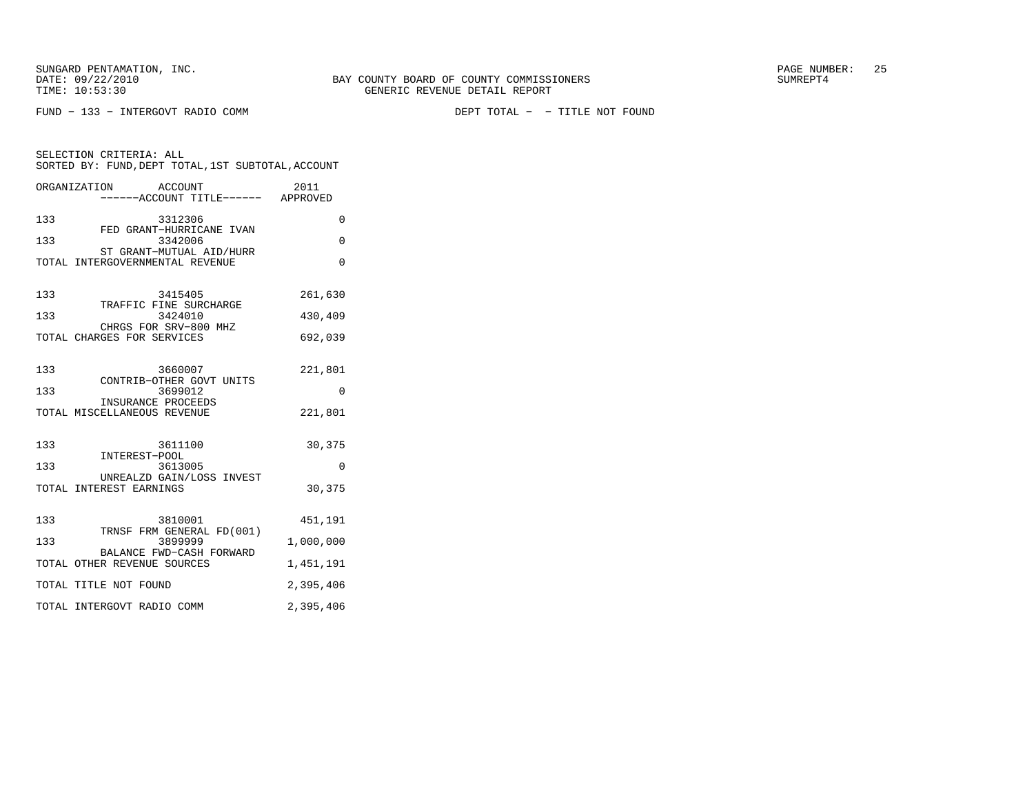BAY COUNTY BOARD OF COUNTY COMMISSIONERS
GENERIC REVENUE DETAIL REPORT

SUNGARD PENTAMATION, INC.
DATE: 09/22/2010
TIME: 10:53:30

SUMREPT4

FUND - 133 - INTERGOVT RADIO COMM

DEPT TOTAL - - TITLE NOT FOUND

SELECTION CRITERIA: ALL
SORTED BY: FUND,DEPT TOTAL,1ST SUBTOTAL,ACCOUNT

| ORGANIZATION | ACCOUNT / ------ACCOUNT TITLE------ | 2011 APPROVED |
|---|---|---|
| 133 | 3312306 FED GRANT-HURRICANE IVAN | 0 |
| 133 | 3342006 ST GRANT-MUTUAL AID/HURR | 0 |
| TOTAL INTERGOVERNMENTAL REVENUE | | 0 |
| 133 | 3415405 TRAFFIC FINE SURCHARGE | 261,630 |
| 133 | 3424010 CHRGS FOR SRV-800 MHZ | 430,409 |
| TOTAL CHARGES FOR SERVICES | | 692,039 |
| 133 | 3660007 CONTRIB-OTHER GOVT UNITS | 221,801 |
| 133 | 3699012 INSURANCE PROCEEDS | 0 |
| TOTAL MISCELLANEOUS REVENUE | | 221,801 |
| 133 | 3611100 INTEREST-POOL | 30,375 |
| 133 | 3613005 UNREALZD GAIN/LOSS INVEST | 0 |
| TOTAL INTEREST EARNINGS | | 30,375 |
| 133 | 3810001 TRNSF FRM GENERAL FD(001) | 451,191 |
| 133 | 3899999 BALANCE FWD-CASH FORWARD | 1,000,000 |
| TOTAL OTHER REVENUE SOURCES | | 1,451,191 |
| TOTAL TITLE NOT FOUND | | 2,395,406 |
| TOTAL INTERGOVT RADIO COMM | | 2,395,406 |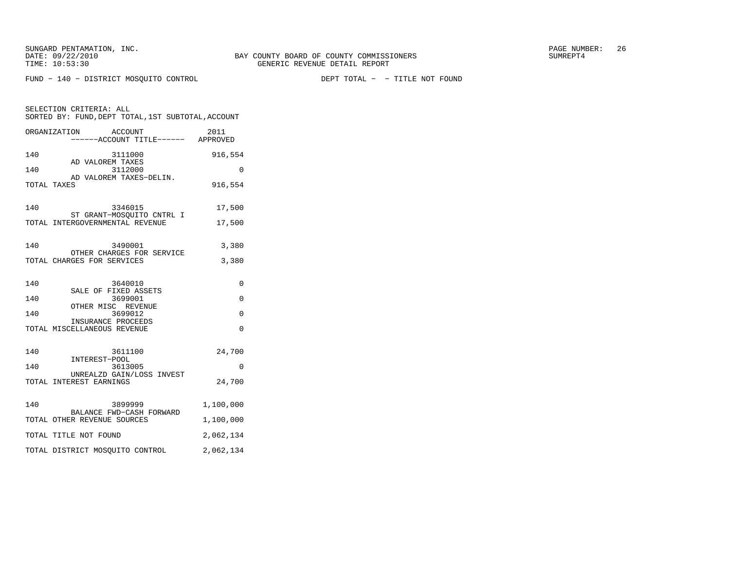SUNGARD PENTAMATION, INC.
DATE: 09/22/2010
TIME: 10:53:30

BAY COUNTY BOARD OF COUNTY COMMISSIONERS
GENERIC REVENUE DETAIL REPORT

PAGE NUMBER: 26
SUMREPT4

FUND - 140 - DISTRICT MOSQUITO CONTROL

DEPT TOTAL - - TITLE NOT FOUND

SELECTION CRITERIA: ALL
SORTED BY: FUND,DEPT TOTAL,1ST SUBTOTAL,ACCOUNT

| ORGANIZATION | ACCOUNT / ------ACCOUNT TITLE------ | 2011 APPROVED |
|---|---|---|
| 140 | 3111000 AD VALOREM TAXES | 916,554 |
| 140 | 3112000 AD VALOREM TAXES-DELIN. | 0 |
| TOTAL TAXES | | 916,554 |
| 140 | 3346015 ST GRANT-MOSQUITO CNTRL I | 17,500 |
| TOTAL INTERGOVERNMENTAL REVENUE | | 17,500 |
| 140 | 3490001 OTHER CHARGES FOR SERVICE | 3,380 |
| TOTAL CHARGES FOR SERVICES | | 3,380 |
| 140 | 3640010 SALE OF FIXED ASSETS | 0 |
| 140 | 3699001 OTHER MISC REVENUE | 0 |
| 140 | 3699012 INSURANCE PROCEEDS | 0 |
| TOTAL MISCELLANEOUS REVENUE | | 0 |
| 140 | 3611100 INTEREST-POOL | 24,700 |
| 140 | 3613005 UNREALZD GAIN/LOSS INVEST | 0 |
| TOTAL INTEREST EARNINGS | | 24,700 |
| 140 | 3899999 BALANCE FWD-CASH FORWARD | 1,100,000 |
| TOTAL OTHER REVENUE SOURCES | | 1,100,000 |
| TOTAL TITLE NOT FOUND | | 2,062,134 |
| TOTAL DISTRICT MOSQUITO CONTROL | | 2,062,134 |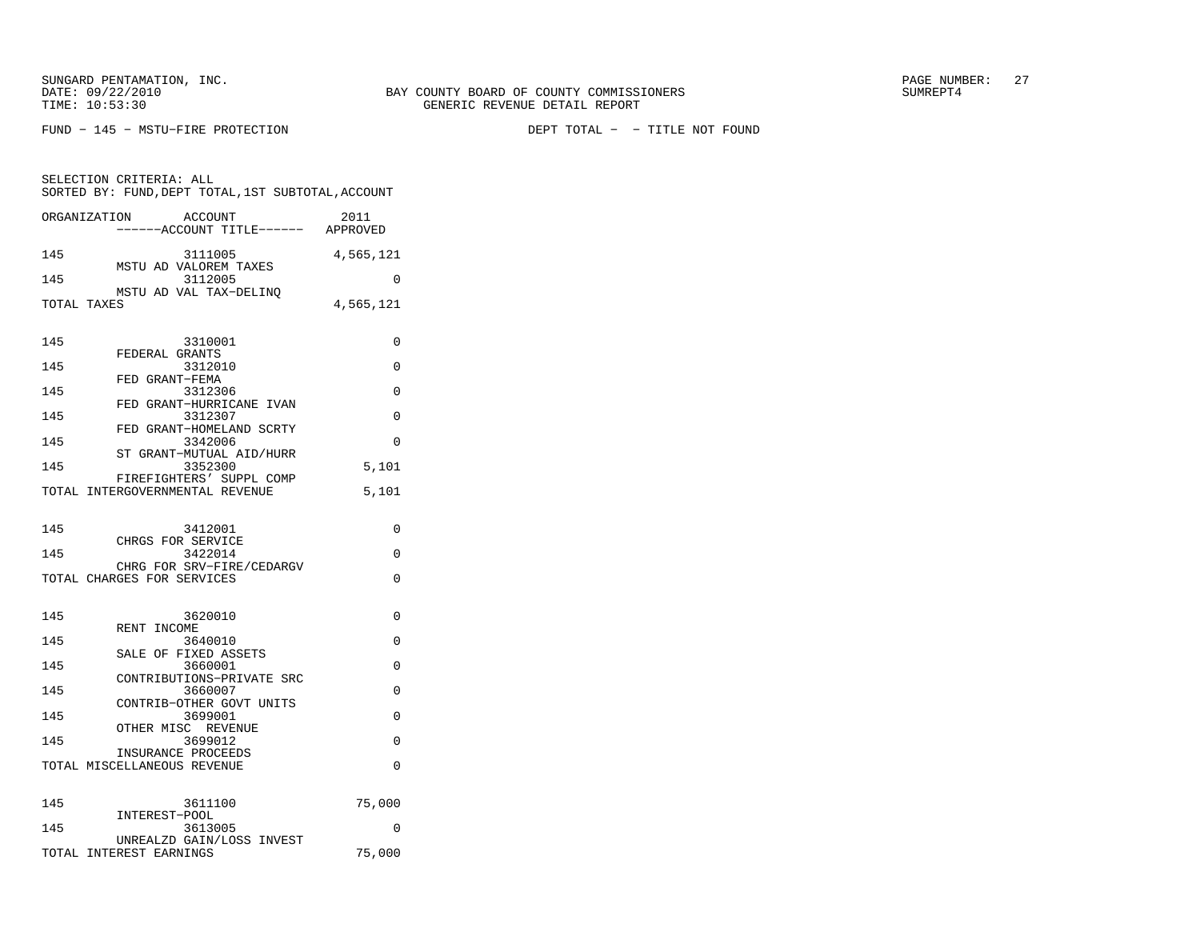BAY COUNTY BOARD OF COUNTY COMMISSIONERS
GENERIC REVENUE DETAIL REPORT

FUND - 145 - MSTU-FIRE PROTECTION          DEPT TOTAL -  - TITLE NOT FOUND

SELECTION CRITERIA: ALL
SORTED BY: FUND,DEPT TOTAL,1ST SUBTOTAL,ACCOUNT

| ORGANIZATION | ACCOUNT / ACCOUNT TITLE | 2011 APPROVED |
|---|---|---|
| 145 | 3111005 MSTU AD VALOREM TAXES | 4,565,121 |
| 145 | 3112005 MSTU AD VAL TAX-DELINQ | 0 |
| TOTAL TAXES | | 4,565,121 |
| 145 | 3310001 FEDERAL GRANTS | 0 |
| 145 | 3312010 FED GRANT-FEMA | 0 |
| 145 | 3312306 FED GRANT-HURRICANE IVAN | 0 |
| 145 | 3312307 FED GRANT-HOMELAND SCRTY | 0 |
| 145 | 3342006 ST GRANT-MUTUAL AID/HURR | 0 |
| 145 | 3352300 FIREFIGHTERS' SUPPL COMP | 5,101 |
| TOTAL INTERGOVERNMENTAL REVENUE | | 5,101 |
| 145 | 3412001 CHRGS FOR SERVICE | 0 |
| 145 | 3422014 CHRG FOR SRV-FIRE/CEDARGV | 0 |
| TOTAL CHARGES FOR SERVICES | | 0 |
| 145 | 3620010 RENT INCOME | 0 |
| 145 | 3640010 SALE OF FIXED ASSETS | 0 |
| 145 | 3660001 CONTRIBUTIONS-PRIVATE SRC | 0 |
| 145 | 3660007 CONTRIB-OTHER GOVT UNITS | 0 |
| 145 | 3699001 OTHER MISC REVENUE | 0 |
| 145 | 3699012 INSURANCE PROCEEDS | 0 |
| TOTAL MISCELLANEOUS REVENUE | | 0 |
| 145 | 3611100 INTEREST-POOL | 75,000 |
| 145 | 3613005 UNREALZD GAIN/LOSS INVEST | 0 |
| TOTAL INTEREST EARNINGS | | 75,000 |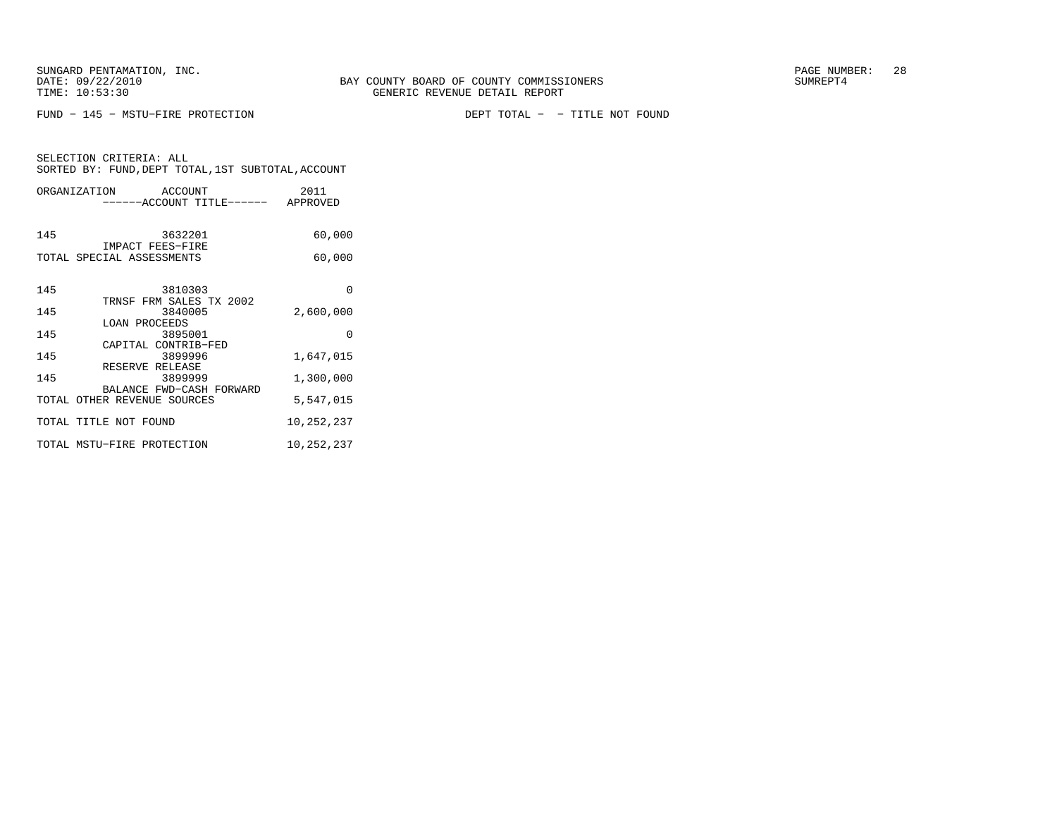SUNGARD PENTAMATION, INC.
DATE: 09/22/2010
TIME: 10:53:30

BAY COUNTY BOARD OF COUNTY COMMISSIONERS
GENERIC REVENUE DETAIL REPORT

SUMREPT4

FUND − 145 − MSTU−FIRE PROTECTION

DEPT TOTAL − − TITLE NOT FOUND

SELECTION CRITERIA: ALL
SORTED BY: FUND,DEPT TOTAL,1ST SUBTOTAL,ACCOUNT

| ORGANIZATION | ACCOUNT / ------ACCOUNT TITLE------ | 2011 APPROVED |
|---|---|---|
| 145 | 3632201 IMPACT FEES−FIRE | 60,000 |
| TOTAL SPECIAL ASSESSMENTS | | 60,000 |
| 145 | 3810303 TRNSF FRM SALES TX 2002 | 0 |
| 145 | 3840005 LOAN PROCEEDS | 2,600,000 |
| 145 | 3895001 CAPITAL CONTRIB−FED | 0 |
| 145 | 3899996 RESERVE RELEASE | 1,647,015 |
| 145 | 3899999 BALANCE FWD−CASH FORWARD | 1,300,000 |
| TOTAL OTHER REVENUE SOURCES | | 5,547,015 |
| TOTAL TITLE NOT FOUND | | 10,252,237 |
| TOTAL MSTU−FIRE PROTECTION | | 10,252,237 |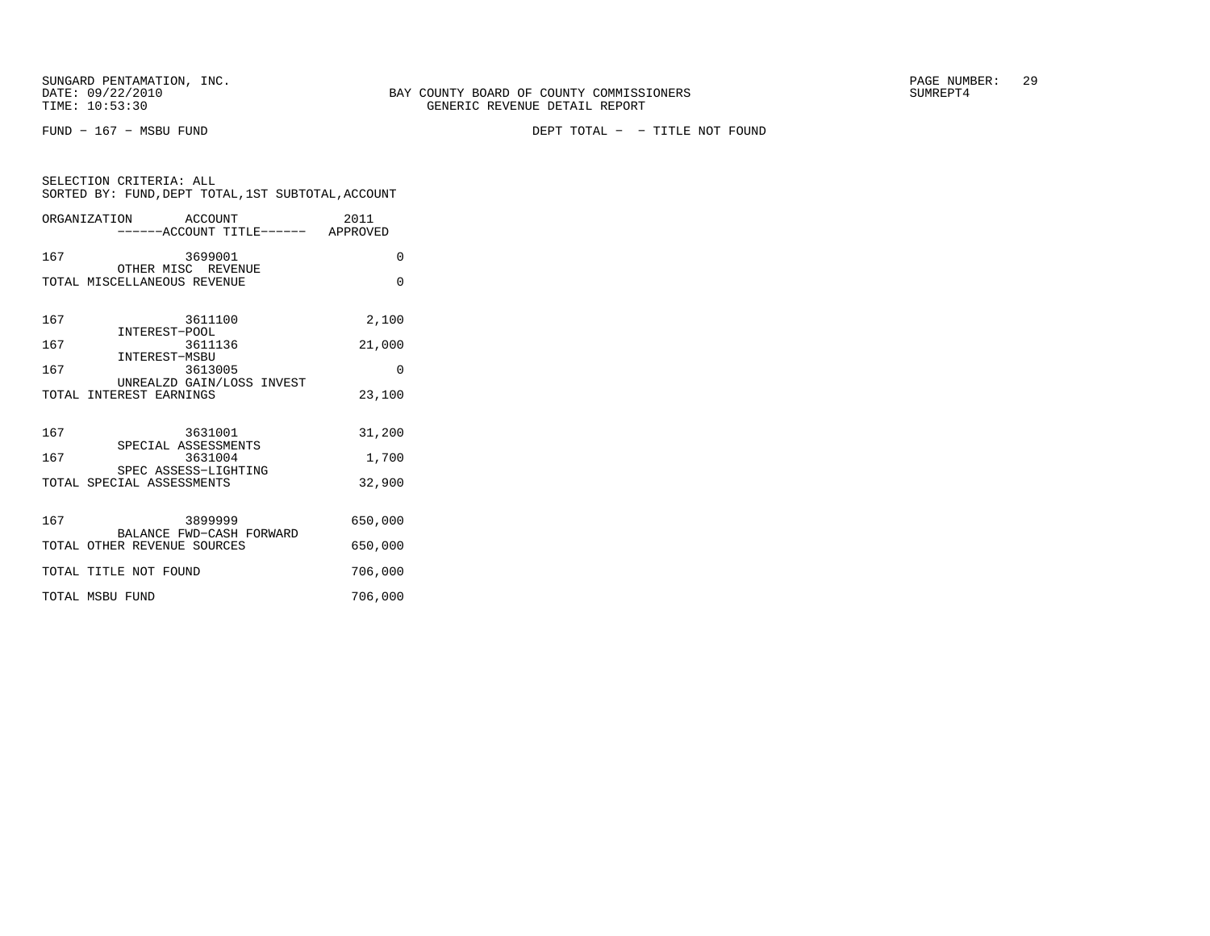SUNGARD PENTAMATION, INC.
DATE: 09/22/2010
TIME: 10:53:30

BAY COUNTY BOARD OF COUNTY COMMISSIONERS
GENERIC REVENUE DETAIL REPORT

SUMREPT4

FUND - 167 - MSBU FUND

DEPT TOTAL - - TITLE NOT FOUND

SELECTION CRITERIA: ALL
SORTED BY: FUND,DEPT TOTAL,1ST SUBTOTAL,ACCOUNT

| ORGANIZATION | ACCOUNT ------ACCOUNT TITLE------ | 2011 APPROVED |
|---|---|---|
| 167 | 3699001 OTHER MISC REVENUE | 0 |
| TOTAL MISCELLANEOUS REVENUE | | 0 |
| 167 | 3611100 INTEREST-POOL | 2,100 |
| 167 | 3611136 INTEREST-MSBU | 21,000 |
| 167 | 3613005 UNREALZD GAIN/LOSS INVEST | 0 |
| TOTAL INTEREST EARNINGS | | 23,100 |
| 167 | 3631001 SPECIAL ASSESSMENTS | 31,200 |
| 167 | 3631004 SPEC ASSESS-LIGHTING | 1,700 |
| TOTAL SPECIAL ASSESSMENTS | | 32,900 |
| 167 | 3899999 BALANCE FWD-CASH FORWARD | 650,000 |
| TOTAL OTHER REVENUE SOURCES | | 650,000 |
| TOTAL TITLE NOT FOUND | | 706,000 |
| TOTAL MSBU FUND | | 706,000 |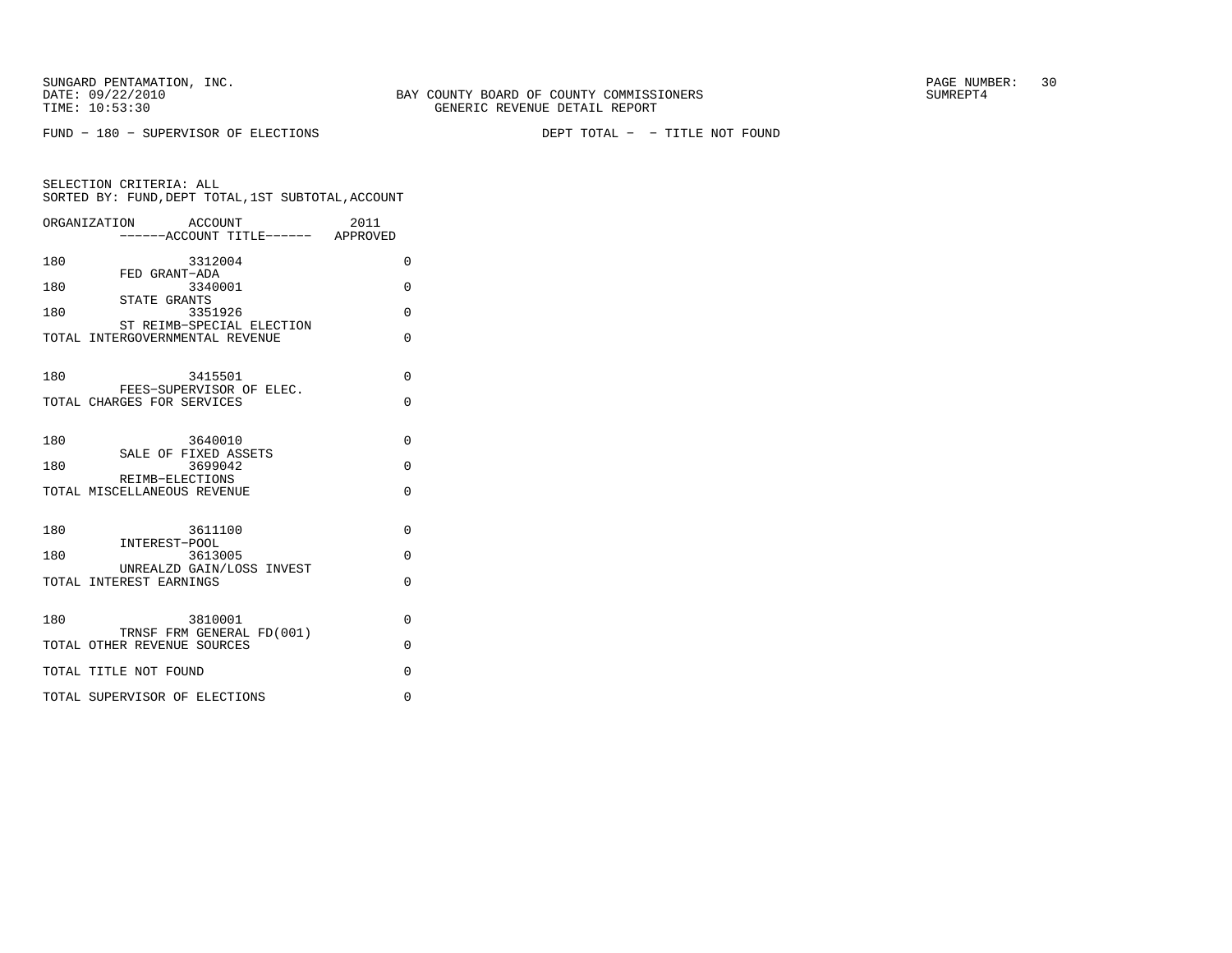SUNGARD PENTAMATION, INC.
DATE: 09/22/2010
TIME: 10:53:30

BAY COUNTY BOARD OF COUNTY COMMISSIONERS
GENERIC REVENUE DETAIL REPORT

SUMREPT4

FUND - 180 - SUPERVISOR OF ELECTIONS

DEPT TOTAL - - TITLE NOT FOUND

SELECTION CRITERIA: ALL
SORTED BY: FUND,DEPT TOTAL,1ST SUBTOTAL,ACCOUNT

| ORGANIZATION | ACCOUNT ------ACCOUNT TITLE------ | 2011 APPROVED |
|---|---|---|
| 180 | 3312004 FED GRANT-ADA | 0 |
| 180 | 3340001 STATE GRANTS | 0 |
| 180 | 3351926 ST REIMB-SPECIAL ELECTION | 0 |
| TOTAL INTERGOVERNMENTAL REVENUE | | 0 |
| 180 | 3415501 FEES-SUPERVISOR OF ELEC. | 0 |
| TOTAL CHARGES FOR SERVICES | | 0 |
| 180 | 3640010 SALE OF FIXED ASSETS | 0 |
| 180 | 3699042 REIMB-ELECTIONS | 0 |
| TOTAL MISCELLANEOUS REVENUE | | 0 |
| 180 | 3611100 INTEREST-POOL | 0 |
| 180 | 3613005 UNREALZD GAIN/LOSS INVEST | 0 |
| TOTAL INTEREST EARNINGS | | 0 |
| 180 | 3810001 TRNSF FRM GENERAL FD(001) | 0 |
| TOTAL OTHER REVENUE SOURCES | | 0 |
| TOTAL TITLE NOT FOUND | | 0 |
| TOTAL SUPERVISOR OF ELECTIONS | | 0 |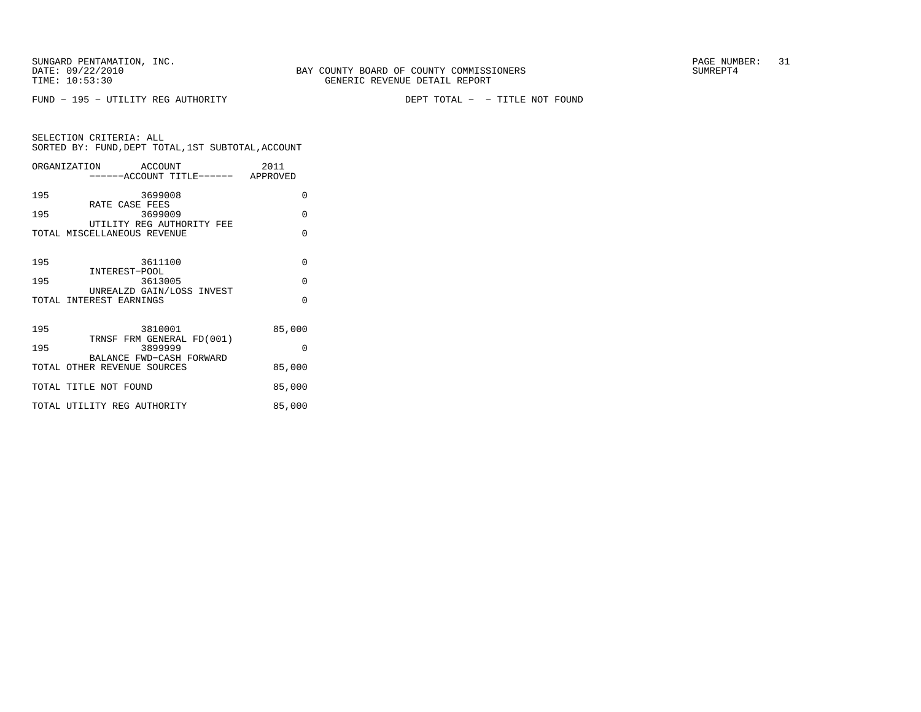SUNGARD PENTAMATION, INC.
DATE: 09/22/2010
TIME: 10:53:30

BAY COUNTY BOARD OF COUNTY COMMISSIONERS
GENERIC REVENUE DETAIL REPORT

SUMREPT4

FUND - 195 - UTILITY REG AUTHORITY

DEPT TOTAL - - TITLE NOT FOUND

SELECTION CRITERIA: ALL
SORTED BY: FUND,DEPT TOTAL,1ST SUBTOTAL,ACCOUNT

| ORGANIZATION | ACCOUNT / ------ACCOUNT TITLE------ | 2011 APPROVED |
|---|---|---|
| 195 | 3699008 RATE CASE FEES | 0 |
| 195 | 3699009 UTILITY REG AUTHORITY FEE | 0 |
| TOTAL MISCELLANEOUS REVENUE | | 0 |
| 195 | 3611100 INTEREST-POOL | 0 |
| 195 | 3613005 UNREALZD GAIN/LOSS INVEST | 0 |
| TOTAL INTEREST EARNINGS | | 0 |
| 195 | 3810001 TRNSF FRM GENERAL FD(001) | 85,000 |
| 195 | 3899999 BALANCE FWD-CASH FORWARD | 0 |
| TOTAL OTHER REVENUE SOURCES | | 85,000 |
| TOTAL TITLE NOT FOUND | | 85,000 |
| TOTAL UTILITY REG AUTHORITY | | 85,000 |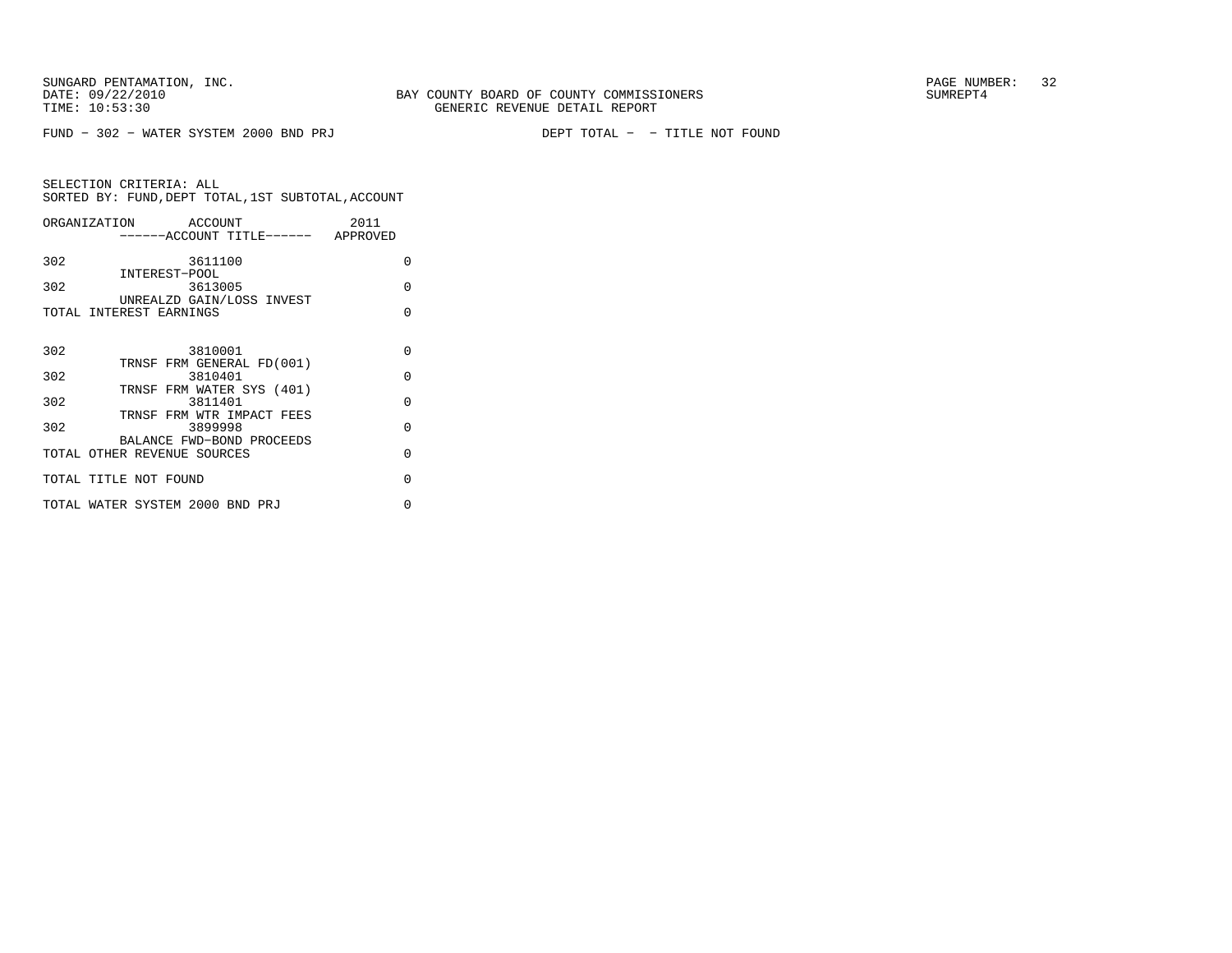SUNGARD PENTAMATION, INC.
DATE: 09/22/2010
TIME: 10:53:30

BAY COUNTY BOARD OF COUNTY COMMISSIONERS
GENERIC REVENUE DETAIL REPORT

PAGE NUMBER: 32
SUMREPT4

FUND - 302 - WATER SYSTEM 2000 BND PRJ DEPT TOTAL - - TITLE NOT FOUND

SELECTION CRITERIA: ALL
SORTED BY: FUND,DEPT TOTAL,1ST SUBTOTAL,ACCOUNT

| ORGANIZATION | ACCOUNT ------ACCOUNT TITLE------ | 2011 APPROVED |
|---|---|---|
| 302 | 3611100 INTEREST-POOL | 0 |
| 302 | 3613005 UNREALZD GAIN/LOSS INVEST | 0 |
| TOTAL INTEREST EARNINGS | | 0 |
| 302 | 3810001 TRNSF FRM GENERAL FD(001) | 0 |
| 302 | 3810401 TRNSF FRM WATER SYS (401) | 0 |
| 302 | 3811401 TRNSF FRM WTR IMPACT FEES | 0 |
| 302 | 3899998 BALANCE FWD-BOND PROCEEDS | 0 |
| TOTAL OTHER REVENUE SOURCES | | 0 |
| TOTAL TITLE NOT FOUND | | 0 |
| TOTAL WATER SYSTEM 2000 BND PRJ | | 0 |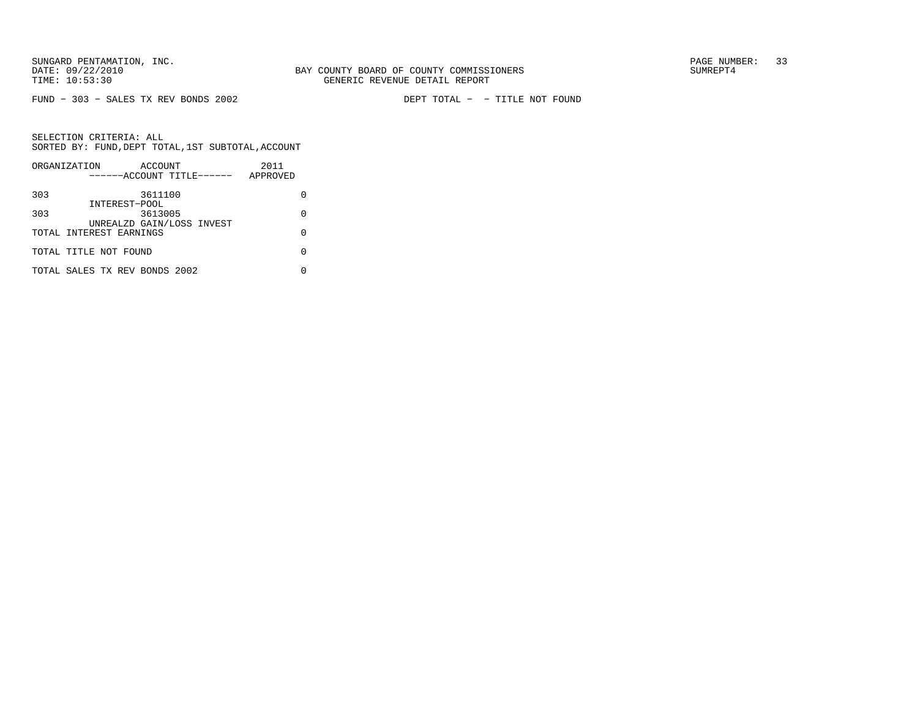SUNGARD PENTAMATION, INC.
DATE: 09/22/2010
TIME: 10:53:30

BAY COUNTY BOARD OF COUNTY COMMISSIONERS
GENERIC REVENUE DETAIL REPORT

SUMREPT4

FUND - 303 - SALES TX REV BONDS 2002 DEPT TOTAL - - TITLE NOT FOUND

SELECTION CRITERIA: ALL
SORTED BY: FUND,DEPT TOTAL,1ST SUBTOTAL,ACCOUNT

| ORGANIZATION | ACCOUNT ------ACCOUNT TITLE------ | 2011 APPROVED |
|---|---|---|
| 303 | 3611100 INTEREST-POOL | 0 |
| 303 | 3613005 UNREALZD GAIN/LOSS INVEST | 0 |
| TOTAL INTEREST EARNINGS | | 0 |
| TOTAL TITLE NOT FOUND | | 0 |
| TOTAL SALES TX REV BONDS 2002 | | 0 |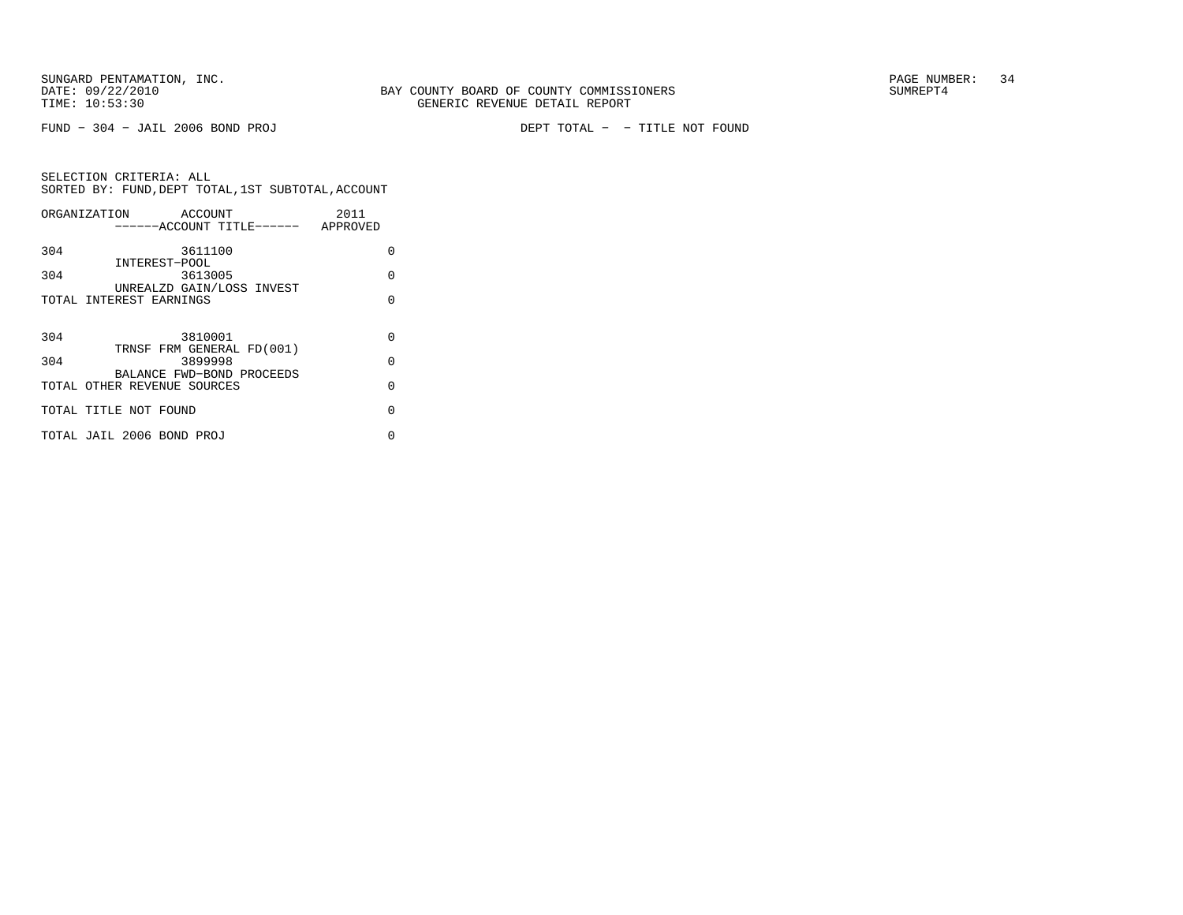SUNGARD PENTAMATION, INC.
DATE: 09/22/2010
TIME: 10:53:30

BAY COUNTY BOARD OF COUNTY COMMISSIONERS
GENERIC REVENUE DETAIL REPORT

SUMREPT4

FUND - 304 - JAIL 2006 BOND PROJ

DEPT TOTAL - - TITLE NOT FOUND

SELECTION CRITERIA: ALL
SORTED BY: FUND,DEPT TOTAL,1ST SUBTOTAL,ACCOUNT

| ORGANIZATION | ACCOUNT ------ACCOUNT TITLE------ | 2011 APPROVED |
|---|---|---|
| 304 | 3611100 INTEREST-POOL | 0 |
| 304 | 3613005 UNREALZD GAIN/LOSS INVEST | 0 |
| TOTAL INTEREST EARNINGS | | 0 |
| 304 | 3810001 TRNSF FRM GENERAL FD(001) | 0 |
| 304 | 3899998 BALANCE FWD-BOND PROCEEDS | 0 |
| TOTAL OTHER REVENUE SOURCES | | 0 |
| TOTAL TITLE NOT FOUND | | 0 |
| TOTAL JAIL 2006 BOND PROJ | | 0 |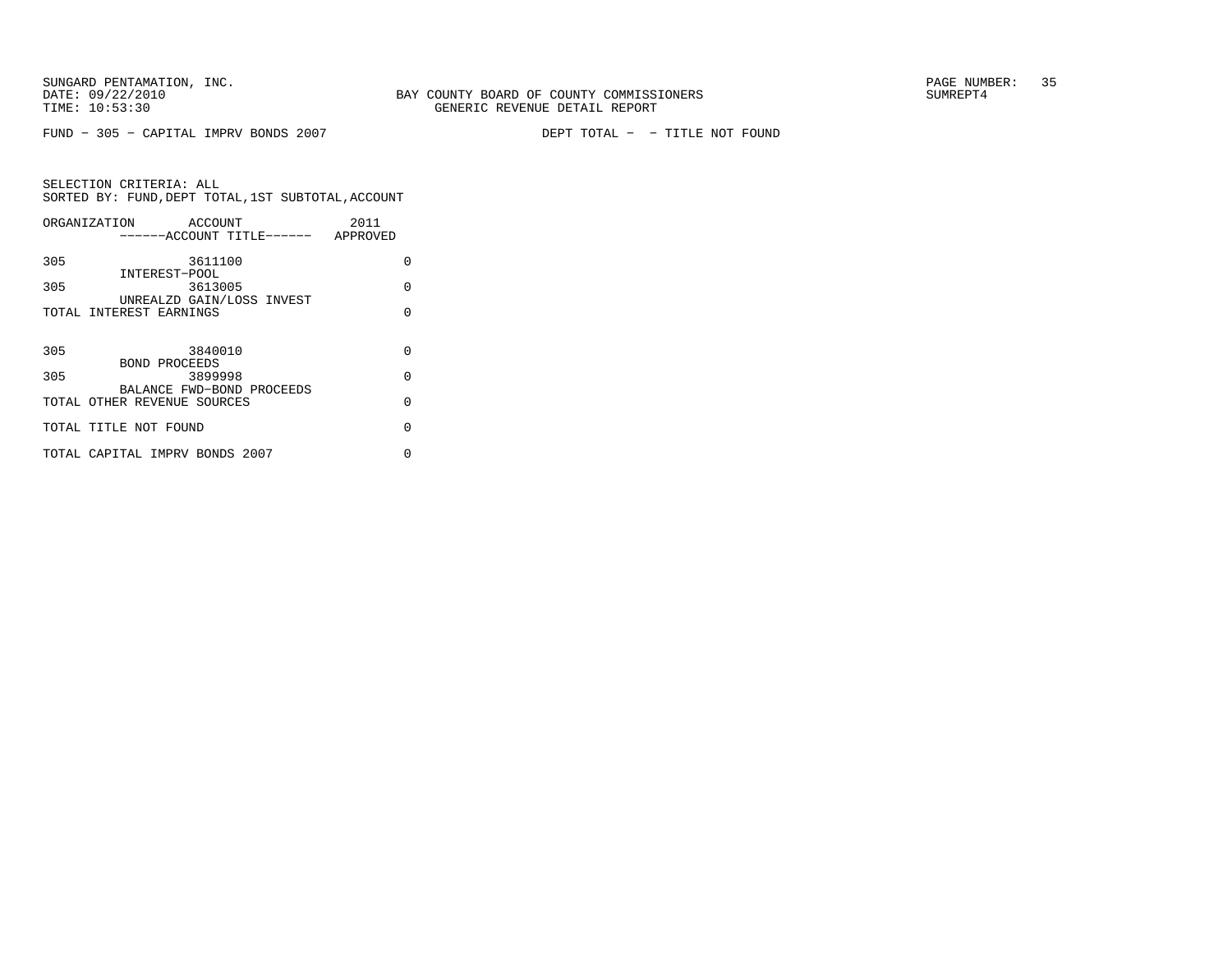SUNGARD PENTAMATION, INC.
DATE: 09/22/2010
TIME: 10:53:30

BAY COUNTY BOARD OF COUNTY COMMISSIONERS
GENERIC REVENUE DETAIL REPORT

SUMREPT4

FUND - 305 - CAPITAL IMPRV BONDS 2007 DEPT TOTAL - - TITLE NOT FOUND

SELECTION CRITERIA: ALL
SORTED BY: FUND,DEPT TOTAL,1ST SUBTOTAL,ACCOUNT

| ORGANIZATION | ACCOUNT ------ACCOUNT TITLE------ | 2011 APPROVED |
|---|---|---|
| 305 | 3611100 INTEREST-POOL | 0 |
| 305 | 3613005 UNREALZD GAIN/LOSS INVEST | 0 |
| TOTAL INTEREST EARNINGS | | 0 |
| 305 | 3840010 BOND PROCEEDS | 0 |
| 305 | 3899998 BALANCE FWD-BOND PROCEEDS | 0 |
| TOTAL OTHER REVENUE SOURCES | | 0 |
| TOTAL TITLE NOT FOUND | | 0 |
| TOTAL CAPITAL IMPRV BONDS 2007 | | 0 |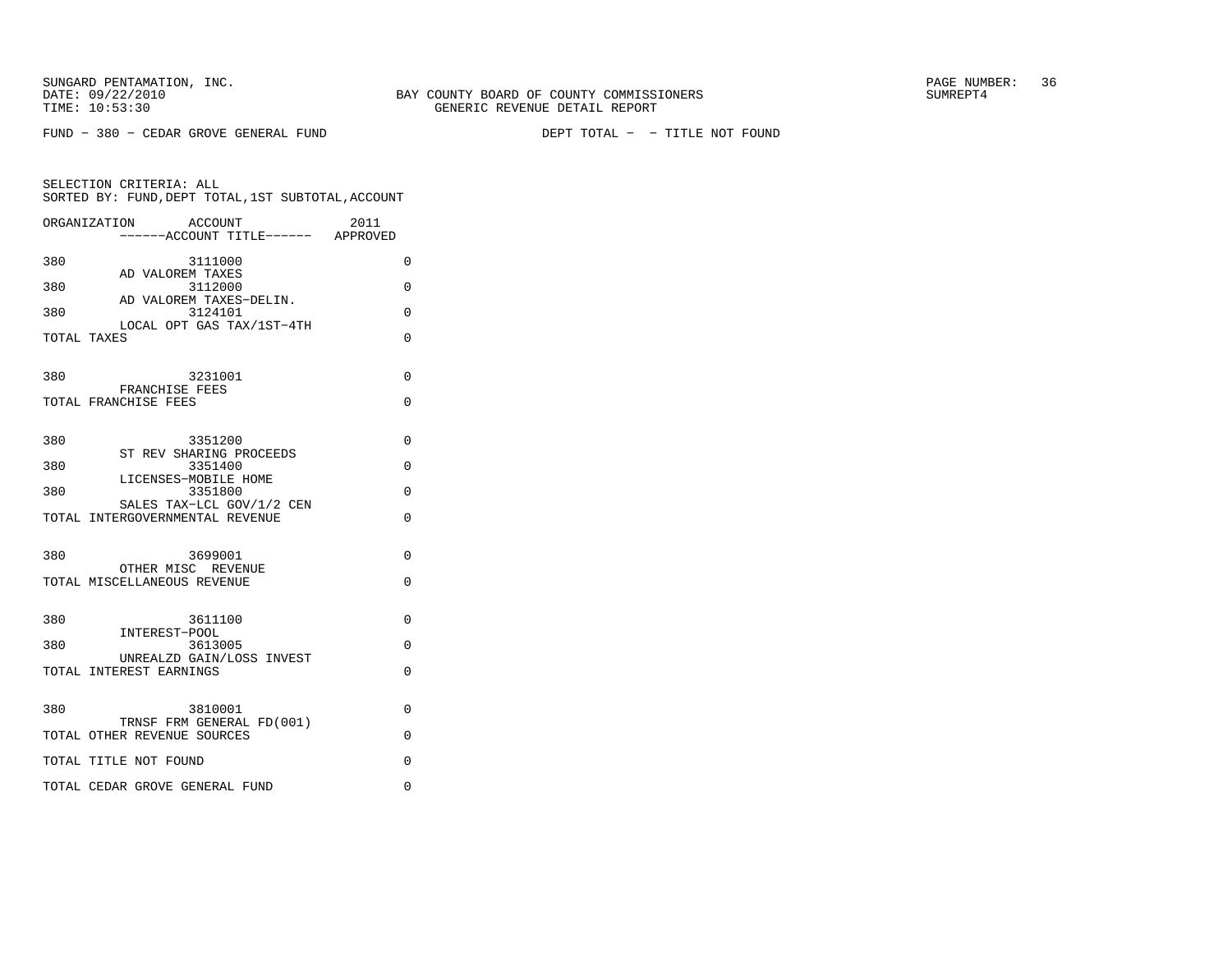SUNGARD PENTAMATION, INC.
DATE: 09/22/2010
TIME: 10:53:30

BAY COUNTY BOARD OF COUNTY COMMISSIONERS
GENERIC REVENUE DETAIL REPORT

SUMREPT4

FUND - 380 - CEDAR GROVE GENERAL FUND

DEPT TOTAL - - TITLE NOT FOUND

SELECTION CRITERIA: ALL
SORTED BY: FUND,DEPT TOTAL,1ST SUBTOTAL,ACCOUNT

| ORGANIZATION | ACCOUNT ------ACCOUNT TITLE------ | 2011 APPROVED |
|---|---|---|
| 380 | 3111000 AD VALOREM TAXES | 0 |
| 380 | 3112000 AD VALOREM TAXES-DELIN. | 0 |
| 380 | 3124101 LOCAL OPT GAS TAX/1ST-4TH | 0 |
| TOTAL TAXES | | 0 |
| 380 | 3231001 FRANCHISE FEES | 0 |
| TOTAL FRANCHISE FEES | | 0 |
| 380 | 3351200 ST REV SHARING PROCEEDS | 0 |
| 380 | 3351400 LICENSES-MOBILE HOME | 0 |
| 380 | 3351800 SALES TAX-LCL GOV/1/2 CEN | 0 |
| TOTAL INTERGOVERNMENTAL REVENUE | | 0 |
| 380 | 3699001 OTHER MISC REVENUE | 0 |
| TOTAL MISCELLANEOUS REVENUE | | 0 |
| 380 | 3611100 INTEREST-POOL | 0 |
| 380 | 3613005 UNREALZD GAIN/LOSS INVEST | 0 |
| TOTAL INTEREST EARNINGS | | 0 |
| 380 | 3810001 TRNSF FRM GENERAL FD(001) | 0 |
| TOTAL OTHER REVENUE SOURCES | | 0 |
| TOTAL TITLE NOT FOUND | | 0 |
| TOTAL CEDAR GROVE GENERAL FUND | | 0 |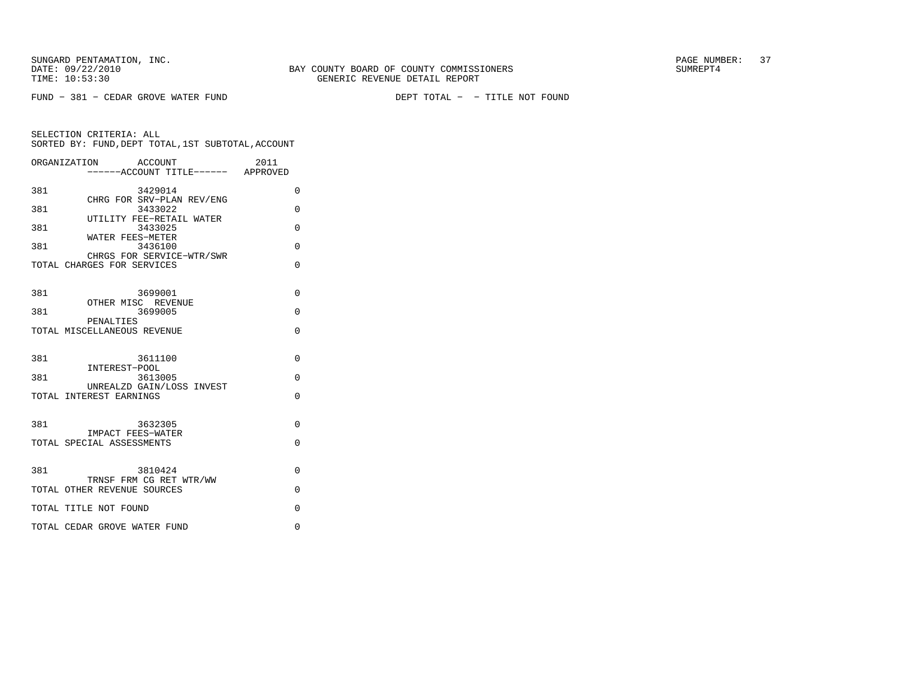BAY COUNTY BOARD OF COUNTY COMMISSIONERS
GENERIC REVENUE DETAIL REPORT

FUND - 381 - CEDAR GROVE WATER FUND

DEPT TOTAL - - TITLE NOT FOUND

SELECTION CRITERIA: ALL
SORTED BY: FUND,DEPT TOTAL,1ST SUBTOTAL,ACCOUNT

| ORGANIZATION | ACCOUNT / ------ACCOUNT TITLE------ | 2011 APPROVED |
|---|---|---|
| 381 | 3429014 CHRG FOR SRV-PLAN REV/ENG | 0 |
| 381 | 3433022 UTILITY FEE-RETAIL WATER | 0 |
| 381 | 3433025 WATER FEES-METER | 0 |
| 381 | 3436100 CHRGS FOR SERVICE-WTR/SWR | 0 |
| TOTAL CHARGES FOR SERVICES | | 0 |
| 381 | 3699001 OTHER MISC REVENUE | 0 |
| 381 | 3699005 PENALTIES | 0 |
| TOTAL MISCELLANEOUS REVENUE | | 0 |
| 381 | 3611100 INTEREST-POOL | 0 |
| 381 | 3613005 UNREALZD GAIN/LOSS INVEST | 0 |
| TOTAL INTEREST EARNINGS | | 0 |
| 381 | 3632305 IMPACT FEES-WATER | 0 |
| TOTAL SPECIAL ASSESSMENTS | | 0 |
| 381 | 3810424 TRNSF FRM CG RET WTR/WW | 0 |
| TOTAL OTHER REVENUE SOURCES | | 0 |
| TOTAL TITLE NOT FOUND | | 0 |
| TOTAL CEDAR GROVE WATER FUND | | 0 |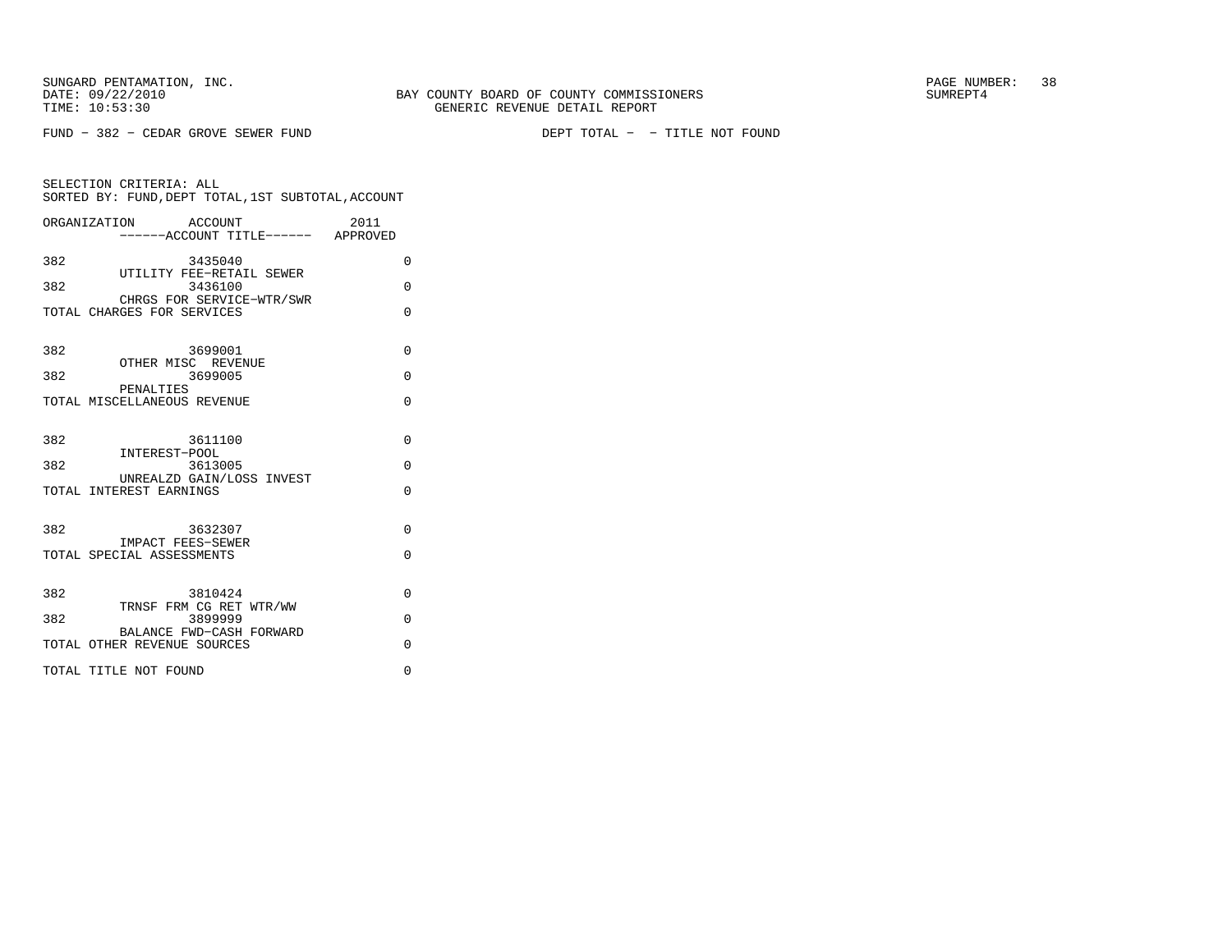SUNGARD PENTAMATION, INC.
DATE: 09/22/2010
TIME: 10:53:30

BAY COUNTY BOARD OF COUNTY COMMISSIONERS
GENERIC REVENUE DETAIL REPORT

SUMREPT4

FUND − 382 − CEDAR GROVE SEWER FUND

DEPT TOTAL − − TITLE NOT FOUND

SELECTION CRITERIA: ALL
SORTED BY: FUND,DEPT TOTAL,1ST SUBTOTAL,ACCOUNT

| ORGANIZATION | ACCOUNT ------ACCOUNT TITLE------ | 2011 APPROVED |
|---|---|---|
| 382 | 3435040 UTILITY FEE−RETAIL SEWER | 0 |
| 382 | 3436100 CHRGS FOR SERVICE−WTR/SWR | 0 |
| TOTAL CHARGES FOR SERVICES | | 0 |
| 382 | 3699001 OTHER MISC REVENUE | 0 |
| 382 | 3699005 PENALTIES | 0 |
| TOTAL MISCELLANEOUS REVENUE | | 0 |
| 382 | 3611100 INTEREST−POOL | 0 |
| 382 | 3613005 UNREALZD GAIN/LOSS INVEST | 0 |
| TOTAL INTEREST EARNINGS | | 0 |
| 382 | 3632307 IMPACT FEES−SEWER | 0 |
| TOTAL SPECIAL ASSESSMENTS | | 0 |
| 382 | 3810424 TRNSF FRM CG RET WTR/WW | 0 |
| 382 | 3899999 BALANCE FWD−CASH FORWARD | 0 |
| TOTAL OTHER REVENUE SOURCES | | 0 |
| TOTAL TITLE NOT FOUND | | 0 |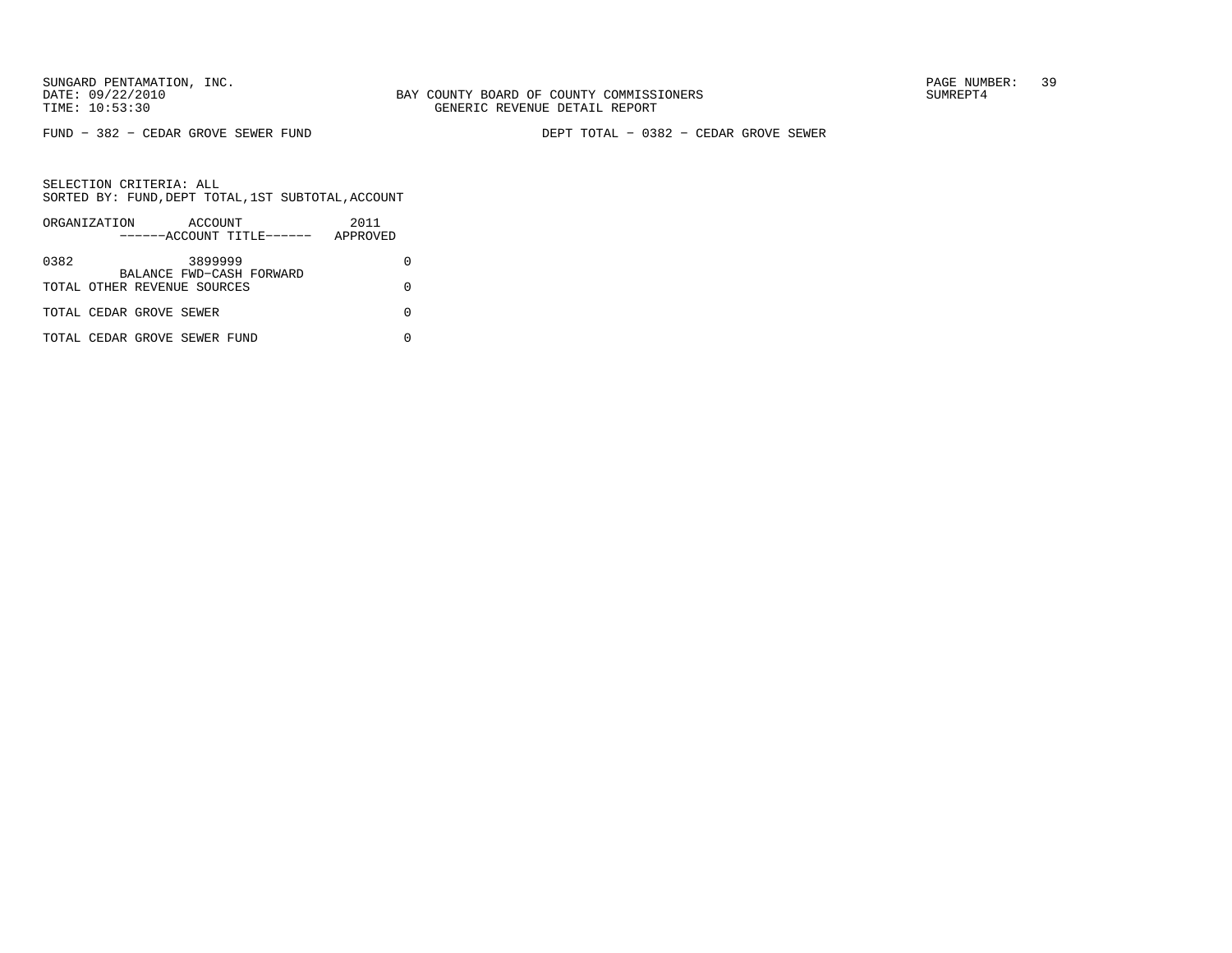BAY COUNTY BOARD OF COUNTY COMMISSIONERS
GENERIC REVENUE DETAIL REPORT

SUNGARD PENTAMATION, INC.
DATE: 09/22/2010
TIME: 10:53:30

PAGE NUMBER: 39
SUMREPT4

FUND − 382 − CEDAR GROVE SEWER FUND

DEPT TOTAL − 0382 − CEDAR GROVE SEWER

SELECTION CRITERIA: ALL
SORTED BY: FUND,DEPT TOTAL,1ST SUBTOTAL,ACCOUNT

| ORGANIZATION | ACCOUNT<br>------ACCOUNT TITLE------ | 2011<br>APPROVED |
|---|---|---|
| 0382 | 3899999<br>BALANCE FWD-CASH FORWARD | 0 |
| TOTAL OTHER REVENUE SOURCES | | 0 |
| TOTAL CEDAR GROVE SEWER | | 0 |
| TOTAL CEDAR GROVE SEWER FUND | | 0 |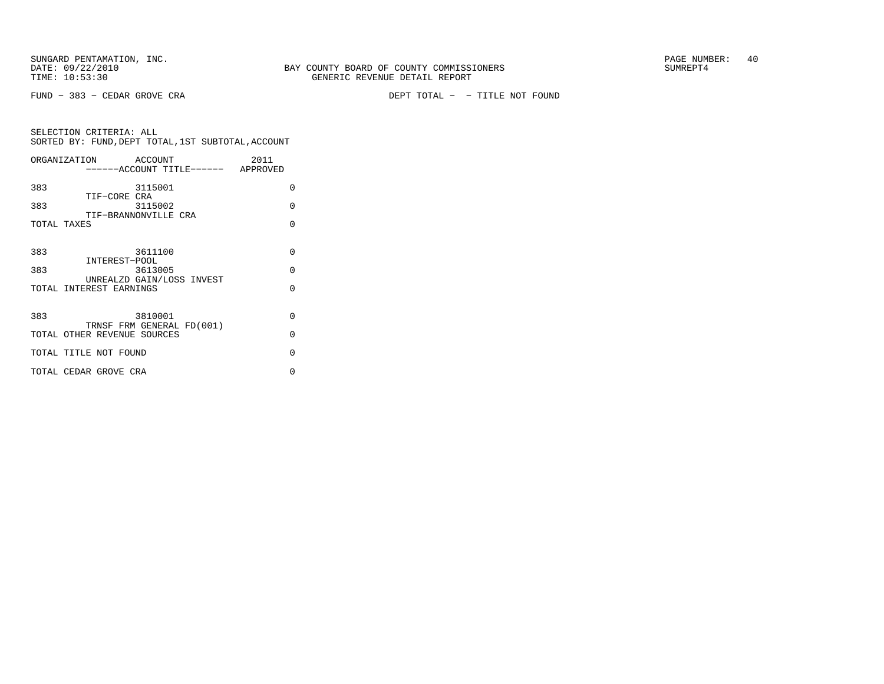SUNGARD PENTAMATION, INC.
DATE: 09/22/2010 BAY COUNTY BOARD OF COUNTY COMMISSIONERS SUMREPT4
TIME: 10:53:30 GENERIC REVENUE DETAIL REPORT

FUND − 383 − CEDAR GROVE CRA DEPT TOTAL − − TITLE NOT FOUND

SELECTION CRITERIA: ALL
SORTED BY: FUND,DEPT TOTAL,1ST SUBTOTAL,ACCOUNT

| ORGANIZATION | ACCOUNT ------ACCOUNT TITLE------ | 2011 APPROVED |
|---|---|---|
| 383 | 3115001 TIF−CORE CRA | 0 |
| 383 | 3115002 TIF−BRANNONVILLE CRA | 0 |
| TOTAL TAXES | | 0 |
| 383 | 3611100 INTEREST−POOL | 0 |
| 383 | 3613005 UNREALZD GAIN/LOSS INVEST | 0 |
| TOTAL INTEREST EARNINGS | | 0 |
| 383 | 3810001 TRNSF FRM GENERAL FD(001) | 0 |
| TOTAL OTHER REVENUE SOURCES | | 0 |
| TOTAL TITLE NOT FOUND | | 0 |
| TOTAL CEDAR GROVE CRA | | 0 |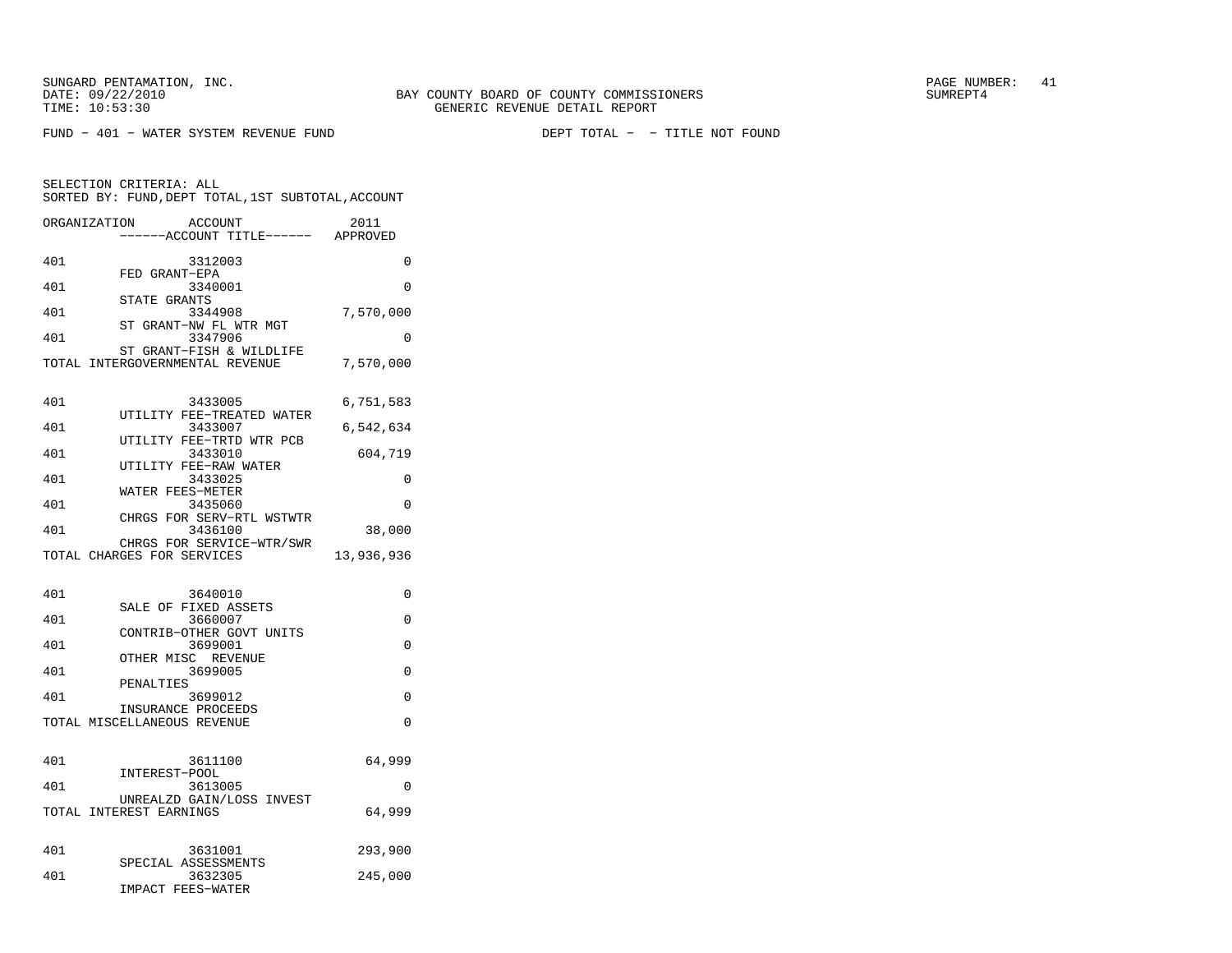SUNGARD PENTAMATION, INC.
DATE: 09/22/2010
TIME: 10:53:30

BAY COUNTY BOARD OF COUNTY COMMISSIONERS
GENERIC REVENUE DETAIL REPORT

SUMREPT4

FUND − 401 − WATER SYSTEM REVENUE FUND

DEPT TOTAL − − TITLE NOT FOUND

SELECTION CRITERIA: ALL
SORTED BY: FUND,DEPT TOTAL,1ST SUBTOTAL,ACCOUNT

| ORGANIZATION | ACCOUNT ------ACCOUNT TITLE------ | 2011 APPROVED |
|---|---|---|
| 401 | 3312003 FED GRANT−EPA | 0 |
| 401 | 3340001 STATE GRANTS | 0 |
| 401 | 3344908 ST GRANT−NW FL WTR MGT | 7,570,000 |
| 401 | 3347906 ST GRANT−FISH & WILDLIFE | 0 |
| TOTAL INTERGOVERNMENTAL REVENUE | | 7,570,000 |
| 401 | 3433005 UTILITY FEE−TREATED WATER | 6,751,583 |
| 401 | 3433007 UTILITY FEE−TRTD WTR PCB | 6,542,634 |
| 401 | 3433010 UTILITY FEE−RAW WATER | 604,719 |
| 401 | 3433025 WATER FEES−METER | 0 |
| 401 | 3435060 CHRGS FOR SERV−RTL WSTWTR | 0 |
| 401 | 3436100 CHRGS FOR SERVICE−WTR/SWR | 38,000 |
| TOTAL CHARGES FOR SERVICES | | 13,936,936 |
| 401 | 3640010 SALE OF FIXED ASSETS | 0 |
| 401 | 3660007 CONTRIB−OTHER GOVT UNITS | 0 |
| 401 | 3699001 OTHER MISC REVENUE | 0 |
| 401 | 3699005 PENALTIES | 0 |
| 401 | 3699012 INSURANCE PROCEEDS | 0 |
| TOTAL MISCELLANEOUS REVENUE | | 0 |
| 401 | 3611100 INTEREST−POOL | 64,999 |
| 401 | 3613005 UNREALZD GAIN/LOSS INVEST | 0 |
| TOTAL INTEREST EARNINGS | | 64,999 |
| 401 | 3631001 SPECIAL ASSESSMENTS | 293,900 |
| 401 | 3632305 IMPACT FEES−WATER | 245,000 |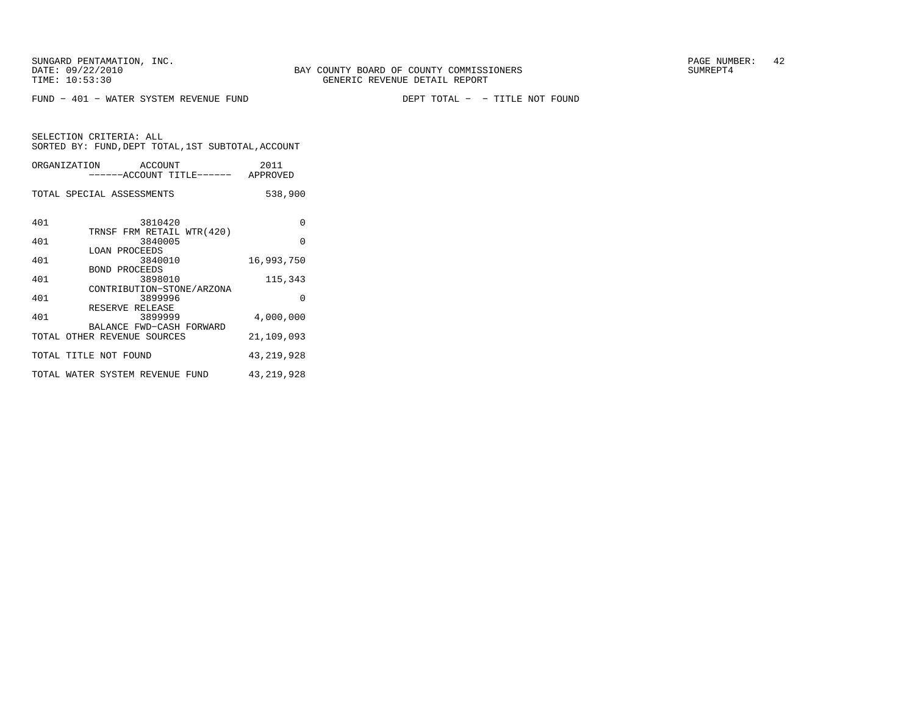SUNGARD PENTAMATION, INC.
DATE: 09/22/2010
TIME: 10:53:30

BAY COUNTY BOARD OF COUNTY COMMISSIONERS
GENERIC REVENUE DETAIL REPORT

SUMREPT4

FUND - 401 - WATER SYSTEM REVENUE FUND

DEPT TOTAL - - TITLE NOT FOUND

SELECTION CRITERIA: ALL
SORTED BY: FUND,DEPT TOTAL,1ST SUBTOTAL,ACCOUNT

| ORGANIZATION | ACCOUNT<br>------ACCOUNT TITLE------ | 2011<br>APPROVED |
|---|---|---|
| TOTAL SPECIAL ASSESSMENTS | | 538,900 |
| 401 | 3810420<br>TRNSF FRM RETAIL WTR(420) | 0 |
| 401 | 3840005<br>LOAN PROCEEDS | 0 |
| 401 | 3840010<br>BOND PROCEEDS | 16,993,750 |
| 401 | 3898010<br>CONTRIBUTION-STONE/ARZONA | 115,343 |
| 401 | 3899996<br>RESERVE RELEASE | 0 |
| 401 | 3899999<br>BALANCE FWD-CASH FORWARD | 4,000,000 |
| TOTAL OTHER REVENUE SOURCES | | 21,109,093 |
| TOTAL TITLE NOT FOUND | | 43,219,928 |
| TOTAL WATER SYSTEM REVENUE FUND | | 43,219,928 |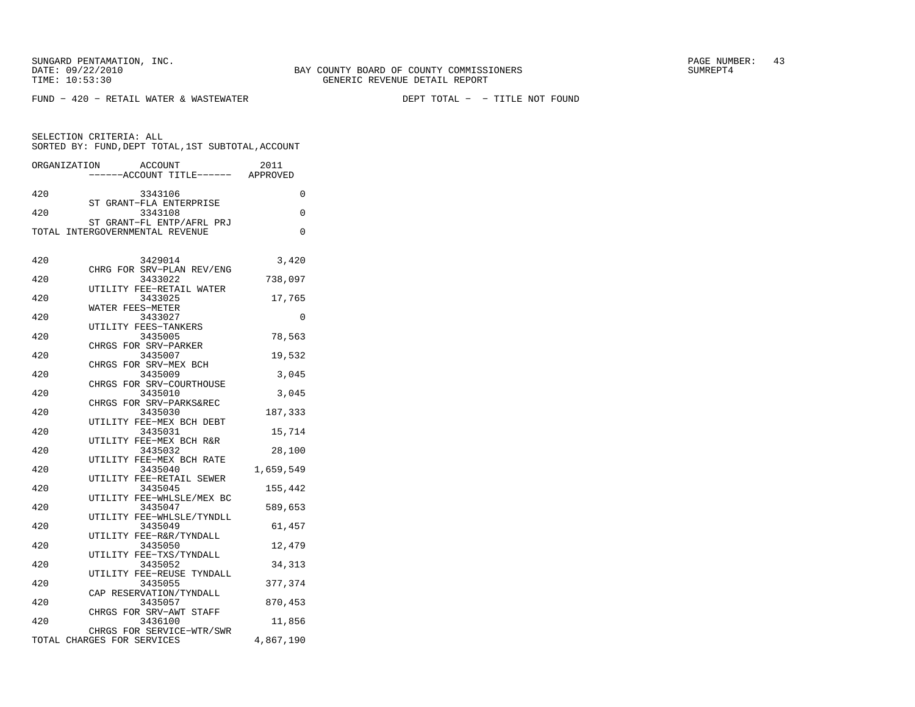SUNGARD PENTAMATION, INC.
DATE: 09/22/2010
TIME: 10:53:30

BAY COUNTY BOARD OF COUNTY COMMISSIONERS
GENERIC REVENUE DETAIL REPORT

SUMREPT4

FUND − 420 − RETAIL WATER & WASTEWATER

DEPT TOTAL − − TITLE NOT FOUND

SELECTION CRITERIA: ALL
SORTED BY: FUND,DEPT TOTAL,1ST SUBTOTAL,ACCOUNT

| ORGANIZATION | ACCOUNT / ACCOUNT TITLE | 2011 APPROVED |
|---|---|---|
| 420 | 3343106 ST GRANT−FLA ENTERPRISE | 0 |
| 420 | 3343108 ST GRANT−FL ENTP/AFRL PRJ | 0 |
| TOTAL INTERGOVERNMENTAL REVENUE | | 0 |
| 420 | 3429014 CHRG FOR SRV−PLAN REV/ENG | 3,420 |
| 420 | 3433022 UTILITY FEE−RETAIL WATER | 738,097 |
| 420 | 3433025 WATER FEES−METER | 17,765 |
| 420 | 3433027 UTILITY FEES−TANKERS | 0 |
| 420 | 3435005 CHRGS FOR SRV−PARKER | 78,563 |
| 420 | 3435007 CHRGS FOR SRV−MEX BCH | 19,532 |
| 420 | 3435009 CHRGS FOR SRV−COURTHOUSE | 3,045 |
| 420 | 3435010 CHRGS FOR SRV−PARKS&REC | 3,045 |
| 420 | 3435030 UTILITY FEE−MEX BCH DEBT | 187,333 |
| 420 | 3435031 UTILITY FEE−MEX BCH R&R | 15,714 |
| 420 | 3435032 UTILITY FEE−MEX BCH RATE | 28,100 |
| 420 | 3435040 UTILITY FEE−RETAIL SEWER | 1,659,549 |
| 420 | 3435045 UTILITY FEE−WHLSLE/MEX BC | 155,442 |
| 420 | 3435047 UTILITY FEE−WHLSLE/TYNDLL | 589,653 |
| 420 | 3435049 UTILITY FEE−R&R/TYNDALL | 61,457 |
| 420 | 3435050 UTILITY FEE−TXS/TYNDALL | 12,479 |
| 420 | 3435052 UTILITY FEE−REUSE TYNDALL | 34,313 |
| 420 | 3435055 CAP RESERVATION/TYNDALL | 377,374 |
| 420 | 3435057 CHRGS FOR SRV−AWT STAFF | 870,453 |
| 420 | 3436100 CHRGS FOR SERVICE−WTR/SWR | 11,856 |
| TOTAL CHARGES FOR SERVICES | | 4,867,190 |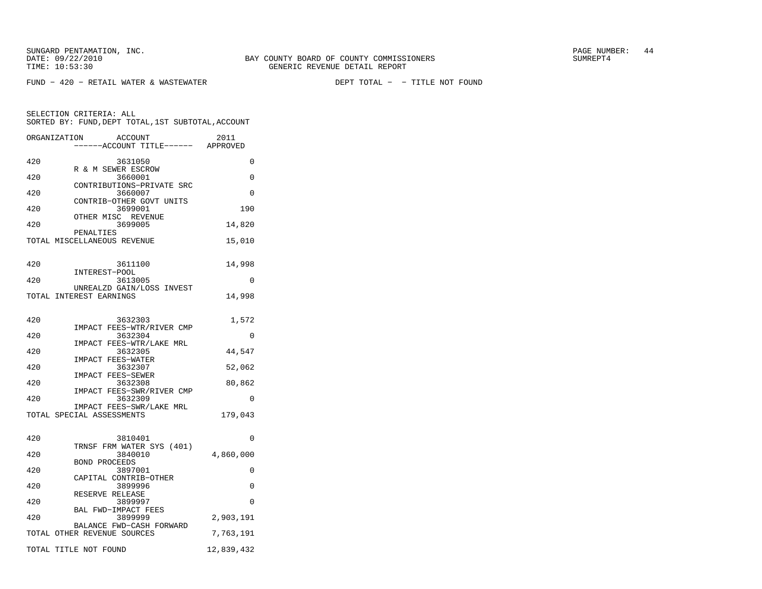SUNGARD PENTAMATION, INC.
DATE: 09/22/2010
TIME: 10:53:30

BAY COUNTY BOARD OF COUNTY COMMISSIONERS
GENERIC REVENUE DETAIL REPORT

SUMREPT4

FUND - 420 - RETAIL WATER & WASTEWATER          DEPT TOTAL - - TITLE NOT FOUND

SELECTION CRITERIA: ALL
SORTED BY: FUND,DEPT TOTAL,1ST SUBTOTAL,ACCOUNT

| ORGANIZATION | ACCOUNT / ACCOUNT TITLE | 2011 APPROVED |
|---|---|---|
| 420 | 3631050 R & M SEWER ESCROW | 0 |
| 420 | 3660001 CONTRIBUTIONS-PRIVATE SRC | 0 |
| 420 | 3660007 CONTRIB-OTHER GOVT UNITS | 0 |
| 420 | 3699001 OTHER MISC REVENUE | 190 |
| 420 | 3699005 PENALTIES | 14,820 |
| TOTAL MISCELLANEOUS REVENUE | | 15,010 |
| 420 | 3611100 INTEREST-POOL | 14,998 |
| 420 | 3613005 UNREALZD GAIN/LOSS INVEST | 0 |
| TOTAL INTEREST EARNINGS | | 14,998 |
| 420 | 3632303 IMPACT FEES-WTR/RIVER CMP | 1,572 |
| 420 | 3632304 IMPACT FEES-WTR/LAKE MRL | 0 |
| 420 | 3632305 IMPACT FEES-WATER | 44,547 |
| 420 | 3632307 IMPACT FEES-SEWER | 52,062 |
| 420 | 3632308 IMPACT FEES-SWR/RIVER CMP | 80,862 |
| 420 | 3632309 IMPACT FEES-SWR/LAKE MRL | 0 |
| TOTAL SPECIAL ASSESSMENTS | | 179,043 |
| 420 | 3810401 TRNSF FRM WATER SYS (401) | 0 |
| 420 | 3840010 BOND PROCEEDS | 4,860,000 |
| 420 | 3897001 CAPITAL CONTRIB-OTHER | 0 |
| 420 | 3899996 RESERVE RELEASE | 0 |
| 420 | 3899997 BAL FWD-IMPACT FEES | 0 |
| 420 | 3899999 BALANCE FWD-CASH FORWARD | 2,903,191 |
| TOTAL OTHER REVENUE SOURCES | | 7,763,191 |
| TOTAL TITLE NOT FOUND | | 12,839,432 |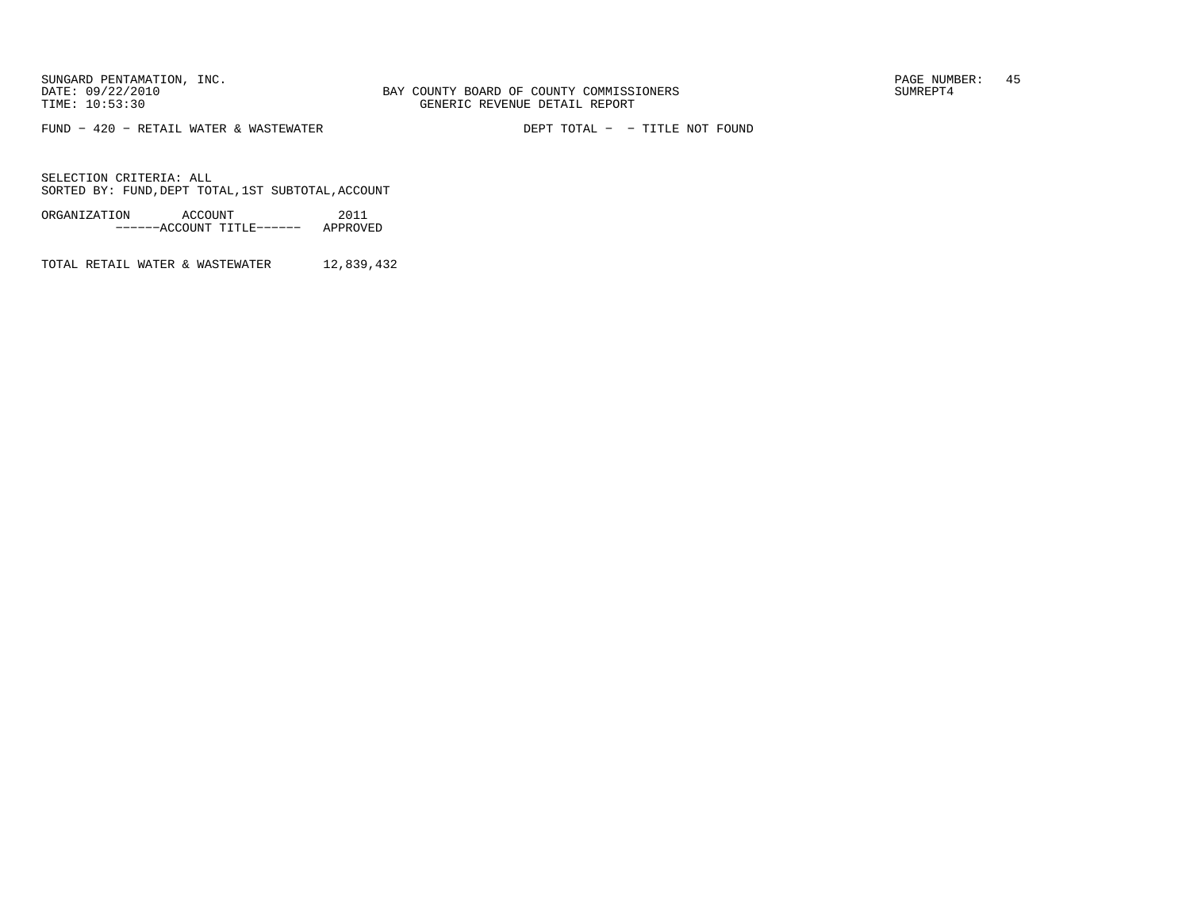FUND − 420 − RETAIL WATER & WASTEWATER　　　　DEPT TOTAL −　− TITLE NOT FOUND

SELECTION CRITERIA: ALL
SORTED BY: FUND,DEPT TOTAL,1ST SUBTOTAL,ACCOUNT

| ORGANIZATION　ACCOUNT<br>−−−−−−ACCOUNT TITLE−−−−−− | 2011<br>APPROVED |
|---|---|
| TOTAL RETAIL WATER & WASTEWATER | 12,839,432 |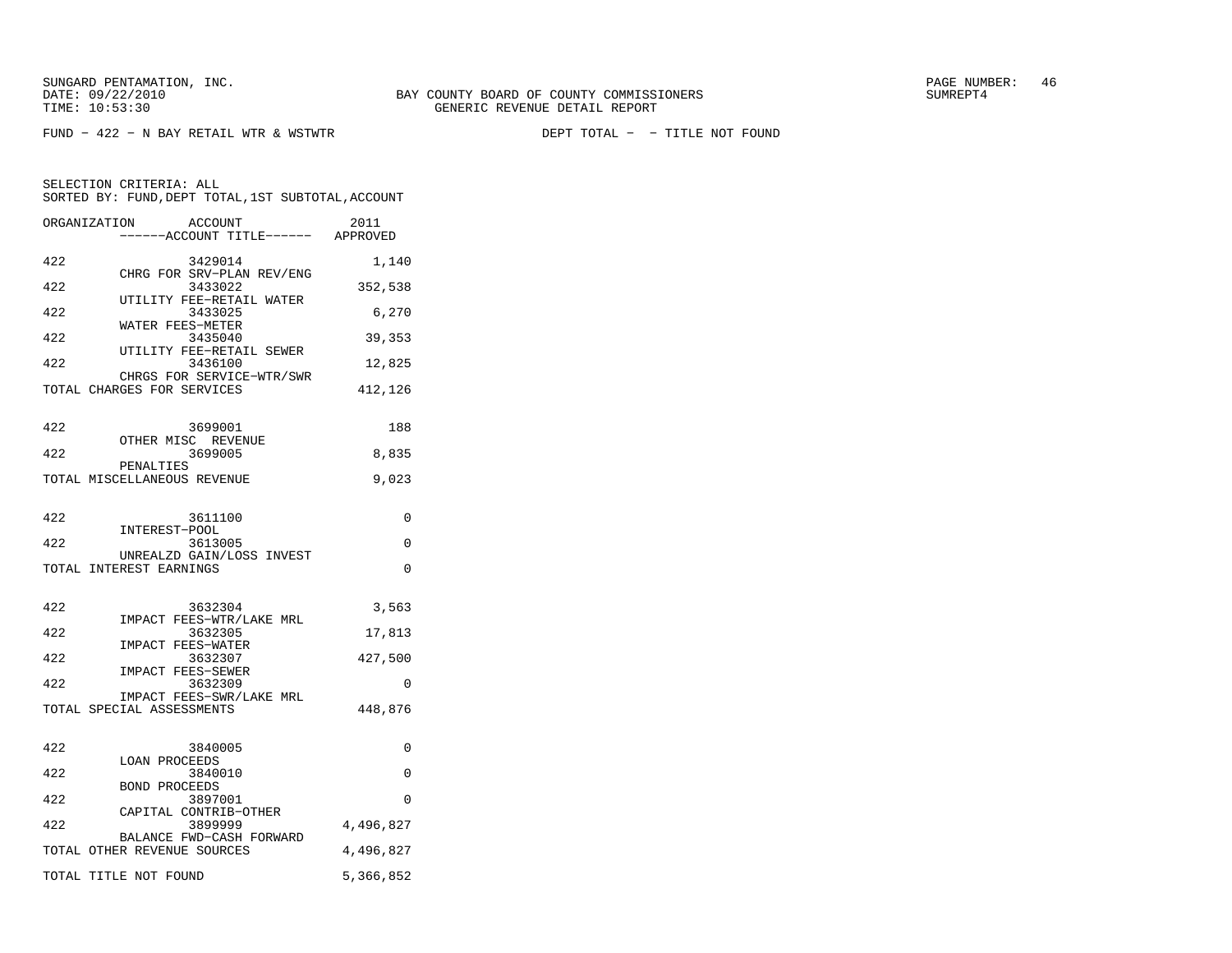SUNGARD PENTAMATION, INC.
DATE: 09/22/2010
TIME: 10:53:30

BAY COUNTY BOARD OF COUNTY COMMISSIONERS
GENERIC REVENUE DETAIL REPORT

SUMREPT4

FUND - 422 - N BAY RETAIL WTR & WSTWTR

DEPT TOTAL - - TITLE NOT FOUND

SELECTION CRITERIA: ALL
SORTED BY: FUND,DEPT TOTAL,1ST SUBTOTAL,ACCOUNT

| ORGANIZATION | ACCOUNT ------ACCOUNT TITLE------ | 2011 APPROVED |
|---|---|---|
| 422 | 3429014 CHRG FOR SRV-PLAN REV/ENG | 1,140 |
| 422 | 3433022 UTILITY FEE-RETAIL WATER | 352,538 |
| 422 | 3433025 WATER FEES-METER | 6,270 |
| 422 | 3435040 UTILITY FEE-RETAIL SEWER | 39,353 |
| 422 | 3436100 CHRGS FOR SERVICE-WTR/SWR | 12,825 |
| TOTAL CHARGES FOR SERVICES | | 412,126 |
| 422 | 3699001 OTHER MISC REVENUE | 188 |
| 422 | 3699005 PENALTIES | 8,835 |
| TOTAL MISCELLANEOUS REVENUE | | 9,023 |
| 422 | 3611100 INTEREST-POOL | 0 |
| 422 | 3613005 UNREALZD GAIN/LOSS INVEST | 0 |
| TOTAL INTEREST EARNINGS | | 0 |
| 422 | 3632304 IMPACT FEES-WTR/LAKE MRL | 3,563 |
| 422 | 3632305 IMPACT FEES-WATER | 17,813 |
| 422 | 3632307 IMPACT FEES-SEWER | 427,500 |
| 422 | 3632309 IMPACT FEES-SWR/LAKE MRL | 0 |
| TOTAL SPECIAL ASSESSMENTS | | 448,876 |
| 422 | 3840005 LOAN PROCEEDS | 0 |
| 422 | 3840010 BOND PROCEEDS | 0 |
| 422 | 3897001 CAPITAL CONTRIB-OTHER | 0 |
| 422 | 3899999 BALANCE FWD-CASH FORWARD | 4,496,827 |
| TOTAL OTHER REVENUE SOURCES | | 4,496,827 |
| TOTAL TITLE NOT FOUND | | 5,366,852 |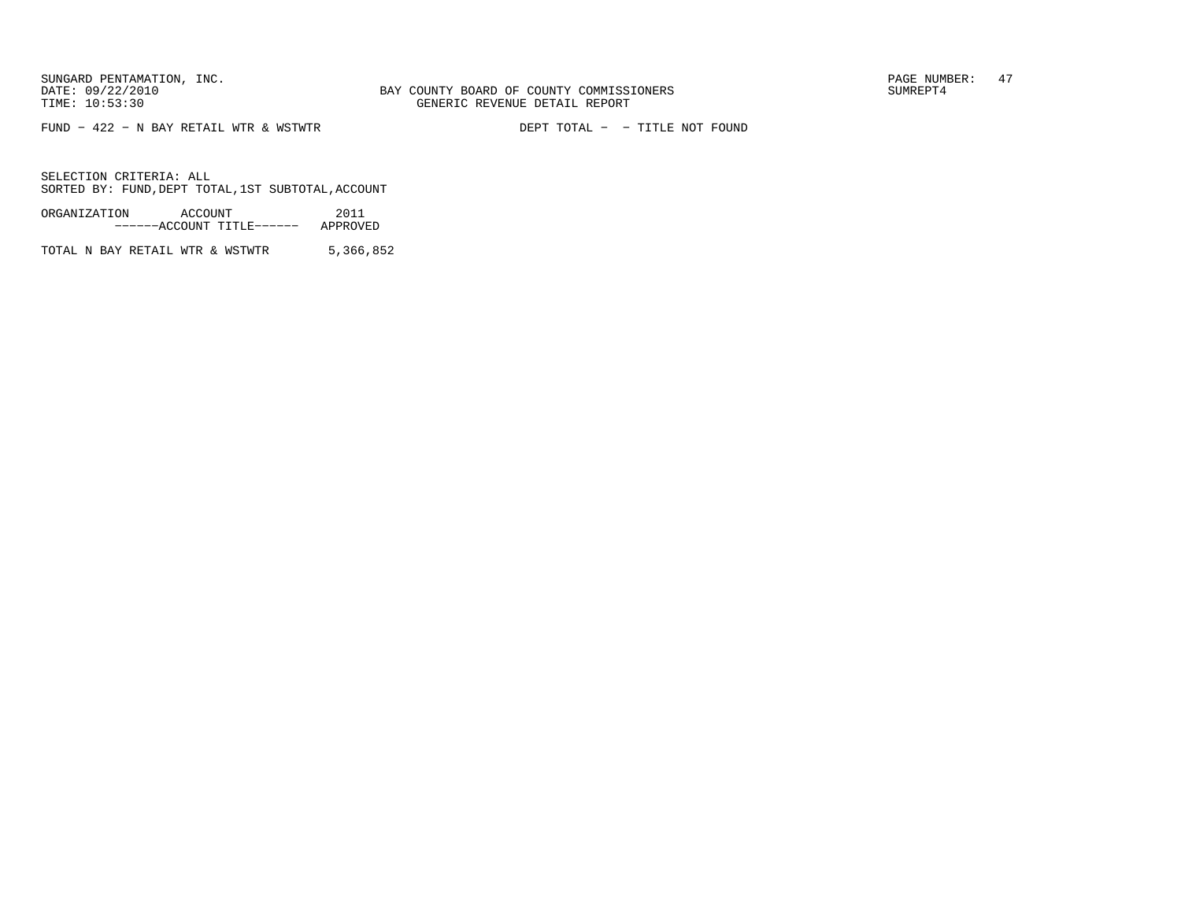SUNGARD PENTAMATION, INC.
DATE: 09/22/2010
TIME: 10:53:30

BAY COUNTY BOARD OF COUNTY COMMISSIONERS
GENERIC REVENUE DETAIL REPORT

PAGE NUMBER: 47
SUMREPT4

FUND - 422 - N BAY RETAIL WTR & WSTWTR    DEPT TOTAL - - TITLE NOT FOUND

SELECTION CRITERIA: ALL
SORTED BY: FUND,DEPT TOTAL,1ST SUBTOTAL,ACCOUNT

| ORGANIZATION ACCOUNT ------ACCOUNT TITLE------ | 2011 APPROVED |
|---|---|
| TOTAL N BAY RETAIL WTR & WSTWTR | 5,366,852 |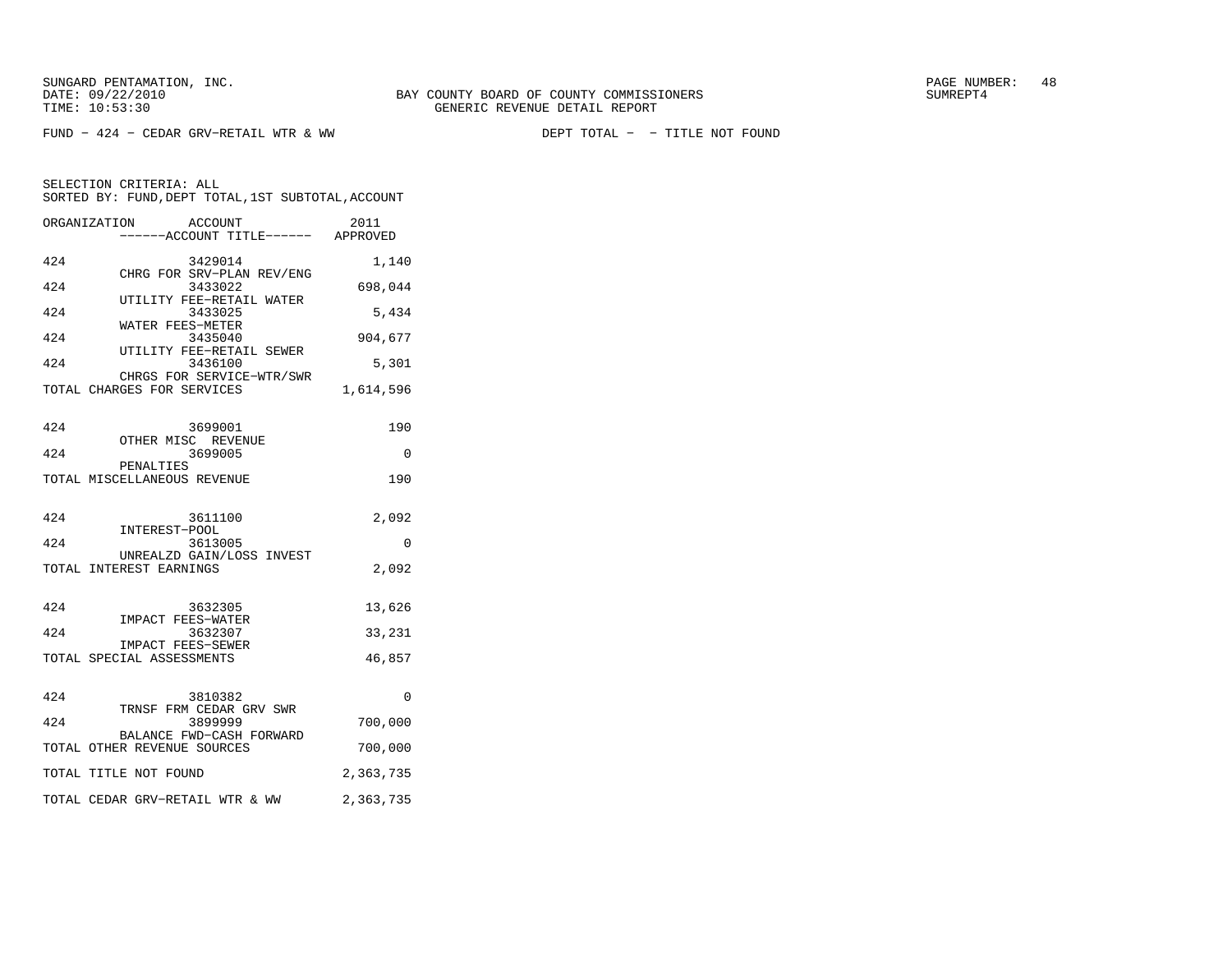BAY COUNTY BOARD OF COUNTY COMMISSIONERS
GENERIC REVENUE DETAIL REPORT

FUND − 424 − CEDAR GRV−RETAIL WTR & WW     DEPT TOTAL −  − TITLE NOT FOUND

SELECTION CRITERIA: ALL
SORTED BY: FUND,DEPT TOTAL,1ST SUBTOTAL,ACCOUNT

| ORGANIZATION | ACCOUNT / ACCOUNT TITLE | 2011 APPROVED |
|---|---|---|
| 424 | 3429014 CHRG FOR SRV−PLAN REV/ENG | 1,140 |
| 424 | 3433022 UTILITY FEE−RETAIL WATER | 698,044 |
| 424 | 3433025 WATER FEES−METER | 5,434 |
| 424 | 3435040 UTILITY FEE−RETAIL SEWER | 904,677 |
| 424 | 3436100 CHRGS FOR SERVICE−WTR/SWR | 5,301 |
| TOTAL CHARGES FOR SERVICES | | 1,614,596 |
| 424 | 3699001 OTHER MISC REVENUE | 190 |
| 424 | 3699005 PENALTIES | 0 |
| TOTAL MISCELLANEOUS REVENUE | | 190 |
| 424 | 3611100 INTEREST−POOL | 2,092 |
| 424 | 3613005 UNREALZD GAIN/LOSS INVEST | 0 |
| TOTAL INTEREST EARNINGS | | 2,092 |
| 424 | 3632305 IMPACT FEES−WATER | 13,626 |
| 424 | 3632307 IMPACT FEES−SEWER | 33,231 |
| TOTAL SPECIAL ASSESSMENTS | | 46,857 |
| 424 | 3810382 TRNSF FRM CEDAR GRV SWR | 0 |
| 424 | 3899999 BALANCE FWD−CASH FORWARD | 700,000 |
| TOTAL OTHER REVENUE SOURCES | | 700,000 |
| TOTAL TITLE NOT FOUND | | 2,363,735 |
| TOTAL CEDAR GRV−RETAIL WTR & WW | | 2,363,735 |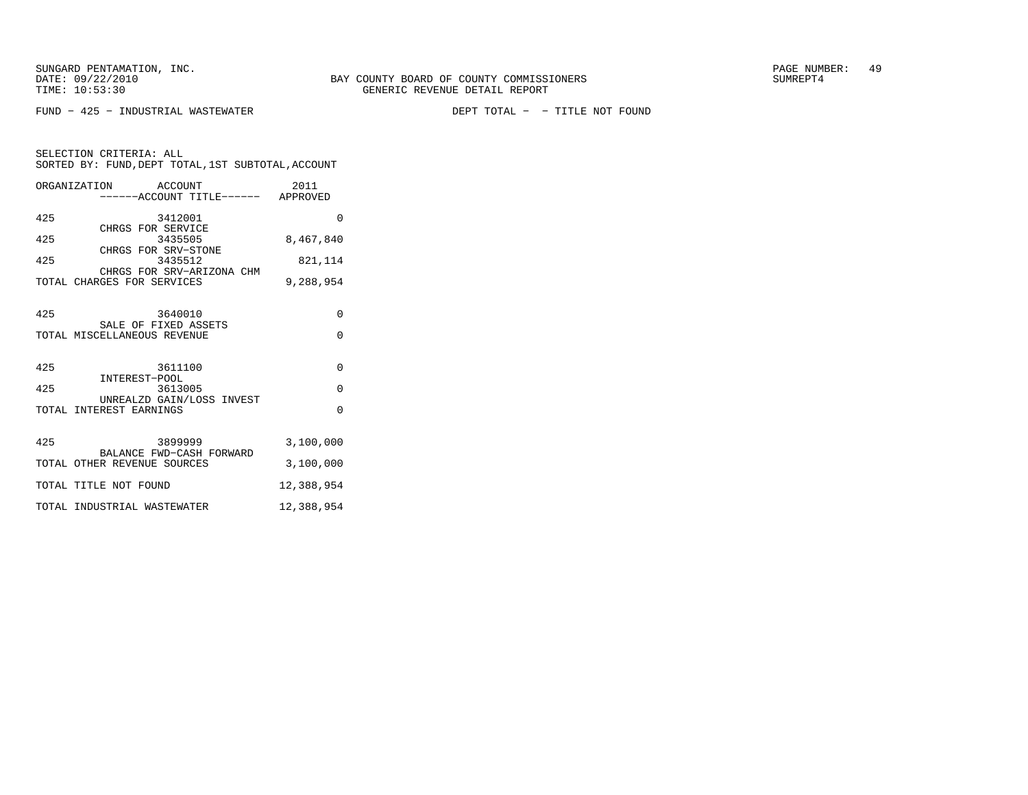BAY COUNTY BOARD OF COUNTY COMMISSIONERS
GENERIC REVENUE DETAIL REPORT

FUND - 425 - INDUSTRIAL WASTEWATER

DEPT TOTAL - - TITLE NOT FOUND

SELECTION CRITERIA: ALL
SORTED BY: FUND,DEPT TOTAL,1ST SUBTOTAL,ACCOUNT

| ORGANIZATION | ACCOUNT ------ACCOUNT TITLE------ | 2011 APPROVED |
|---|---|---|
| 425 | 3412001 CHRGS FOR SERVICE | 0 |
| 425 | 3435505 CHRGS FOR SRV-STONE | 8,467,840 |
| 425 | 3435512 CHRGS FOR SRV-ARIZONA CHM | 821,114 |
| TOTAL CHARGES FOR SERVICES | | 9,288,954 |
| 425 | 3640010 SALE OF FIXED ASSETS | 0 |
| TOTAL MISCELLANEOUS REVENUE | | 0 |
| 425 | 3611100 INTEREST-POOL | 0 |
| 425 | 3613005 UNREALZD GAIN/LOSS INVEST | 0 |
| TOTAL INTEREST EARNINGS | | 0 |
| 425 | 3899999 BALANCE FWD-CASH FORWARD | 3,100,000 |
| TOTAL OTHER REVENUE SOURCES | | 3,100,000 |
| TOTAL TITLE NOT FOUND | | 12,388,954 |
| TOTAL INDUSTRIAL WASTEWATER | | 12,388,954 |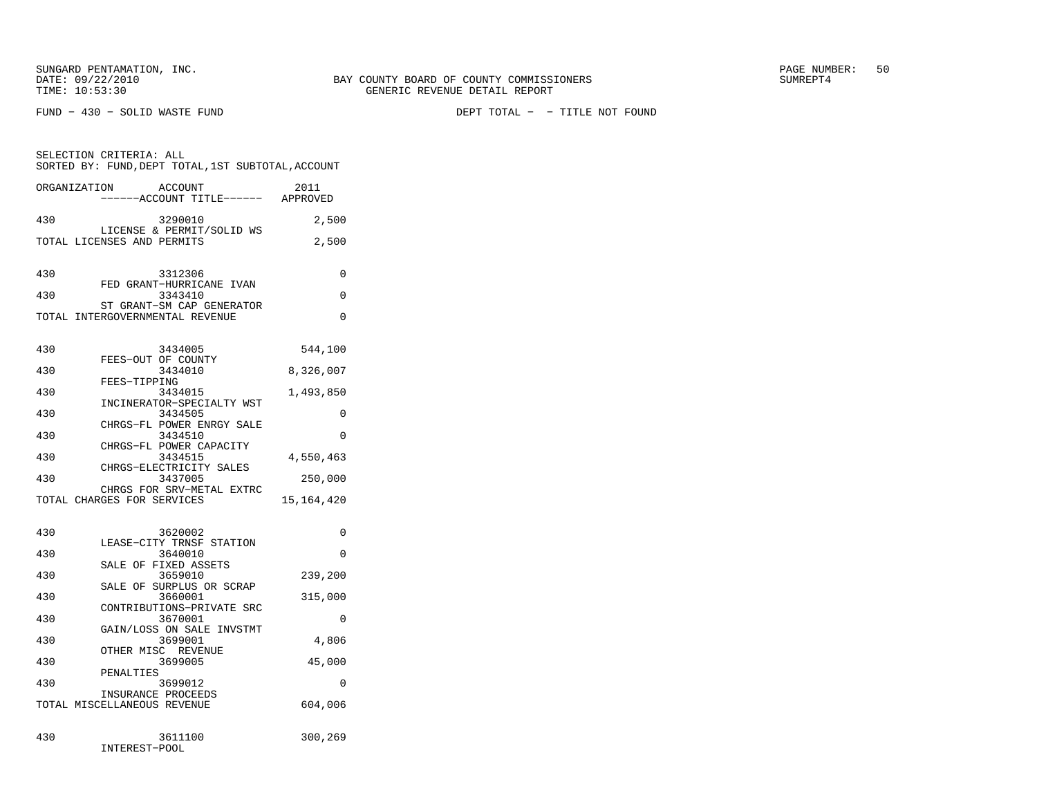SUNGARD PENTAMATION, INC.
DATE: 09/22/2010
TIME: 10:53:30

BAY COUNTY BOARD OF COUNTY COMMISSIONERS
GENERIC REVENUE DETAIL REPORT

SUMREPT4

FUND - 430 - SOLID WASTE FUND

DEPT TOTAL - - TITLE NOT FOUND

SELECTION CRITERIA: ALL
SORTED BY: FUND,DEPT TOTAL,1ST SUBTOTAL,ACCOUNT

| ORGANIZATION | ACCOUNT ------ACCOUNT TITLE------ | 2011 APPROVED |
|---|---|---|
| 430 | 3290010 LICENSE & PERMIT/SOLID WS | 2,500 |
| TOTAL LICENSES AND PERMITS | | 2,500 |
| | | |
| 430 | 3312306 FED GRANT-HURRICANE IVAN | 0 |
| 430 | 3343410 ST GRANT-SM CAP GENERATOR | 0 |
| TOTAL INTERGOVERNMENTAL REVENUE | | 0 |
| | | |
| 430 | 3434005 FEES-OUT OF COUNTY | 544,100 |
| 430 | 3434010 FEES-TIPPING | 8,326,007 |
| 430 | 3434015 INCINERATOR-SPECIALTY WST | 1,493,850 |
| 430 | 3434505 CHRGS-FL POWER ENRGY SALE | 0 |
| 430 | 3434510 CHRGS-FL POWER CAPACITY | 0 |
| 430 | 3434515 CHRGS-ELECTRICITY SALES | 4,550,463 |
| 430 | 3437005 CHRGS FOR SRV-METAL EXTRC | 250,000 |
| TOTAL CHARGES FOR SERVICES | | 15,164,420 |
| | | |
| 430 | 3620002 LEASE-CITY TRNSF STATION | 0 |
| 430 | 3640010 SALE OF FIXED ASSETS | 0 |
| 430 | 3659010 SALE OF SURPLUS OR SCRAP | 239,200 |
| 430 | 3660001 CONTRIBUTIONS-PRIVATE SRC | 315,000 |
| 430 | 3670001 GAIN/LOSS ON SALE INVSTMT | 0 |
| 430 | 3699001 OTHER MISC REVENUE | 4,806 |
| 430 | 3699005 PENALTIES | 45,000 |
| 430 | 3699012 INSURANCE PROCEEDS | 0 |
| TOTAL MISCELLANEOUS REVENUE | | 604,006 |
| | | |
| 430 | 3611100 INTEREST-POOL | 300,269 |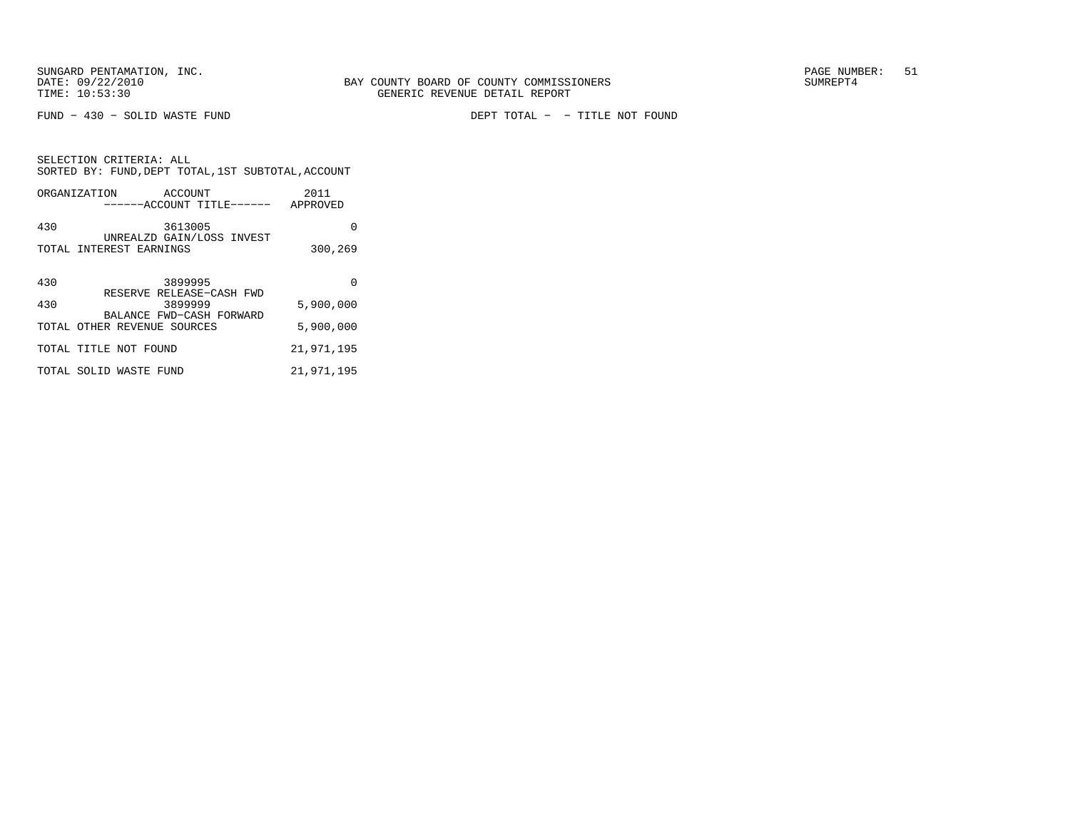SUNGARD PENTAMATION, INC.
DATE: 09/22/2010
TIME: 10:53:30

BAY COUNTY BOARD OF COUNTY COMMISSIONERS
GENERIC REVENUE DETAIL REPORT

SUMREPT4

FUND − 430 − SOLID WASTE FUND

DEPT TOTAL − − TITLE NOT FOUND

SELECTION CRITERIA: ALL
SORTED BY: FUND,DEPT TOTAL,1ST SUBTOTAL,ACCOUNT

| ORGANIZATION | ACCOUNT ------ACCOUNT TITLE------ | 2011 APPROVED |
|---|---|---|
| 430 | 3613005 UNREALZD GAIN/LOSS INVEST | 0 |
| TOTAL INTEREST EARNINGS | | 300,269 |
| 430 | 3899995 RESERVE RELEASE−CASH FWD | 0 |
| 430 | 3899999 BALANCE FWD−CASH FORWARD | 5,900,000 |
| TOTAL OTHER REVENUE SOURCES | | 5,900,000 |
| TOTAL TITLE NOT FOUND | | 21,971,195 |
| TOTAL SOLID WASTE FUND | | 21,971,195 |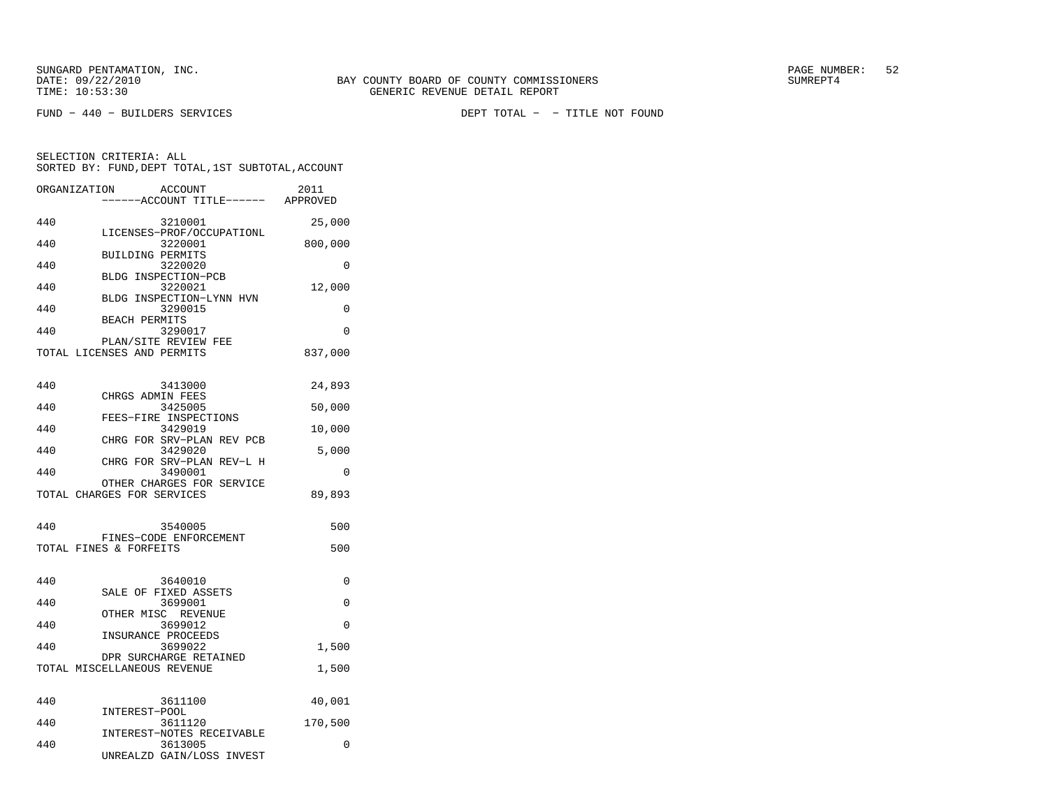SUNGARD PENTAMATION, INC.
DATE: 09/22/2010
TIME: 10:53:30

BAY COUNTY BOARD OF COUNTY COMMISSIONERS
GENERIC REVENUE DETAIL REPORT

SUMREPT4

FUND - 440 - BUILDERS SERVICES

DEPT TOTAL - - TITLE NOT FOUND

SELECTION CRITERIA: ALL
SORTED BY: FUND,DEPT TOTAL,1ST SUBTOTAL,ACCOUNT

| ORGANIZATION | ACCOUNT / ------ACCOUNT TITLE------ | 2011 APPROVED |
|---|---|---|
| 440 | 3210001 LICENSES-PROF/OCCUPATIONL | 25,000 |
| 440 | 3220001 BUILDING PERMITS | 800,000 |
| 440 | 3220020 BLDG INSPECTION-PCB | 0 |
| 440 | 3220021 BLDG INSPECTION-LYNN HVN | 12,000 |
| 440 | 3290015 BEACH PERMITS | 0 |
| 440 | 3290017 PLAN/SITE REVIEW FEE | 0 |
| TOTAL LICENSES AND PERMITS | | 837,000 |
| 440 | 3413000 CHRGS ADMIN FEES | 24,893 |
| 440 | 3425005 FEES-FIRE INSPECTIONS | 50,000 |
| 440 | 3429019 CHRG FOR SRV-PLAN REV PCB | 10,000 |
| 440 | 3429020 CHRG FOR SRV-PLAN REV-L H | 5,000 |
| 440 | 3490001 OTHER CHARGES FOR SERVICE | 0 |
| TOTAL CHARGES FOR SERVICES | | 89,893 |
| 440 | 3540005 FINES-CODE ENFORCEMENT | 500 |
| TOTAL FINES & FORFEITS | | 500 |
| 440 | 3640010 SALE OF FIXED ASSETS | 0 |
| 440 | 3699001 OTHER MISC REVENUE | 0 |
| 440 | 3699012 INSURANCE PROCEEDS | 0 |
| 440 | 3699022 DPR SURCHARGE RETAINED | 1,500 |
| TOTAL MISCELLANEOUS REVENUE | | 1,500 |
| 440 | 3611100 INTEREST-POOL | 40,001 |
| 440 | 3611120 INTEREST-NOTES RECEIVABLE | 170,500 |
| 440 | 3613005 UNREALZD GAIN/LOSS INVEST | 0 |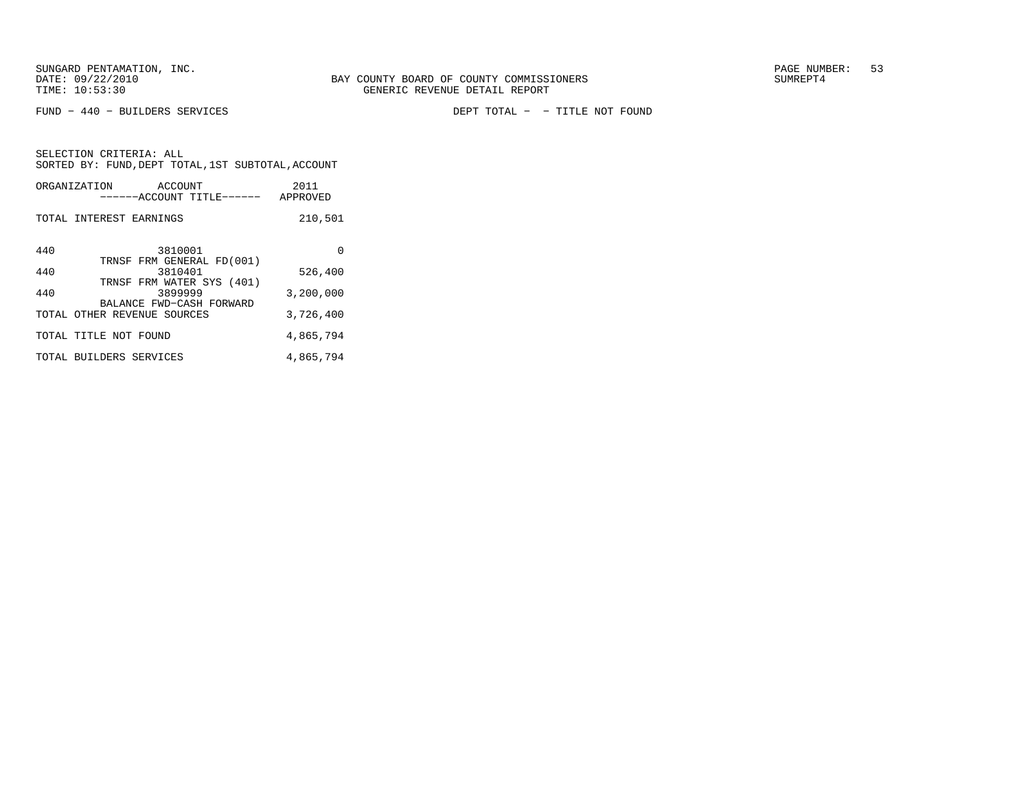BAY COUNTY BOARD OF COUNTY COMMISSIONERS
GENERIC REVENUE DETAIL REPORT

SUNGARD PENTAMATION, INC.
DATE: 09/22/2010
TIME: 10:53:30

SUMREPT4

FUND - 440 - BUILDERS SERVICES

DEPT TOTAL - - TITLE NOT FOUND

SELECTION CRITERIA: ALL
SORTED BY: FUND,DEPT TOTAL,1ST SUBTOTAL,ACCOUNT

| ORGANIZATION | ACCOUNT / ------ACCOUNT TITLE------ | 2011 APPROVED |
|---|---|---|
| TOTAL INTEREST EARNINGS | | 210,501 |
| 440 | 3810001 TRNSF FRM GENERAL FD(001) | 0 |
| 440 | 3810401 TRNSF FRM WATER SYS (401) | 526,400 |
| 440 | 3899999 BALANCE FWD-CASH FORWARD | 3,200,000 |
| TOTAL OTHER REVENUE SOURCES | | 3,726,400 |
| TOTAL TITLE NOT FOUND | | 4,865,794 |
| TOTAL BUILDERS SERVICES | | 4,865,794 |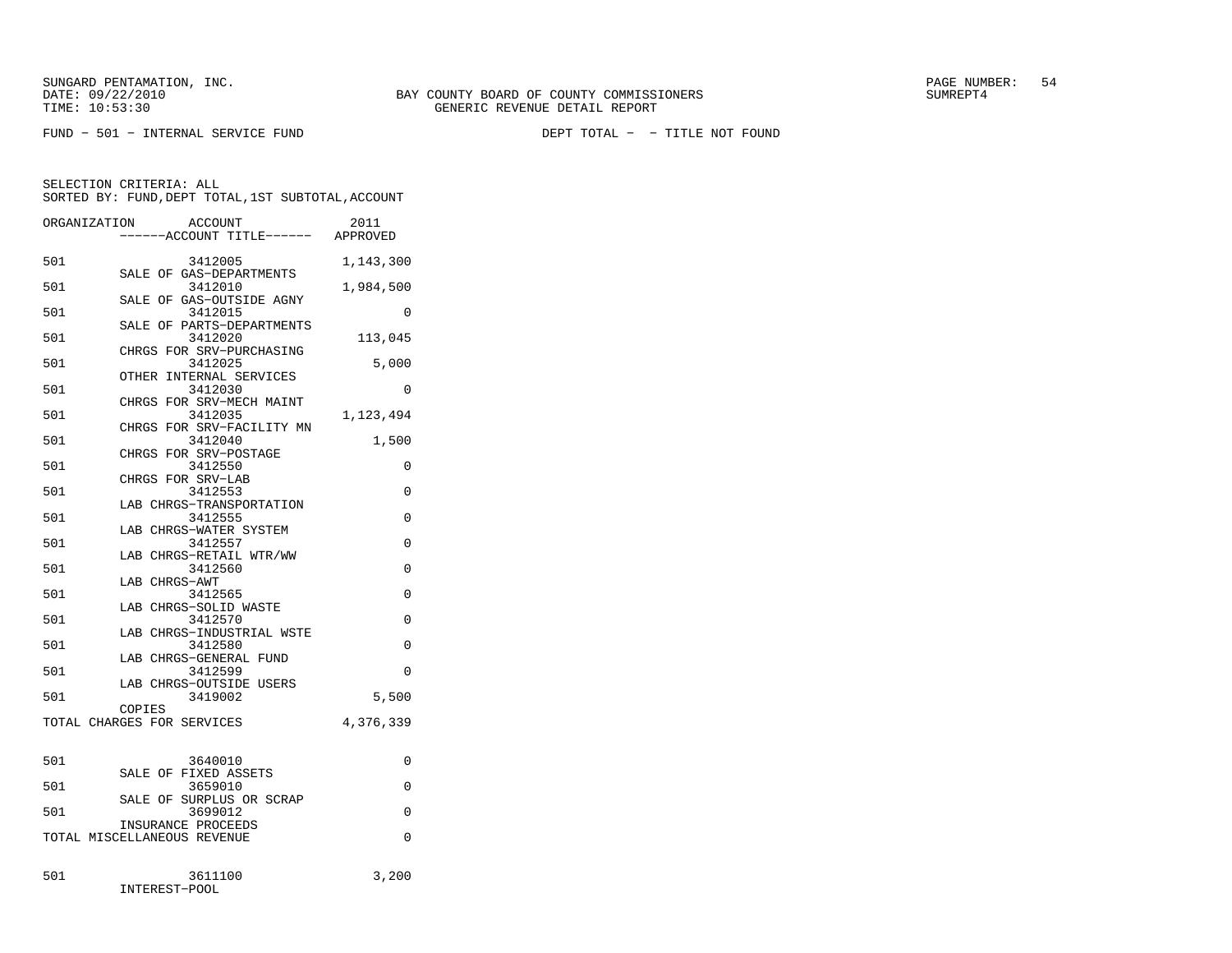SUNGARD PENTAMATION, INC.
DATE: 09/22/2010
TIME: 10:53:30

BAY COUNTY BOARD OF COUNTY COMMISSIONERS
GENERIC REVENUE DETAIL REPORT

SUMREPT4

FUND - 501 - INTERNAL SERVICE FUND

DEPT TOTAL - - TITLE NOT FOUND

SELECTION CRITERIA: ALL
SORTED BY: FUND,DEPT TOTAL,1ST SUBTOTAL,ACCOUNT

| ORGANIZATION | ACCOUNT / ------ACCOUNT TITLE------ | 2011 APPROVED |
|---|---|---|
| 501 | 3412005 SALE OF GAS-DEPARTMENTS | 1,143,300 |
| 501 | 3412010 SALE OF GAS-OUTSIDE AGNY | 1,984,500 |
| 501 | 3412015 SALE OF PARTS-DEPARTMENTS | 0 |
| 501 | 3412020 CHRGS FOR SRV-PURCHASING | 113,045 |
| 501 | 3412025 OTHER INTERNAL SERVICES | 5,000 |
| 501 | 3412030 CHRGS FOR SRV-MECH MAINT | 0 |
| 501 | 3412035 CHRGS FOR SRV-FACILITY MN | 1,123,494 |
| 501 | 3412040 CHRGS FOR SRV-POSTAGE | 1,500 |
| 501 | 3412550 CHRGS FOR SRV-LAB | 0 |
| 501 | 3412553 LAB CHRGS-TRANSPORTATION | 0 |
| 501 | 3412555 LAB CHRGS-WATER SYSTEM | 0 |
| 501 | 3412557 LAB CHRGS-RETAIL WTR/WW | 0 |
| 501 | 3412560 LAB CHRGS-AWT | 0 |
| 501 | 3412565 LAB CHRGS-SOLID WASTE | 0 |
| 501 | 3412570 LAB CHRGS-INDUSTRIAL WSTE | 0 |
| 501 | 3412580 LAB CHRGS-GENERAL FUND | 0 |
| 501 | 3412599 LAB CHRGS-OUTSIDE USERS | 0 |
| 501 | 3419002 COPIES | 5,500 |
| TOTAL CHARGES FOR SERVICES | | 4,376,339 |
| 501 | 3640010 SALE OF FIXED ASSETS | 0 |
| 501 | 3659010 SALE OF SURPLUS OR SCRAP | 0 |
| 501 | 3699012 INSURANCE PROCEEDS | 0 |
| TOTAL MISCELLANEOUS REVENUE | | 0 |
| 501 | 3611100 INTEREST-POOL | 3,200 |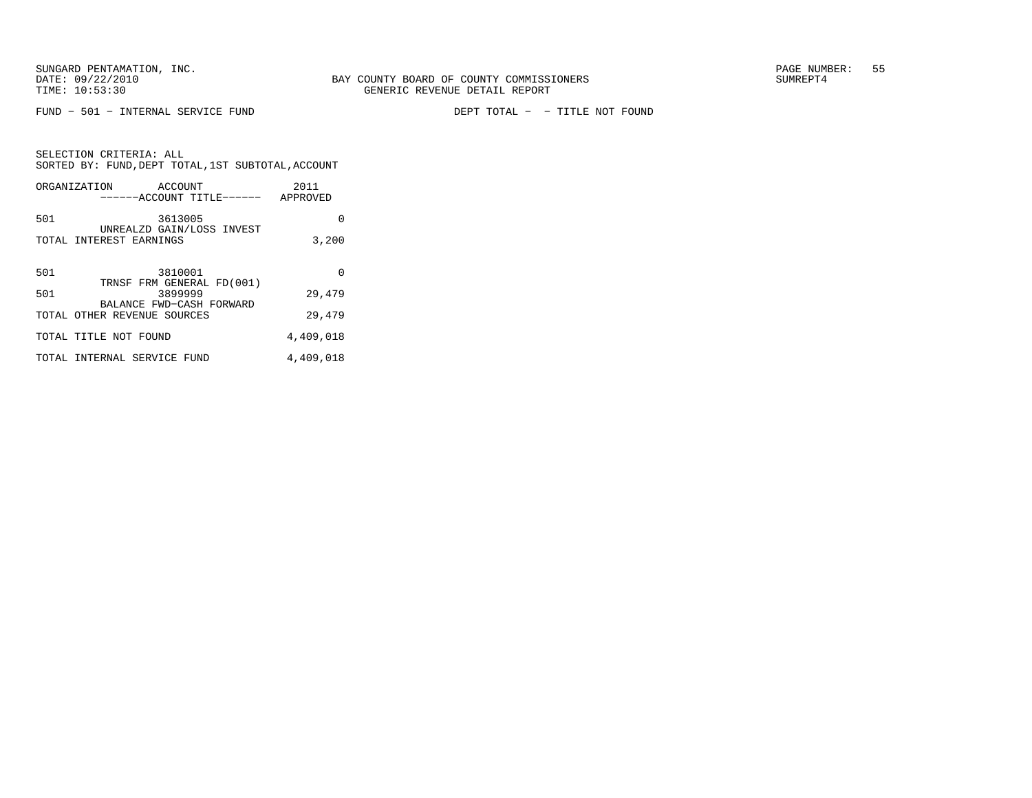SUNGARD PENTAMATION, INC.
DATE: 09/22/2010
TIME: 10:53:30

BAY COUNTY BOARD OF COUNTY COMMISSIONERS
GENERIC REVENUE DETAIL REPORT

SUMREPT4

FUND - 501 - INTERNAL SERVICE FUND

DEPT TOTAL - - TITLE NOT FOUND

SELECTION CRITERIA: ALL
SORTED BY: FUND,DEPT TOTAL,1ST SUBTOTAL,ACCOUNT

| ORGANIZATION | ACCOUNT ------ACCOUNT TITLE------ | 2011 APPROVED |
|---|---|---|
| 501 | 3613005 UNREALZD GAIN/LOSS INVEST | 0 |
| TOTAL INTEREST EARNINGS | | 3,200 |
| 501 | 3810001 TRNSF FRM GENERAL FD(001) | 0 |
| 501 | 3899999 BALANCE FWD-CASH FORWARD | 29,479 |
| TOTAL OTHER REVENUE SOURCES | | 29,479 |
| TOTAL TITLE NOT FOUND | | 4,409,018 |
| TOTAL INTERNAL SERVICE FUND | | 4,409,018 |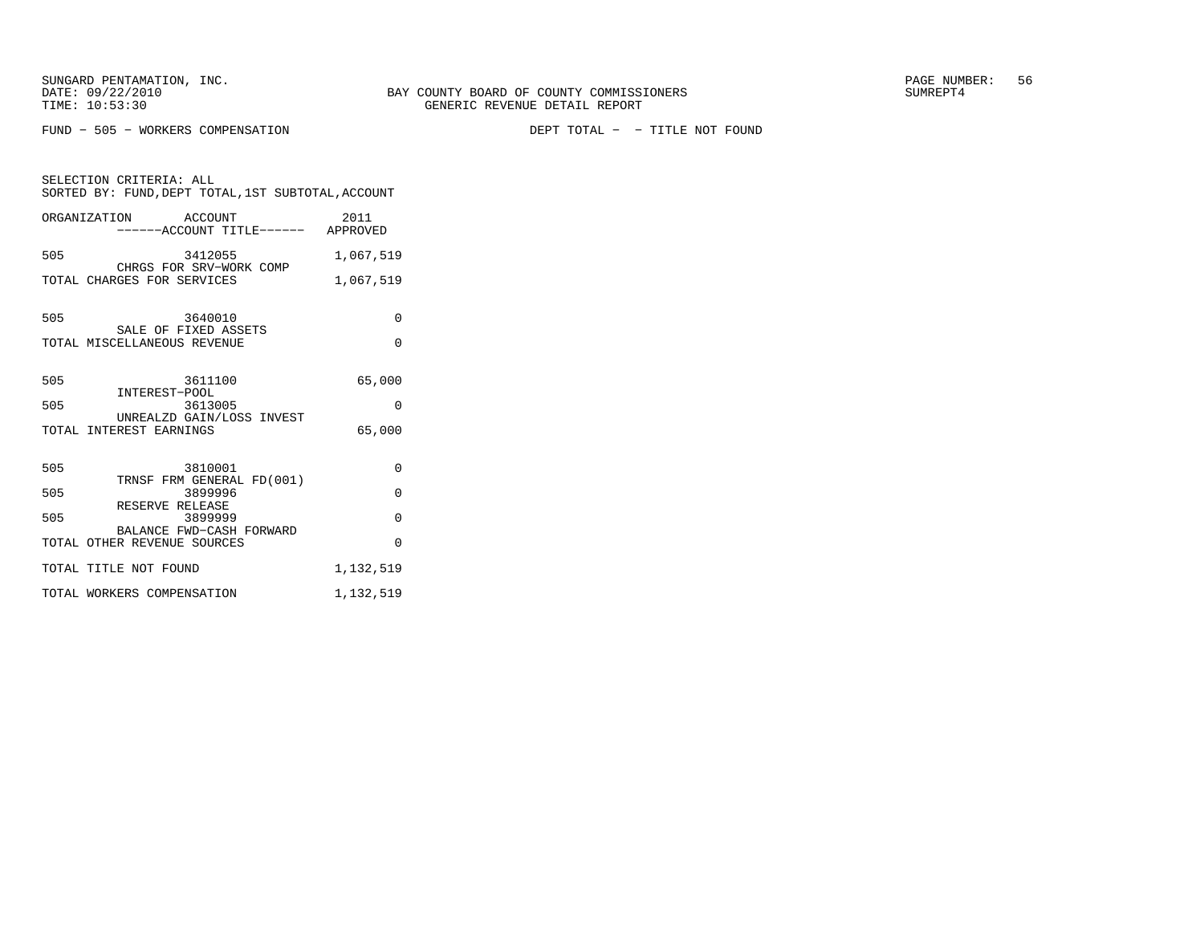SUNGARD PENTAMATION, INC.
DATE: 09/22/2010
TIME: 10:53:30

BAY COUNTY BOARD OF COUNTY COMMISSIONERS
GENERIC REVENUE DETAIL REPORT

SUMREPT4

FUND - 505 - WORKERS COMPENSATION

DEPT TOTAL - - TITLE NOT FOUND

SELECTION CRITERIA: ALL
SORTED BY: FUND,DEPT TOTAL,1ST SUBTOTAL,ACCOUNT

| ORGANIZATION | ACCOUNT / ------ACCOUNT TITLE------ | 2011 APPROVED |
|---|---|---|
| 505 | 3412055 CHRGS FOR SRV-WORK COMP | 1,067,519 |
| TOTAL CHARGES FOR SERVICES | | 1,067,519 |
| 505 | 3640010 SALE OF FIXED ASSETS | 0 |
| TOTAL MISCELLANEOUS REVENUE | | 0 |
| 505 | 3611100 INTEREST-POOL | 65,000 |
| 505 | 3613005 UNREALZD GAIN/LOSS INVEST | 0 |
| TOTAL INTEREST EARNINGS | | 65,000 |
| 505 | 3810001 TRNSF FRM GENERAL FD(001) | 0 |
| 505 | 3899996 RESERVE RELEASE | 0 |
| 505 | 3899999 BALANCE FWD-CASH FORWARD | 0 |
| TOTAL OTHER REVENUE SOURCES | | 0 |
| TOTAL TITLE NOT FOUND | | 1,132,519 |
| TOTAL WORKERS COMPENSATION | | 1,132,519 |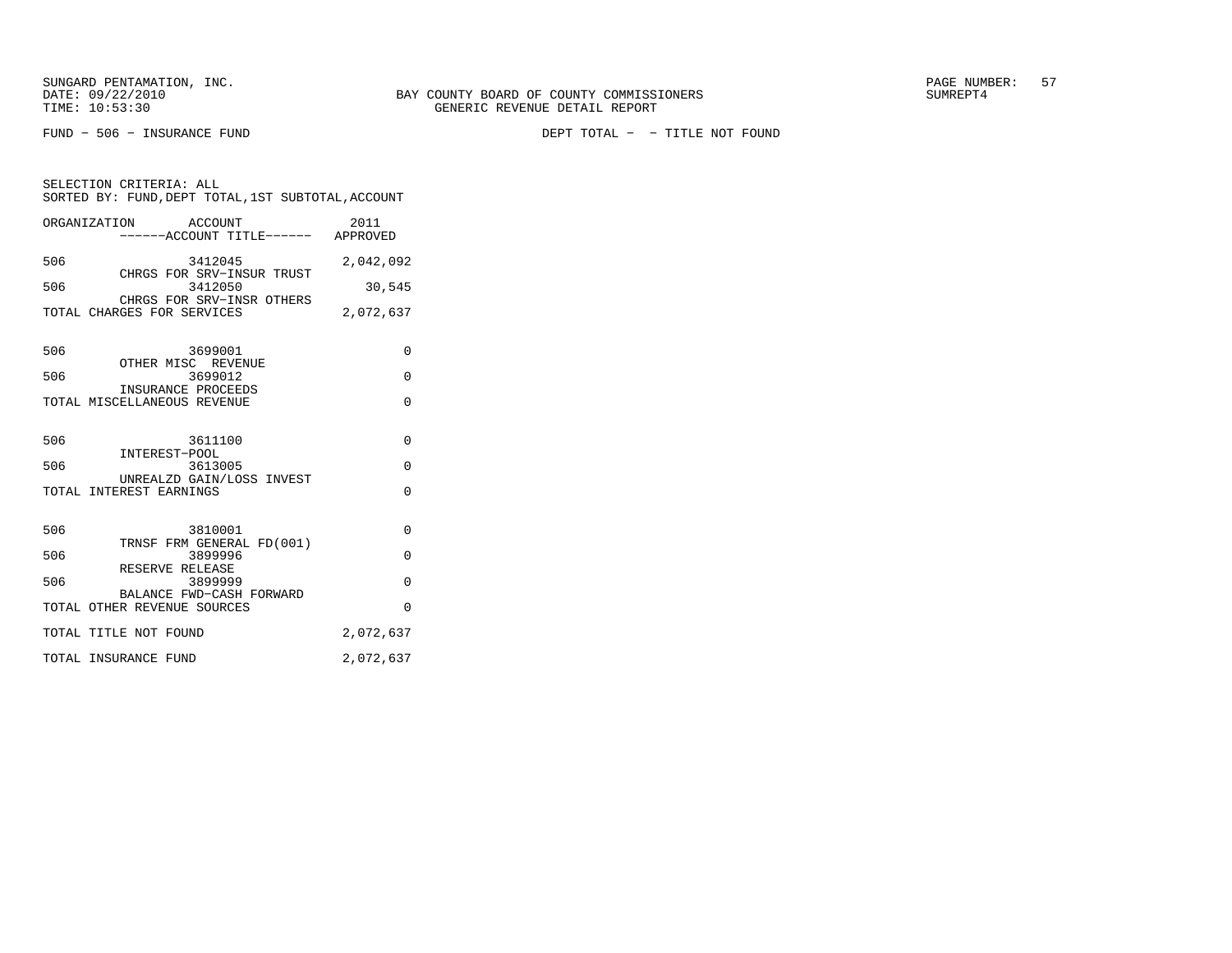SUNGARD PENTAMATION, INC.
DATE: 09/22/2010
TIME: 10:53:30

BAY COUNTY BOARD OF COUNTY COMMISSIONERS
GENERIC REVENUE DETAIL REPORT

SUMREPT4

FUND - 506 - INSURANCE FUND

DEPT TOTAL - - TITLE NOT FOUND

SELECTION CRITERIA: ALL
SORTED BY: FUND,DEPT TOTAL,1ST SUBTOTAL,ACCOUNT

| ORGANIZATION | ACCOUNT ------ACCOUNT TITLE------ | 2011 APPROVED |
|---|---|---|
| 506 | 3412045 CHRGS FOR SRV-INSUR TRUST | 2,042,092 |
| 506 | 3412050 CHRGS FOR SRV-INSR OTHERS | 30,545 |
| TOTAL CHARGES FOR SERVICES | | 2,072,637 |
| 506 | 3699001 OTHER MISC REVENUE | 0 |
| 506 | 3699012 INSURANCE PROCEEDS | 0 |
| TOTAL MISCELLANEOUS REVENUE | | 0 |
| 506 | 3611100 INTEREST-POOL | 0 |
| 506 | 3613005 UNREALZD GAIN/LOSS INVEST | 0 |
| TOTAL INTEREST EARNINGS | | 0 |
| 506 | 3810001 TRNSF FRM GENERAL FD(001) | 0 |
| 506 | 3899996 RESERVE RELEASE | 0 |
| 506 | 3899999 BALANCE FWD-CASH FORWARD | 0 |
| TOTAL OTHER REVENUE SOURCES | | 0 |
| TOTAL TITLE NOT FOUND | | 2,072,637 |
| TOTAL INSURANCE FUND | | 2,072,637 |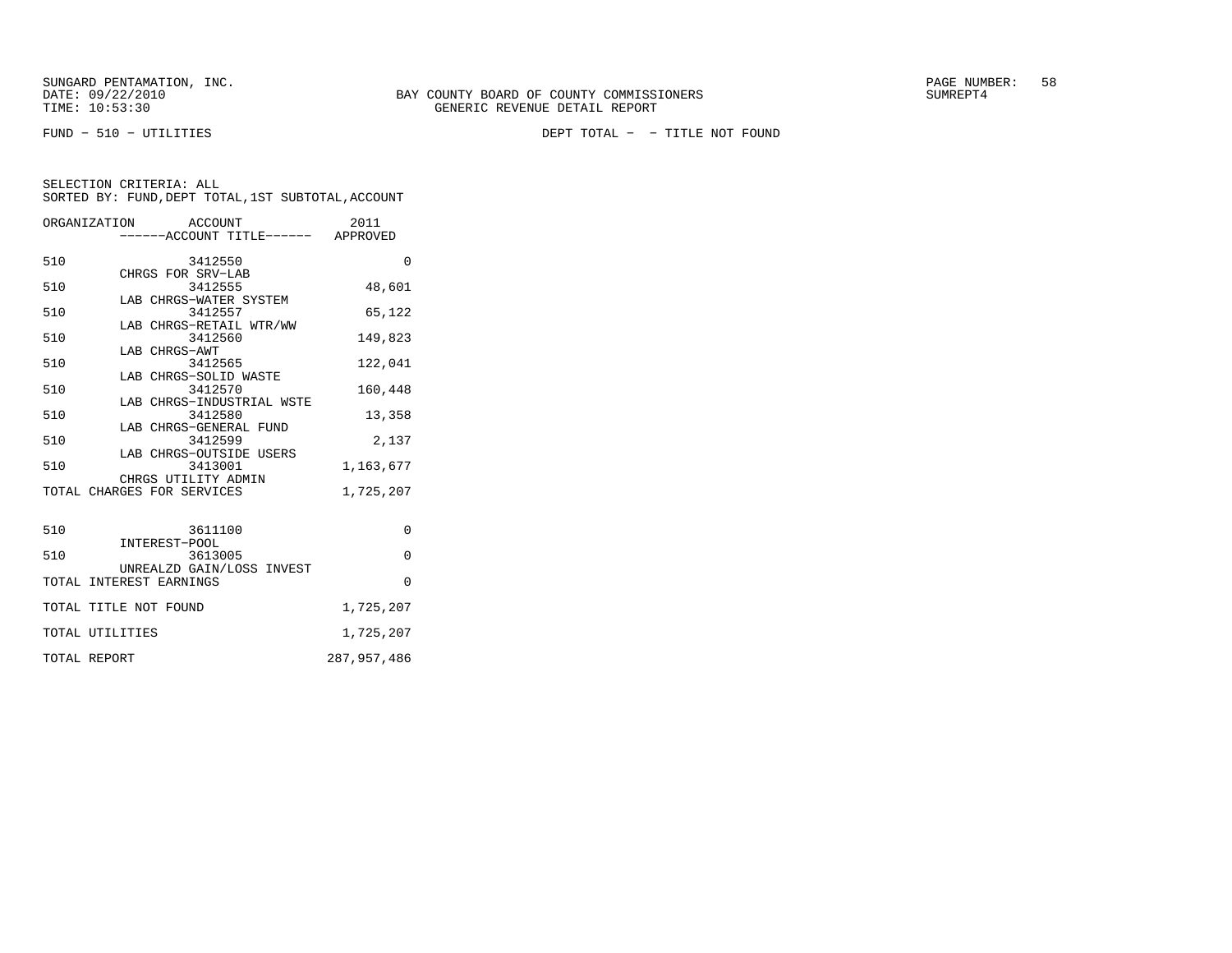SUNGARD PENTAMATION, INC.
DATE: 09/22/2010
TIME: 10:53:30

BAY COUNTY BOARD OF COUNTY COMMISSIONERS
GENERIC REVENUE DETAIL REPORT

SUMREPT4

FUND - 510 - UTILITIES

DEPT TOTAL - - TITLE NOT FOUND

SELECTION CRITERIA: ALL
SORTED BY: FUND,DEPT TOTAL,1ST SUBTOTAL,ACCOUNT

| ORGANIZATION | ACCOUNT / ------ACCOUNT TITLE------ | 2011 APPROVED |
|---|---|---|
| 510 | 3412550 CHRGS FOR SRV-LAB | 0 |
| 510 | 3412555 LAB CHRGS-WATER SYSTEM | 48,601 |
| 510 | 3412557 LAB CHRGS-RETAIL WTR/WW | 65,122 |
| 510 | 3412560 LAB CHRGS-AWT | 149,823 |
| 510 | 3412565 LAB CHRGS-SOLID WASTE | 122,041 |
| 510 | 3412570 LAB CHRGS-INDUSTRIAL WSTE | 160,448 |
| 510 | 3412580 LAB CHRGS-GENERAL FUND | 13,358 |
| 510 | 3412599 LAB CHRGS-OUTSIDE USERS | 2,137 |
| 510 | 3413001 CHRGS UTILITY ADMIN | 1,163,677 |
| TOTAL CHARGES FOR SERVICES | | 1,725,207 |
| 510 | 3611100 INTEREST-POOL | 0 |
| 510 | 3613005 UNREALZD GAIN/LOSS INVEST | 0 |
| TOTAL INTEREST EARNINGS | | 0 |
| TOTAL TITLE NOT FOUND | | 1,725,207 |
| TOTAL UTILITIES | | 1,725,207 |
| TOTAL REPORT | | 287,957,486 |